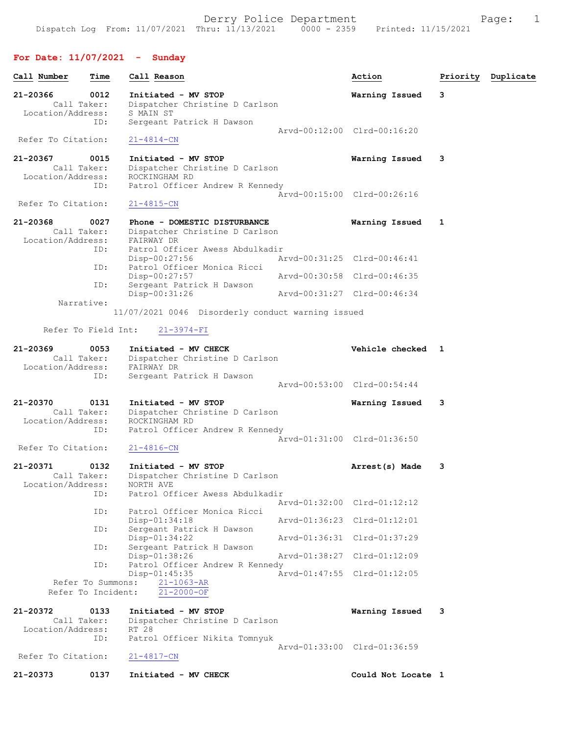# Derry Police Department

Dispatch Log From: 11/07/2021 Thru: 11/13/2021 0000 - 2359 Printed: 11/15/2021

## For Date: 11/07/2021 - Sunday

| Call Number | Time | Call Reason | Action | Priority | Duplicate |
|---|---|---|---|---|---|

**21-20366** 0012 Initiated - MV STOP — Warning Issued — 3
- Call Taker: Dispatcher Christine D Carlson
- Location/Address: S MAIN ST
- ID: Sergeant Patrick H Dawson — Arvd-00:12:00 Clrd-00:16:20
- Refer To Citation: 21-4814-CN

**21-20367** 0015 Initiated - MV STOP — Warning Issued — 3
- Call Taker: Dispatcher Christine D Carlson
- Location/Address: ROCKINGHAM RD
- ID: Patrol Officer Andrew R Kennedy — Arvd-00:15:00 Clrd-00:26:16
- Refer To Citation: 21-4815-CN

**21-20368** 0027 Phone - DOMESTIC DISTURBANCE — Warning Issued — 1
- Call Taker: Dispatcher Christine D Carlson
- Location/Address: FAIRWAY DR
- ID: Patrol Officer Awess Abdulkadir — Disp-00:27:56 Arvd-00:31:25 Clrd-00:46:41
- ID: Patrol Officer Monica Ricci — Disp-00:27:57 Arvd-00:30:58 Clrd-00:46:35
- ID: Sergeant Patrick H Dawson — Disp-00:31:26 Arvd-00:31:27 Clrd-00:46:34
- Narrative: 11/07/2021 0046 Disorderly conduct warning issued
- Refer To Field Int: 21-3974-FI

**21-20369** 0053 Initiated - MV CHECK — Vehicle checked — 1
- Call Taker: Dispatcher Christine D Carlson
- Location/Address: FAIRWAY DR
- ID: Sergeant Patrick H Dawson — Arvd-00:53:00 Clrd-00:54:44

**21-20370** 0131 Initiated - MV STOP — Warning Issued — 3
- Call Taker: Dispatcher Christine D Carlson
- Location/Address: ROCKINGHAM RD
- ID: Patrol Officer Andrew R Kennedy — Arvd-01:31:00 Clrd-01:36:50
- Refer To Citation: 21-4816-CN

**21-20371** 0132 Initiated - MV STOP — Arrest(s) Made — 3
- Call Taker: Dispatcher Christine D Carlson
- Location/Address: NORTH AVE
- ID: Patrol Officer Awess Abdulkadir — Arvd-01:32:00 Clrd-01:12:12
- ID: Patrol Officer Monica Ricci — Disp-01:34:18 Arvd-01:36:23 Clrd-01:12:01
- ID: Sergeant Patrick H Dawson — Disp-01:34:22 Arvd-01:36:31 Clrd-01:37:29
- ID: Sergeant Patrick H Dawson — Disp-01:38:26 Arvd-01:38:27 Clrd-01:12:09
- ID: Patrol Officer Andrew R Kennedy — Disp-01:45:35 Arvd-01:47:55 Clrd-01:12:05
- Refer To Summons: 21-1063-AR
- Refer To Incident: 21-2000-OF

**21-20372** 0133 Initiated - MV STOP — Warning Issued — 3
- Call Taker: Dispatcher Christine D Carlson
- Location/Address: RT 28
- ID: Patrol Officer Nikita Tomnyuk — Arvd-01:33:00 Clrd-01:36:59
- Refer To Citation: 21-4817-CN

**21-20373** 0137 Initiated - MV CHECK — Could Not Locate — 1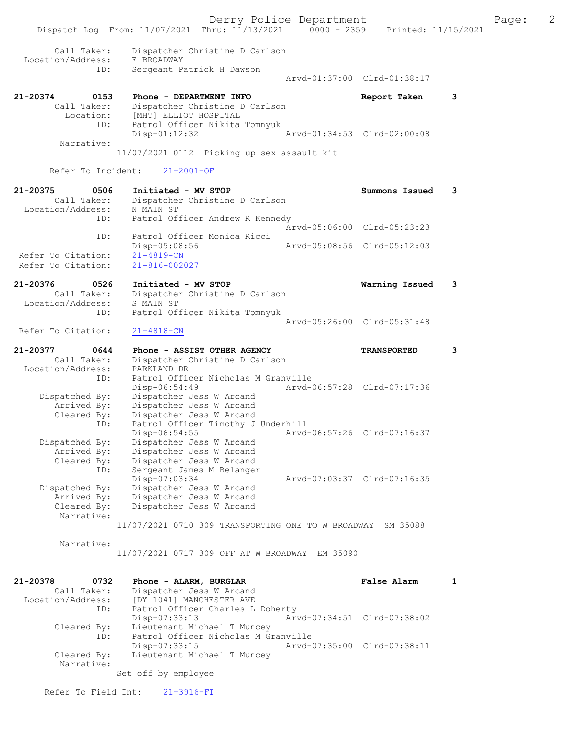Call Taker: Dispatcher Christine D Carlson
Location/Address: E BROADWAY
ID: Sergeant Patrick H Dawson
Arvd-01:37:00 Clrd-01:38:17

**21-20374 0153 Phone - DEPARTMENT INFO** **Report Taken** 3
Call Taker: Dispatcher Christine D Carlson
Location: [MHT] ELLIOT HOSPITAL
ID: Patrol Officer Nikita Tomnyuk
Disp-01:12:32 Arvd-01:34:53 Clrd-02:00:08
Narrative:
11/07/2021 0112 Picking up sex assault kit

Refer To Incident: 21-2001-OF

**21-20375 0506 Initiated - MV STOP** **Summons Issued** 3
Call Taker: Dispatcher Christine D Carlson
Location/Address: N MAIN ST
ID: Patrol Officer Andrew R Kennedy
Arvd-05:06:00 Clrd-05:23:23
ID: Patrol Officer Monica Ricci
Disp-05:08:56 Arvd-05:08:56 Clrd-05:12:03
Refer To Citation: 21-4819-CN
Refer To Citation: 21-816-002027

**21-20376 0526 Initiated - MV STOP** **Warning Issued** 3
Call Taker: Dispatcher Christine D Carlson
Location/Address: S MAIN ST
ID: Patrol Officer Nikita Tomnyuk
Arvd-05:26:00 Clrd-05:31:48
Refer To Citation: 21-4818-CN

**21-20377 0644 Phone - ASSIST OTHER AGENCY** **TRANSPORTED** 3
Call Taker: Dispatcher Christine D Carlson
Location/Address: PARKLAND DR
ID: Patrol Officer Nicholas M Granville
Disp-06:54:49 Arvd-06:57:28 Clrd-07:17:36
Dispatched By: Dispatcher Jess W Arcand
Arrived By: Dispatcher Jess W Arcand
Cleared By: Dispatcher Jess W Arcand
ID: Patrol Officer Timothy J Underhill
Disp-06:54:55 Arvd-06:57:26 Clrd-07:16:37
Dispatched By: Dispatcher Jess W Arcand
Arrived By: Dispatcher Jess W Arcand
Cleared By: Dispatcher Jess W Arcand
ID: Sergeant James M Belanger
Disp-07:03:34 Arvd-07:03:37 Clrd-07:16:35
Dispatched By: Dispatcher Jess W Arcand
Arrived By: Dispatcher Jess W Arcand
Cleared By: Dispatcher Jess W Arcand
Narrative:
11/07/2021 0710 309 TRANSPORTING ONE TO W BROADWAY SM 35088

Narrative:
11/07/2021 0717 309 OFF AT W BROADWAY EM 35090

**21-20378 0732 Phone - ALARM, BURGLAR** **False Alarm** 1
Call Taker: Dispatcher Jess W Arcand
Location/Address: [DY 1041] MANCHESTER AVE
ID: Patrol Officer Charles L Doherty
Disp-07:33:13 Arvd-07:34:51 Clrd-07:38:02
Cleared By: Lieutenant Michael T Muncey
ID: Patrol Officer Nicholas M Granville
Disp-07:33:15 Arvd-07:35:00 Clrd-07:38:11
Cleared By: Lieutenant Michael T Muncey
Narrative:
Set off by employee

Refer To Field Int: 21-3916-FI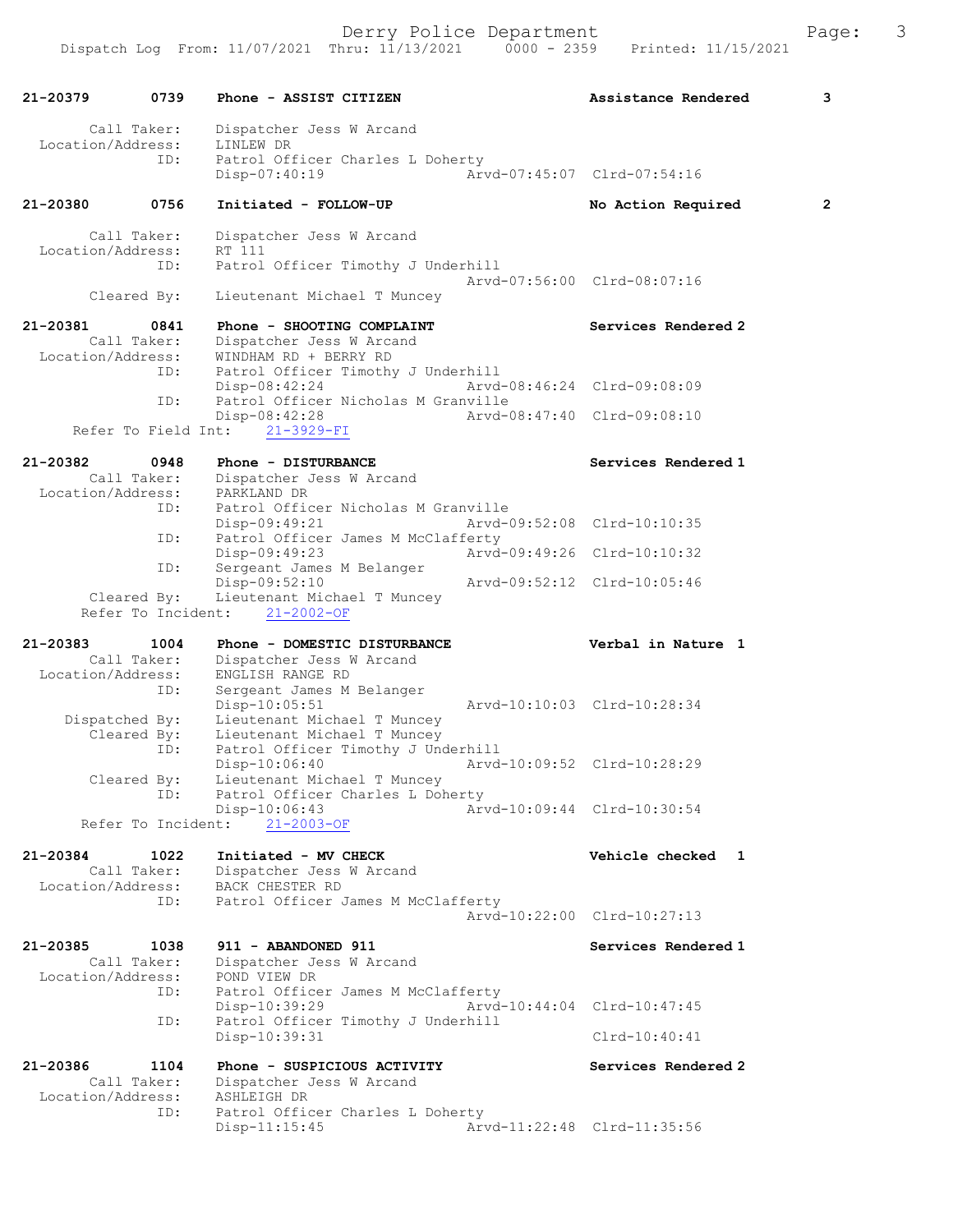Derry Police Department

Dispatch Log From: 11/07/2021 Thru: 11/13/2021 0000 - 2359 Printed: 11/15/2021

**21-20379 0739 Phone - ASSIST CITIZEN** Assistance Rendered 3

Call Taker: Dispatcher Jess W Arcand
Location/Address: LINLEW DR
ID: Patrol Officer Charles L Doherty
Disp-07:40:19 Arvd-07:45:07 Clrd-07:54:16

**21-20380 0756 Initiated - FOLLOW-UP** No Action Required 2

Call Taker: Dispatcher Jess W Arcand
Location/Address: RT 111
ID: Patrol Officer Timothy J Underhill
Arvd-07:56:00 Clrd-08:07:16
Cleared By: Lieutenant Michael T Muncey

**21-20381 0841 Phone - SHOOTING COMPLAINT** Services Rendered 2

Call Taker: Dispatcher Jess W Arcand
Location/Address: WINDHAM RD + BERRY RD
ID: Patrol Officer Timothy J Underhill
Disp-08:42:24 Arvd-08:46:24 Clrd-09:08:09
ID: Patrol Officer Nicholas M Granville
Disp-08:42:28 Arvd-08:47:40 Clrd-09:08:10
Refer To Field Int: 21-3929-FI

**21-20382 0948 Phone - DISTURBANCE** Services Rendered 1

Call Taker: Dispatcher Jess W Arcand
Location/Address: PARKLAND DR
ID: Patrol Officer Nicholas M Granville
Disp-09:49:21 Arvd-09:52:08 Clrd-10:10:35
ID: Patrol Officer James M McClafferty
Disp-09:49:23 Arvd-09:49:26 Clrd-10:10:32
ID: Sergeant James M Belanger
Disp-09:52:10 Arvd-09:52:12 Clrd-10:05:46
Cleared By: Lieutenant Michael T Muncey
Refer To Incident: 21-2002-OF

**21-20383 1004 Phone - DOMESTIC DISTURBANCE** Verbal in Nature 1

Call Taker: Dispatcher Jess W Arcand
Location/Address: ENGLISH RANGE RD
ID: Sergeant James M Belanger
Disp-10:05:51 Arvd-10:10:03 Clrd-10:28:34
Dispatched By: Lieutenant Michael T Muncey
Cleared By: Lieutenant Michael T Muncey
ID: Patrol Officer Timothy J Underhill
Disp-10:06:40 Arvd-10:09:52 Clrd-10:28:29
Cleared By: Lieutenant Michael T Muncey
ID: Patrol Officer Charles L Doherty
Disp-10:06:43 Arvd-10:09:44 Clrd-10:30:54
Refer To Incident: 21-2003-OF

**21-20384 1022 Initiated - MV CHECK** Vehicle checked 1

Call Taker: Dispatcher Jess W Arcand
Location/Address: BACK CHESTER RD
ID: Patrol Officer James M McClafferty
Arvd-10:22:00 Clrd-10:27:13

**21-20385 1038 911 - ABANDONED 911** Services Rendered 1

Call Taker: Dispatcher Jess W Arcand
Location/Address: POND VIEW DR
ID: Patrol Officer James M McClafferty
Disp-10:39:29 Arvd-10:44:04 Clrd-10:47:45
ID: Patrol Officer Timothy J Underhill
Disp-10:39:31 Clrd-10:40:41

**21-20386 1104 Phone - SUSPICIOUS ACTIVITY** Services Rendered 2

Call Taker: Dispatcher Jess W Arcand
Location/Address: ASHLEIGH DR
ID: Patrol Officer Charles L Doherty
Disp-11:15:45 Arvd-11:22:48 Clrd-11:35:56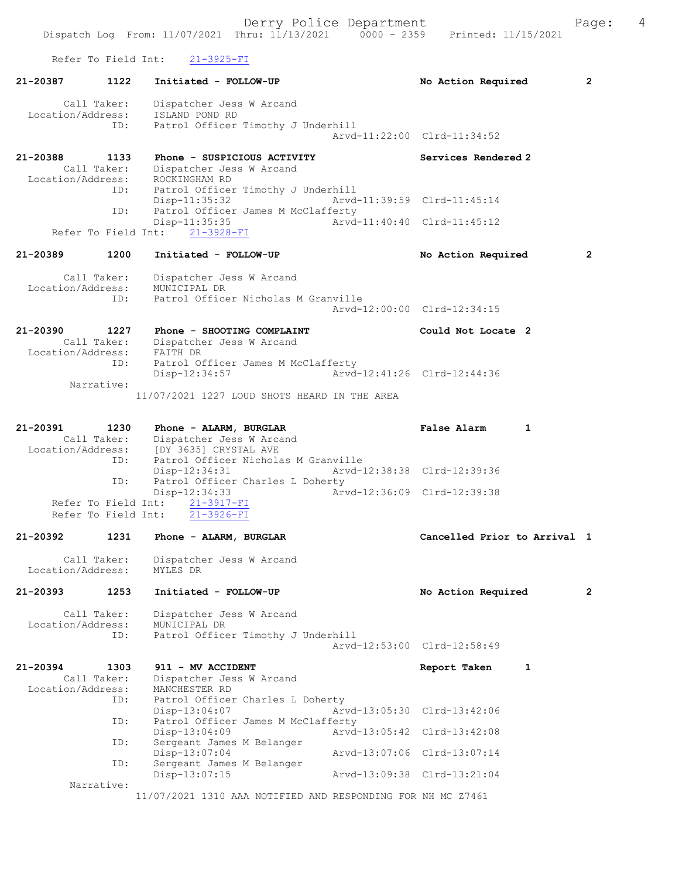Refer To Field Int: 21-3925-FI

**21-20387 1122 Initiated - FOLLOW-UP** **No Action Required 2**

Call Taker: Dispatcher Jess W Arcand
Location/Address: ISLAND POND RD
ID: Patrol Officer Timothy J Underhill
Arvd-11:22:00 Clrd-11:34:52

**21-20388 1133 Phone - SUSPICIOUS ACTIVITY** **Services Rendered 2**
Call Taker: Dispatcher Jess W Arcand
Location/Address: ROCKINGHAM RD
ID: Patrol Officer Timothy J Underhill
Disp-11:35:32 Arvd-11:39:59 Clrd-11:45:14
ID: Patrol Officer James M McClafferty
Disp-11:35:35 Arvd-11:40:40 Clrd-11:45:12
Refer To Field Int: 21-3928-FI

**21-20389 1200 Initiated - FOLLOW-UP** **No Action Required 2**

Call Taker: Dispatcher Jess W Arcand
Location/Address: MUNICIPAL DR
ID: Patrol Officer Nicholas M Granville
Arvd-12:00:00 Clrd-12:34:15

**21-20390 1227 Phone - SHOOTING COMPLAINT** **Could Not Locate 2**
Call Taker: Dispatcher Jess W Arcand
Location/Address: FAITH DR
ID: Patrol Officer James M McClafferty
Disp-12:34:57 Arvd-12:41:26 Clrd-12:44:36
Narrative:
11/07/2021 1227 LOUD SHOTS HEARD IN THE AREA

**21-20391 1230 Phone - ALARM, BURGLAR** **False Alarm 1**
Call Taker: Dispatcher Jess W Arcand
Location/Address: [DY 3635] CRYSTAL AVE
ID: Patrol Officer Nicholas M Granville
Disp-12:34:31 Arvd-12:38:38 Clrd-12:39:36
ID: Patrol Officer Charles L Doherty
Disp-12:34:33 Arvd-12:36:09 Clrd-12:39:38
Refer To Field Int: 21-3917-FI
Refer To Field Int: 21-3926-FI

**21-20392 1231 Phone - ALARM, BURGLAR** **Cancelled Prior to Arrival 1**

Call Taker: Dispatcher Jess W Arcand
Location/Address: MYLES DR

**21-20393 1253 Initiated - FOLLOW-UP** **No Action Required 2**

Call Taker: Dispatcher Jess W Arcand
Location/Address: MUNICIPAL DR
ID: Patrol Officer Timothy J Underhill
Arvd-12:53:00 Clrd-12:58:49

**21-20394 1303 911 - MV ACCIDENT** **Report Taken 1**
Call Taker: Dispatcher Jess W Arcand
Location/Address: MANCHESTER RD
ID: Patrol Officer Charles L Doherty
Disp-13:04:07 Arvd-13:05:30 Clrd-13:42:06
ID: Patrol Officer James M McClafferty
Disp-13:04:09 Arvd-13:05:42 Clrd-13:42:08
ID: Sergeant James M Belanger
Disp-13:07:04 Arvd-13:07:06 Clrd-13:07:14
ID: Sergeant James M Belanger
Disp-13:07:15 Arvd-13:09:38 Clrd-13:21:04
Narrative:
11/07/2021 1310 AAA NOTIFIED AND RESPONDING FOR NH MC Z7461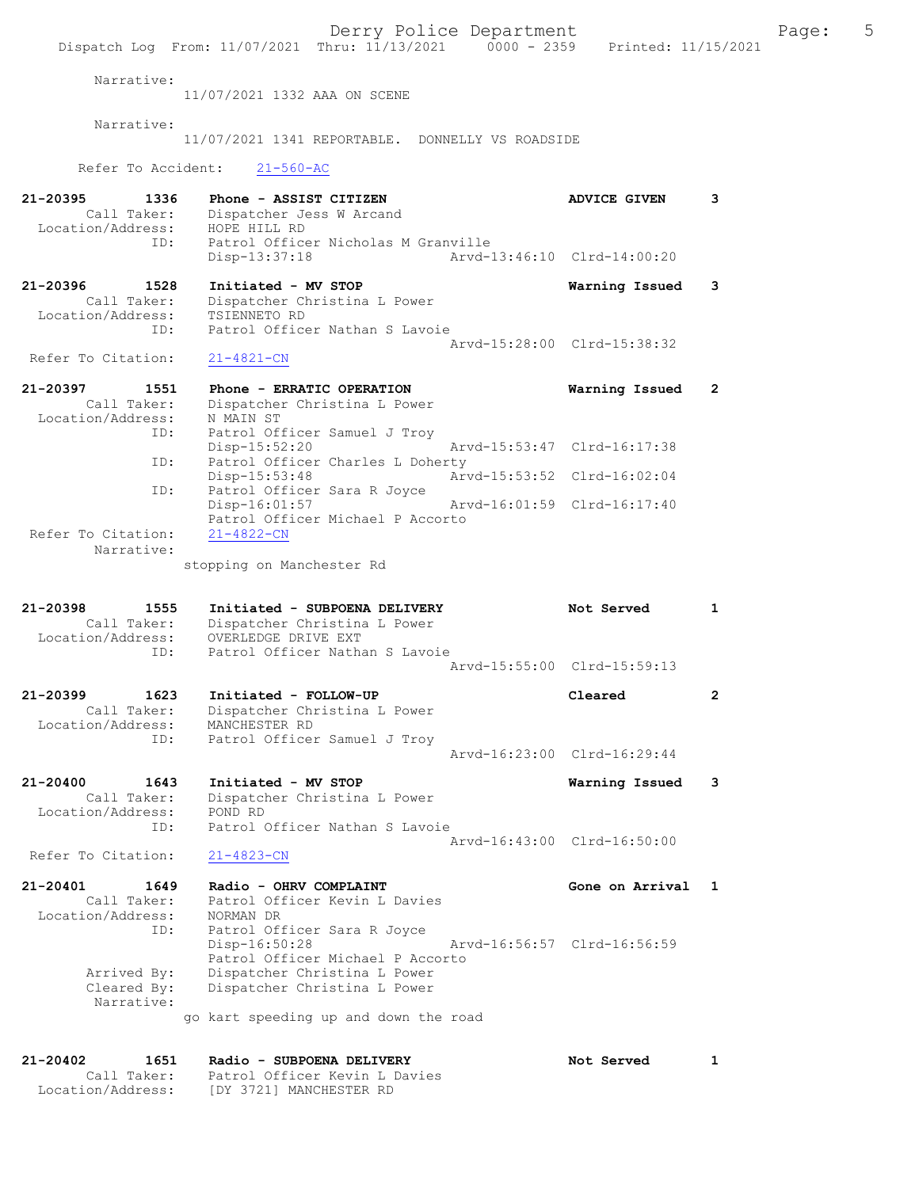Narrative:
11/07/2021 1332 AAA ON SCENE

Narrative:
11/07/2021 1341 REPORTABLE. DONNELLY VS ROADSIDE

Refer To Accident: 21-560-AC

**21-20395 1336 Phone - ASSIST CITIZEN — ADVICE GIVEN — 3**
Call Taker: Dispatcher Jess W Arcand
Location/Address: HOPE HILL RD
ID: Patrol Officer Nicholas M Granville
Disp-13:37:18 Arvd-13:46:10 Clrd-14:00:20

**21-20396 1528 Initiated - MV STOP — Warning Issued — 3**
Call Taker: Dispatcher Christina L Power
Location/Address: TSIENNETO RD
ID: Patrol Officer Nathan S Lavoie
Arvd-15:28:00 Clrd-15:38:32
Refer To Citation: 21-4821-CN

**21-20397 1551 Phone - ERRATIC OPERATION — Warning Issued — 2**
Call Taker: Dispatcher Christina L Power
Location/Address: N MAIN ST
ID: Patrol Officer Samuel J Troy
Disp-15:52:20 Arvd-15:53:47 Clrd-16:17:38
ID: Patrol Officer Charles L Doherty
Disp-15:53:48 Arvd-15:53:52 Clrd-16:02:04
ID: Patrol Officer Sara R Joyce
Disp-16:01:57 Arvd-16:01:59 Clrd-16:17:40
Patrol Officer Michael P Accorto
Refer To Citation: 21-4822-CN
Narrative:
stopping on Manchester Rd

**21-20398 1555 Initiated - SUBPOENA DELIVERY — Not Served — 1**
Call Taker: Dispatcher Christina L Power
Location/Address: OVERLEDGE DRIVE EXT
ID: Patrol Officer Nathan S Lavoie
Arvd-15:55:00 Clrd-15:59:13

**21-20399 1623 Initiated - FOLLOW-UP — Cleared — 2**
Call Taker: Dispatcher Christina L Power
Location/Address: MANCHESTER RD
ID: Patrol Officer Samuel J Troy
Arvd-16:23:00 Clrd-16:29:44

**21-20400 1643 Initiated - MV STOP — Warning Issued — 3**
Call Taker: Dispatcher Christina L Power
Location/Address: POND RD
ID: Patrol Officer Nathan S Lavoie
Arvd-16:43:00 Clrd-16:50:00
Refer To Citation: 21-4823-CN

**21-20401 1649 Radio - OHRV COMPLAINT — Gone on Arrival — 1**
Call Taker: Patrol Officer Kevin L Davies
Location/Address: NORMAN DR
ID: Patrol Officer Sara R Joyce
Disp-16:50:28 Arvd-16:56:57 Clrd-16:56:59
Patrol Officer Michael P Accorto
Arrived By: Dispatcher Christina L Power
Cleared By: Dispatcher Christina L Power
Narrative:
go kart speeding up and down the road

**21-20402 1651 Radio - SUBPOENA DELIVERY — Not Served — 1**
Call Taker: Patrol Officer Kevin L Davies
Location/Address: [DY 3721] MANCHESTER RD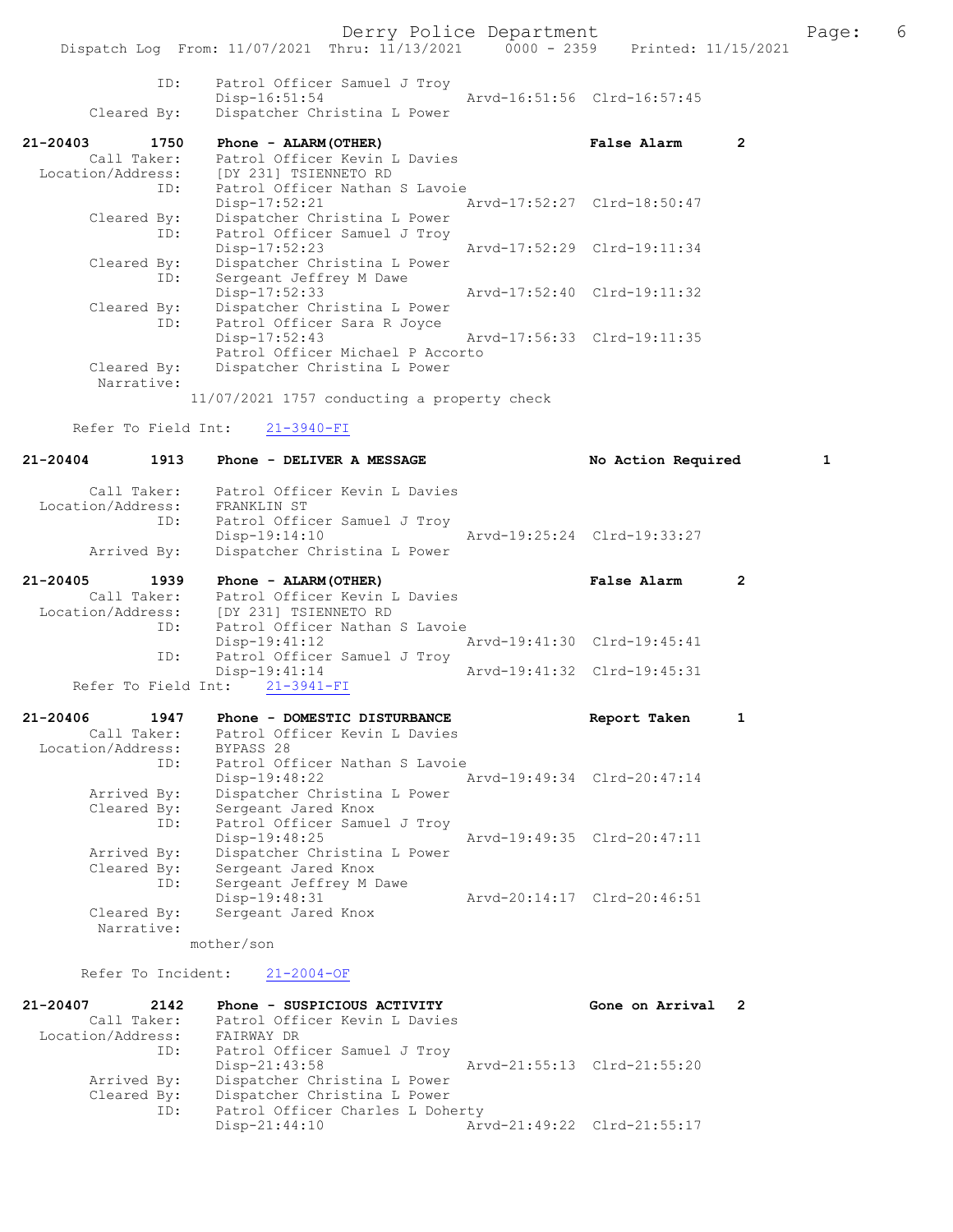Dispatch Log From: 11/07/2021 Thru: 11/13/2021 0000 - 2359 Printed: 11/15/2021

```
             ID:    Patrol Officer Samuel J Troy
                    Disp-16:51:54                 Arvd-16:51:56  Clrd-16:57:45
     Cleared By:    Dispatcher Christina L Power

21-20403      1750   Phone - ALARM(OTHER)                       False Alarm      2
     Call Taker:    Patrol Officer Kevin L Davies
Location/Address:   [DY 231] TSIENNETO RD
             ID:    Patrol Officer Nathan S Lavoie
                    Disp-17:52:21                 Arvd-17:52:27  Clrd-18:50:47
     Cleared By:    Dispatcher Christina L Power
             ID:    Patrol Officer Samuel J Troy
                    Disp-17:52:23                 Arvd-17:52:29  Clrd-19:11:34
     Cleared By:    Dispatcher Christina L Power
             ID:    Sergeant Jeffrey M Dawe
                    Disp-17:52:33                 Arvd-17:52:40  Clrd-19:11:32
     Cleared By:    Dispatcher Christina L Power
             ID:    Patrol Officer Sara R Joyce
                    Disp-17:52:43                 Arvd-17:56:33  Clrd-19:11:35
                    Patrol Officer Michael P Accorto
     Cleared By:    Dispatcher Christina L Power
      Narrative:
                11/07/2021 1757 conducting a property check

     Refer To Field Int:     21-3940-FI

21-20404      1913   Phone - DELIVER A MESSAGE                  No Action Required      1

     Call Taker:    Patrol Officer Kevin L Davies
Location/Address:   FRANKLIN ST
             ID:    Patrol Officer Samuel J Troy
                    Disp-19:14:10                 Arvd-19:25:24  Clrd-19:33:27
     Arrived By:    Dispatcher Christina L Power

21-20405      1939   Phone - ALARM(OTHER)                       False Alarm      2
     Call Taker:    Patrol Officer Kevin L Davies
Location/Address:   [DY 231] TSIENNETO RD
             ID:    Patrol Officer Nathan S Lavoie
                    Disp-19:41:12                 Arvd-19:41:30  Clrd-19:45:41
             ID:    Patrol Officer Samuel J Troy
                    Disp-19:41:14                 Arvd-19:41:32  Clrd-19:45:31
     Refer To Field Int:     21-3941-FI

21-20406      1947   Phone - DOMESTIC DISTURBANCE               Report Taken     1
     Call Taker:    Patrol Officer Kevin L Davies
Location/Address:   BYPASS 28
             ID:    Patrol Officer Nathan S Lavoie
                    Disp-19:48:22                 Arvd-19:49:34  Clrd-20:47:14
     Arrived By:    Dispatcher Christina L Power
     Cleared By:    Sergeant Jared Knox
             ID:    Patrol Officer Samuel J Troy
                    Disp-19:48:25                 Arvd-19:49:35  Clrd-20:47:11
     Arrived By:    Dispatcher Christina L Power
     Cleared By:    Sergeant Jared Knox
             ID:    Sergeant Jeffrey M Dawe
                    Disp-19:48:31                 Arvd-20:14:17  Clrd-20:46:51
     Cleared By:    Sergeant Jared Knox
      Narrative:
                mother/son

     Refer To Incident:     21-2004-OF

21-20407      2142   Phone - SUSPICIOUS ACTIVITY                Gone on Arrival  2
     Call Taker:    Patrol Officer Kevin L Davies
Location/Address:   FAIRWAY DR
             ID:    Patrol Officer Samuel J Troy
                    Disp-21:43:58                 Arvd-21:55:13  Clrd-21:55:20
     Arrived By:    Dispatcher Christina L Power
     Cleared By:    Dispatcher Christina L Power
             ID:    Patrol Officer Charles L Doherty
                    Disp-21:44:10                 Arvd-21:49:22  Clrd-21:55:17
```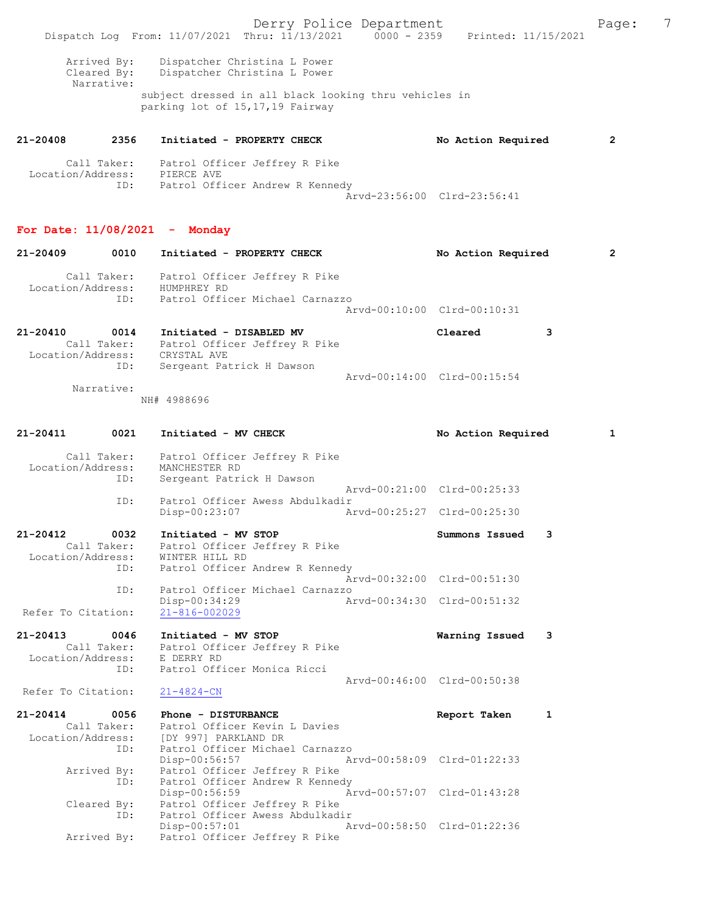Arrived By: Dispatcher Christina L Power
Cleared By: Dispatcher Christina L Power
Narrative:
subject dressed in all black looking thru vehicles in parking lot of 15,17,19 Fairway

**21-20408 2356 Initiated - PROPERTY CHECK** — No Action Required 2

Call Taker: Patrol Officer Jeffrey R Pike
Location/Address: PIERCE AVE
ID: Patrol Officer Andrew R Kennedy
Arvd-23:56:00 Clrd-23:56:41

## For Date: 11/08/2021 - Monday

**21-20409 0010 Initiated - PROPERTY CHECK** — No Action Required 2

Call Taker: Patrol Officer Jeffrey R Pike
Location/Address: HUMPHREY RD
ID: Patrol Officer Michael Carnazzo
Arvd-00:10:00 Clrd-00:10:31

**21-20410 0014 Initiated - DISABLED MV** — Cleared 3

Call Taker: Patrol Officer Jeffrey R Pike
Location/Address: CRYSTAL AVE
ID: Sergeant Patrick H Dawson
Arvd-00:14:00 Clrd-00:15:54
Narrative:
NH# 4988696

**21-20411 0021 Initiated - MV CHECK** — No Action Required 1

Call Taker: Patrol Officer Jeffrey R Pike
Location/Address: MANCHESTER RD
ID: Sergeant Patrick H Dawson
Arvd-00:21:00 Clrd-00:25:33
ID: Patrol Officer Awess Abdulkadir
Disp-00:23:07 Arvd-00:25:27 Clrd-00:25:30

**21-20412 0032 Initiated - MV STOP** — Summons Issued 3

Call Taker: Patrol Officer Jeffrey R Pike
Location/Address: WINTER HILL RD
ID: Patrol Officer Andrew R Kennedy
Arvd-00:32:00 Clrd-00:51:30
ID: Patrol Officer Michael Carnazzo
Disp-00:34:29 Arvd-00:34:30 Clrd-00:51:32
Refer To Citation: 21-816-002029

**21-20413 0046 Initiated - MV STOP** — Warning Issued 3

Call Taker: Patrol Officer Jeffrey R Pike
Location/Address: E DERRY RD
ID: Patrol Officer Monica Ricci
Arvd-00:46:00 Clrd-00:50:38
Refer To Citation: 21-4824-CN

**21-20414 0056 Phone - DISTURBANCE** — Report Taken 1

Call Taker: Patrol Officer Kevin L Davies
Location/Address: [DY 997] PARKLAND DR
ID: Patrol Officer Michael Carnazzo
Disp-00:56:57 Arvd-00:58:09 Clrd-01:22:33
Arrived By: Patrol Officer Jeffrey R Pike
ID: Patrol Officer Andrew R Kennedy
Disp-00:56:59 Arvd-00:57:07 Clrd-01:43:28
Cleared By: Patrol Officer Jeffrey R Pike
ID: Patrol Officer Awess Abdulkadir
Disp-00:57:01 Arvd-00:58:50 Clrd-01:22:36
Arrived By: Patrol Officer Jeffrey R Pike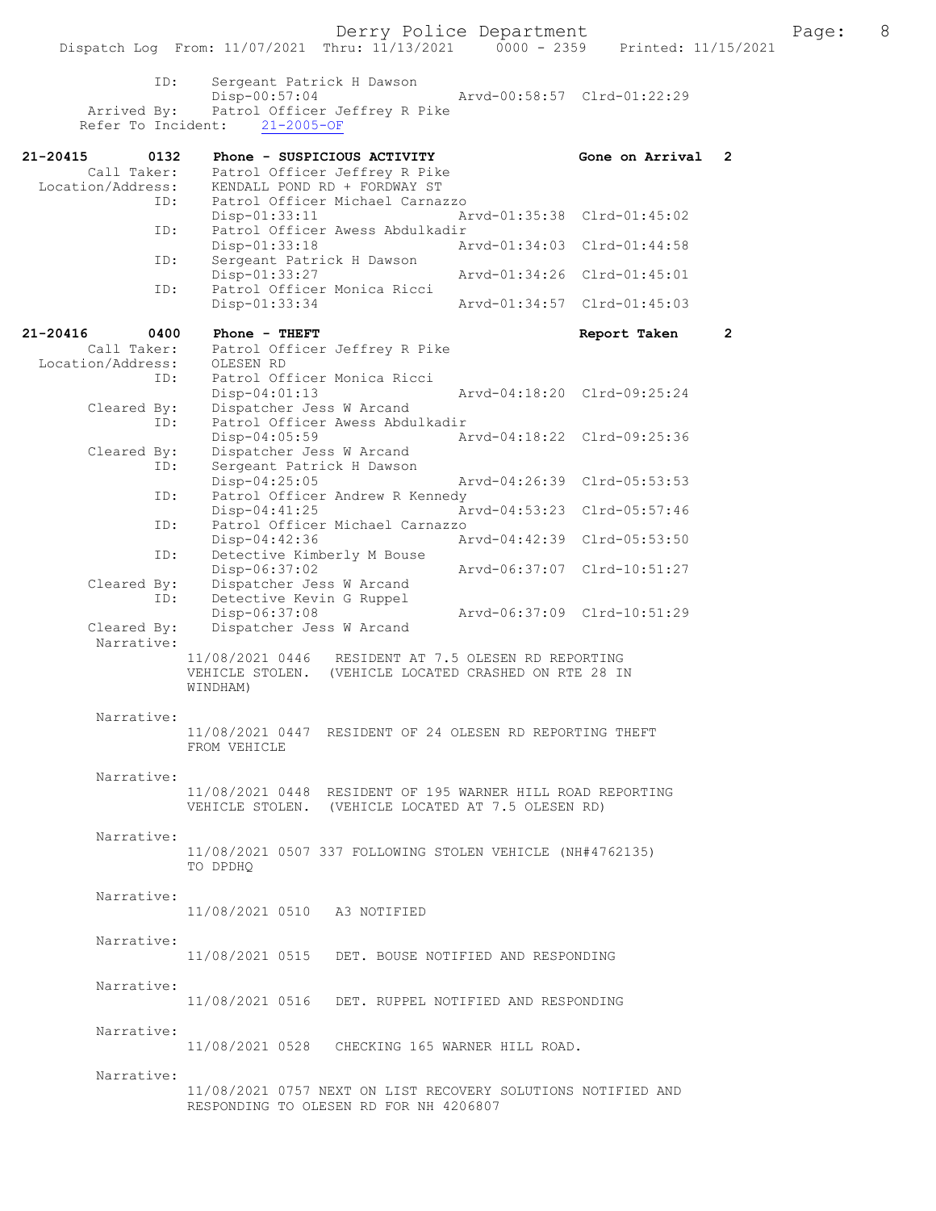ID: Sergeant Patrick H Dawson
Disp-00:57:04 Arvd-00:58:57 Clrd-01:22:29
Arrived By: Patrol Officer Jeffrey R Pike
Refer To Incident: 21-2005-OF

**21-20415 0132 Phone - SUSPICIOUS ACTIVITY** **Gone on Arrival 2**
Call Taker: Patrol Officer Jeffrey R Pike
Location/Address: KENDALL POND RD + FORDWAY ST
ID: Patrol Officer Michael Carnazzo
Disp-01:33:11 Arvd-01:35:38 Clrd-01:45:02
ID: Patrol Officer Awess Abdulkadir
Disp-01:33:18 Arvd-01:34:03 Clrd-01:44:58
ID: Sergeant Patrick H Dawson
Disp-01:33:27 Arvd-01:34:26 Clrd-01:45:01
ID: Patrol Officer Monica Ricci
Disp-01:33:34 Arvd-01:34:57 Clrd-01:45:03

**21-20416 0400 Phone - THEFT** **Report Taken 2**
Call Taker: Patrol Officer Jeffrey R Pike
Location/Address: OLESEN RD
ID: Patrol Officer Monica Ricci
Disp-04:01:13 Arvd-04:18:20 Clrd-09:25:24
Cleared By: Dispatcher Jess W Arcand
ID: Patrol Officer Awess Abdulkadir
Disp-04:05:59 Arvd-04:18:22 Clrd-09:25:36
Cleared By: Dispatcher Jess W Arcand
ID: Sergeant Patrick H Dawson
Disp-04:25:05 Arvd-04:26:39 Clrd-05:53:53
ID: Patrol Officer Andrew R Kennedy
Disp-04:41:25 Arvd-04:53:23 Clrd-05:57:46
ID: Patrol Officer Michael Carnazzo
Disp-04:42:36 Arvd-04:42:39 Clrd-05:53:50
ID: Detective Kimberly M Bouse
Disp-06:37:02 Arvd-06:37:07 Clrd-10:51:27
Cleared By: Dispatcher Jess W Arcand
ID: Detective Kevin G Ruppel
Disp-06:37:08 Arvd-06:37:09 Clrd-10:51:29
Cleared By: Dispatcher Jess W Arcand

Narrative:
11/08/2021 0446 RESIDENT AT 7.5 OLESEN RD REPORTING VEHICLE STOLEN. (VEHICLE LOCATED CRASHED ON RTE 28 IN WINDHAM)

Narrative:
11/08/2021 0447 RESIDENT OF 24 OLESEN RD REPORTING THEFT FROM VEHICLE

Narrative:
11/08/2021 0448 RESIDENT OF 195 WARNER HILL ROAD REPORTING VEHICLE STOLEN. (VEHICLE LOCATED AT 7.5 OLESEN RD)

Narrative:
11/08/2021 0507 337 FOLLOWING STOLEN VEHICLE (NH#4762135) TO DPDHQ

Narrative:
11/08/2021 0510 A3 NOTIFIED

Narrative:
11/08/2021 0515 DET. BOUSE NOTIFIED AND RESPONDING

Narrative:
11/08/2021 0516 DET. RUPPEL NOTIFIED AND RESPONDING

Narrative:
11/08/2021 0528 CHECKING 165 WARNER HILL ROAD.

Narrative:
11/08/2021 0757 NEXT ON LIST RECOVERY SOLUTIONS NOTIFIED AND RESPONDING TO OLESEN RD FOR NH 4206807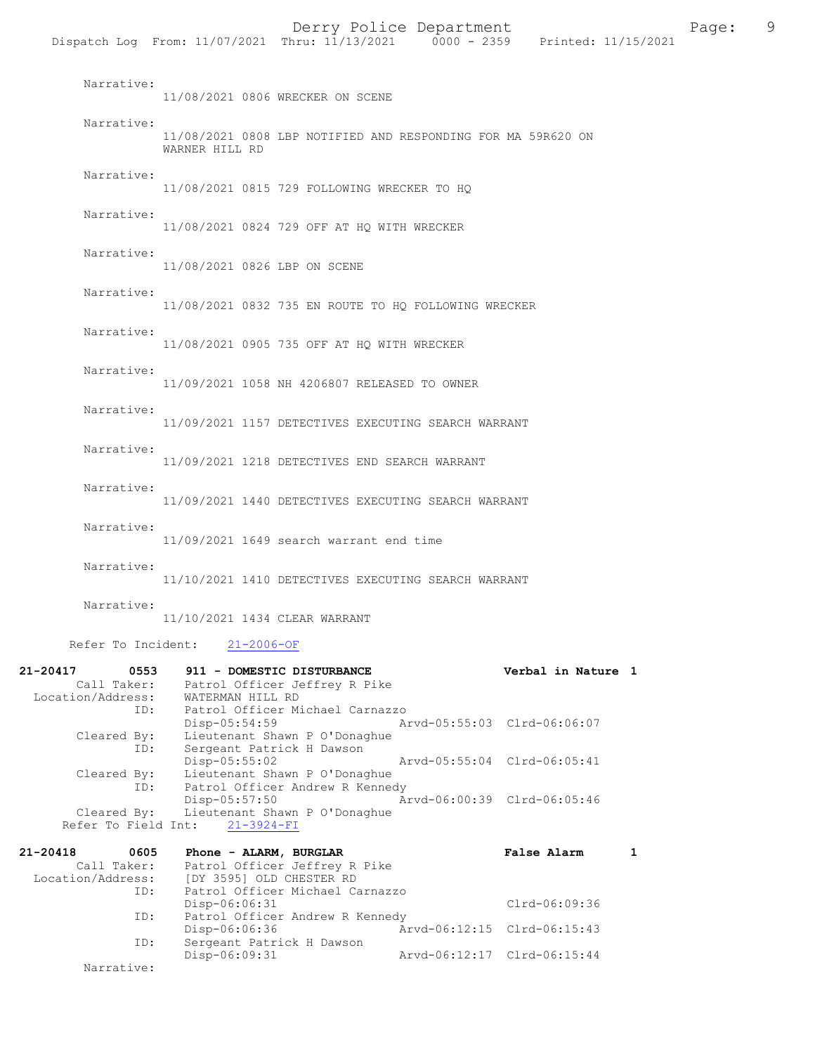Narrative:
11/08/2021 0806 WRECKER ON SCENE

Narrative:
11/08/2021 0808 LBP NOTIFIED AND RESPONDING FOR MA 59R620 ON WARNER HILL RD

Narrative:
11/08/2021 0815 729 FOLLOWING WRECKER TO HQ

Narrative:
11/08/2021 0824 729 OFF AT HQ WITH WRECKER

Narrative:
11/08/2021 0826 LBP ON SCENE

Narrative:
11/08/2021 0832 735 EN ROUTE TO HQ FOLLOWING WRECKER

Narrative:
11/08/2021 0905 735 OFF AT HQ WITH WRECKER

Narrative:
11/09/2021 1058 NH 4206807 RELEASED TO OWNER

Narrative:
11/09/2021 1157 DETECTIVES EXECUTING SEARCH WARRANT

Narrative:
11/09/2021 1218 DETECTIVES END SEARCH WARRANT

Narrative:
11/09/2021 1440 DETECTIVES EXECUTING SEARCH WARRANT

Narrative:
11/09/2021 1649 search warrant end time

Narrative:
11/10/2021 1410 DETECTIVES EXECUTING SEARCH WARRANT

Narrative:
11/10/2021 1434 CLEAR WARRANT

Refer To Incident: 21-2006-OF

**21-20417 0553 911 - DOMESTIC DISTURBANCE Verbal in Nature 1**
Call Taker: Patrol Officer Jeffrey R Pike
Location/Address: WATERMAN HILL RD
ID: Patrol Officer Michael Carnazzo
Disp-05:54:59 Arvd-05:55:03 Clrd-06:06:07
Cleared By: Lieutenant Shawn P O'Donaghue
ID: Sergeant Patrick H Dawson
Disp-05:55:02 Arvd-05:55:04 Clrd-06:05:41
Cleared By: Lieutenant Shawn P O'Donaghue
ID: Patrol Officer Andrew R Kennedy
Disp-05:57:50 Arvd-06:00:39 Clrd-06:05:46
Cleared By: Lieutenant Shawn P O'Donaghue
Refer To Field Int: 21-3924-FI

**21-20418 0605 Phone - ALARM, BURGLAR False Alarm 1**
Call Taker: Patrol Officer Jeffrey R Pike
Location/Address: [DY 3595] OLD CHESTER RD
ID: Patrol Officer Michael Carnazzo
Disp-06:06:31 Clrd-06:09:36
ID: Patrol Officer Andrew R Kennedy
Disp-06:06:36 Arvd-06:12:15 Clrd-06:15:43
ID: Sergeant Patrick H Dawson
Disp-06:09:31 Arvd-06:12:17 Clrd-06:15:44
Narrative: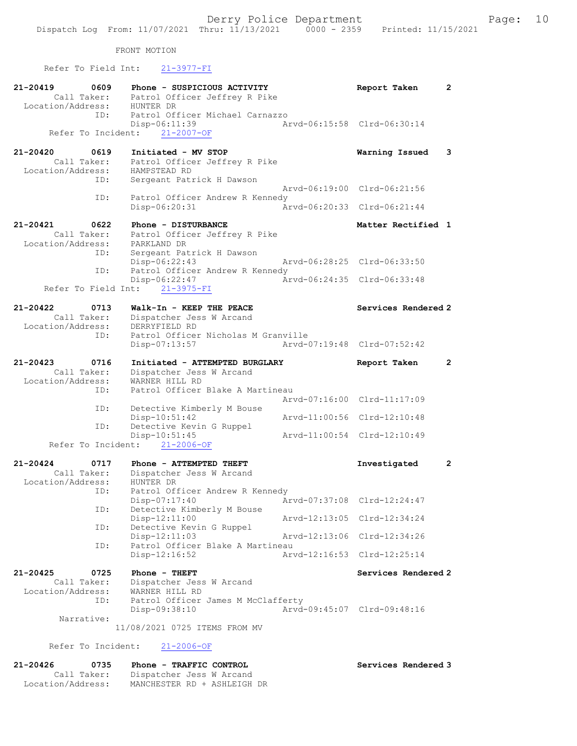FRONT MOTION

Refer To Field Int: 21-3977-FI

```
21-20419        0609    Phone - SUSPICIOUS ACTIVITY                 Report Taken       2
         Call Taker:    Patrol Officer Jeffrey R Pike
   Location/Address:    HUNTER DR
                 ID:    Patrol Officer Michael Carnazzo
                        Disp-06:11:39                 Arvd-06:15:58  Clrd-06:30:14
     Refer To Incident:    21-2007-OF

21-20420        0619    Initiated - MV STOP                         Warning Issued     3
         Call Taker:    Patrol Officer Jeffrey R Pike
   Location/Address:    HAMPSTEAD RD
                 ID:    Sergeant Patrick H Dawson
                                                      Arvd-06:19:00  Clrd-06:21:56
                 ID:    Patrol Officer Andrew R Kennedy
                        Disp-06:20:31                 Arvd-06:20:33  Clrd-06:21:44

21-20421        0622    Phone - DISTURBANCE                         Matter Rectified 1
         Call Taker:    Patrol Officer Jeffrey R Pike
   Location/Address:    PARKLAND DR
                 ID:    Sergeant Patrick H Dawson
                        Disp-06:22:43                 Arvd-06:28:25  Clrd-06:33:50
                 ID:    Patrol Officer Andrew R Kennedy
                        Disp-06:22:47                 Arvd-06:24:35  Clrd-06:33:48
    Refer To Field Int:    21-3975-FI

21-20422        0713    Walk-In - KEEP THE PEACE                    Services Rendered 2
         Call Taker:    Dispatcher Jess W Arcand
   Location/Address:    DERRYFIELD RD
                 ID:    Patrol Officer Nicholas M Granville
                        Disp-07:13:57                 Arvd-07:19:48  Clrd-07:52:42

21-20423        0716    Initiated - ATTEMPTED BURGLARY              Report Taken       2
         Call Taker:    Dispatcher Jess W Arcand
   Location/Address:    WARNER HILL RD
                 ID:    Patrol Officer Blake A Martineau
                                                      Arvd-07:16:00  Clrd-11:17:09
                 ID:    Detective Kimberly M Bouse
                        Disp-10:51:42                 Arvd-11:00:56  Clrd-12:10:48
                 ID:    Detective Kevin G Ruppel
                        Disp-10:51:45                 Arvd-11:00:54  Clrd-12:10:49
     Refer To Incident:    21-2006-OF

21-20424        0717    Phone - ATTEMPTED THEFT                     Investigated       2
         Call Taker:    Dispatcher Jess W Arcand
   Location/Address:    HUNTER DR
                 ID:    Patrol Officer Andrew R Kennedy
                        Disp-07:17:40                 Arvd-07:37:08  Clrd-12:24:47
                 ID:    Detective Kimberly M Bouse
                        Disp-12:11:00                 Arvd-12:13:05  Clrd-12:34:24
                 ID:    Detective Kevin G Ruppel
                        Disp-12:11:03                 Arvd-12:13:06  Clrd-12:34:26
                 ID:    Patrol Officer Blake A Martineau
                        Disp-12:16:52                 Arvd-12:16:53  Clrd-12:25:14

21-20425        0725    Phone - THEFT                               Services Rendered 2
         Call Taker:    Dispatcher Jess W Arcand
   Location/Address:    WARNER HILL RD
                 ID:    Patrol Officer James M McClafferty
                        Disp-09:38:10                 Arvd-09:45:07  Clrd-09:48:16
          Narrative:
                      11/08/2021 0725 ITEMS FROM MV

     Refer To Incident:    21-2006-OF

21-20426        0735    Phone - TRAFFIC CONTROL                     Services Rendered 3
         Call Taker:    Dispatcher Jess W Arcand
   Location/Address:    MANCHESTER RD + ASHLEIGH DR
```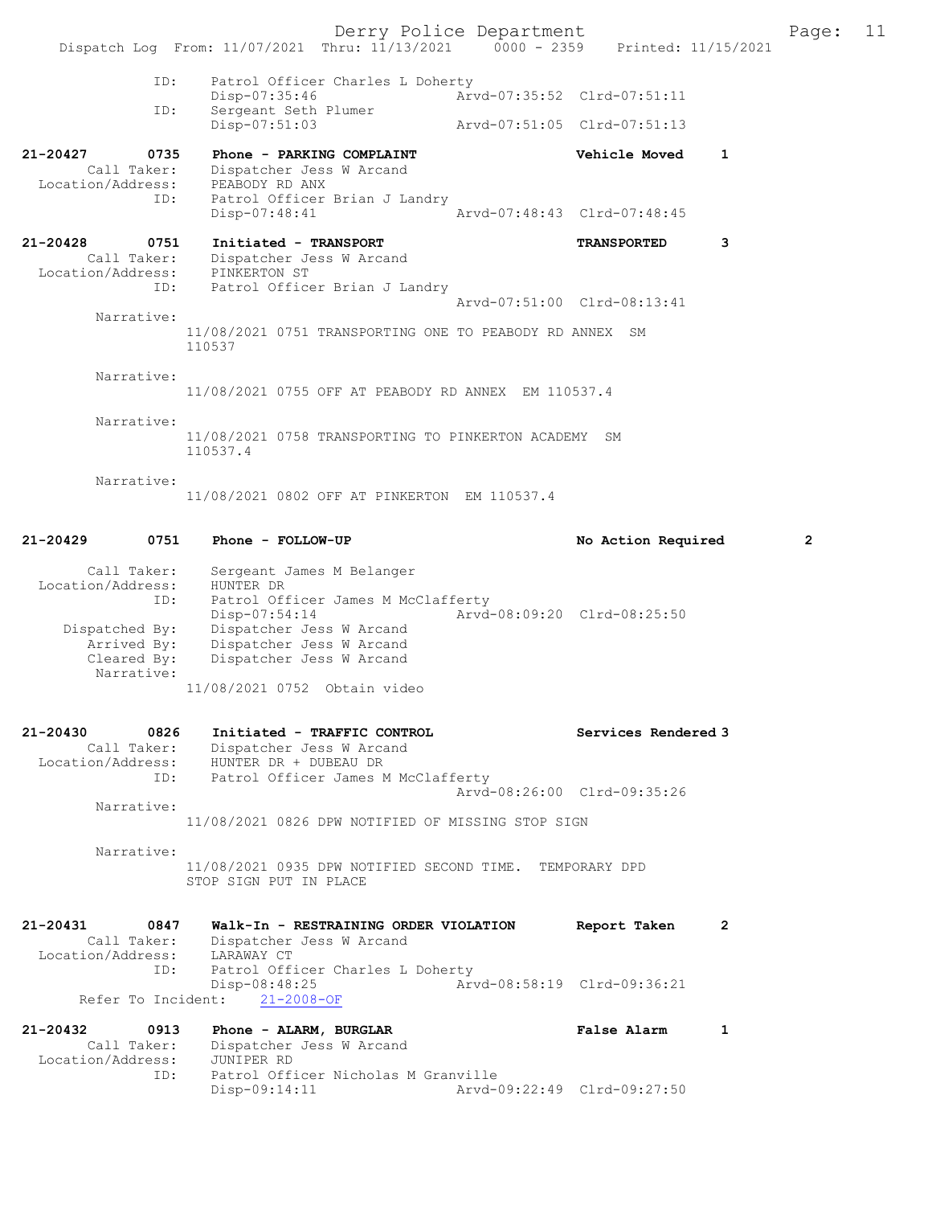ID: Patrol Officer Charles L Doherty
Disp-07:35:46 Arvd-07:35:52 Clrd-07:51:11
ID: Sergeant Seth Plumer
Disp-07:51:03 Arvd-07:51:05 Clrd-07:51:13

**21-20427 0735 Phone - PARKING COMPLAINT Vehicle Moved 1**
Call Taker: Dispatcher Jess W Arcand
Location/Address: PEABODY RD ANX
ID: Patrol Officer Brian J Landry
Disp-07:48:41 Arvd-07:48:43 Clrd-07:48:45

**21-20428 0751 Initiated - TRANSPORT TRANSPORTED 3**
Call Taker: Dispatcher Jess W Arcand
Location/Address: PINKERTON ST
ID: Patrol Officer Brian J Landry
Arvd-07:51:00 Clrd-08:13:41
Narrative:
11/08/2021 0751 TRANSPORTING ONE TO PEABODY RD ANNEX SM 110537

Narrative:
11/08/2021 0755 OFF AT PEABODY RD ANNEX EM 110537.4

Narrative:
11/08/2021 0758 TRANSPORTING TO PINKERTON ACADEMY SM 110537.4

Narrative:
11/08/2021 0802 OFF AT PINKERTON EM 110537.4

**21-20429 0751 Phone - FOLLOW-UP No Action Required 2**
Call Taker: Sergeant James M Belanger
Location/Address: HUNTER DR
ID: Patrol Officer James M McClafferty
Disp-07:54:14 Arvd-08:09:20 Clrd-08:25:50
Dispatched By: Dispatcher Jess W Arcand
Arrived By: Dispatcher Jess W Arcand
Cleared By: Dispatcher Jess W Arcand
Narrative:
11/08/2021 0752 Obtain video

**21-20430 0826 Initiated - TRAFFIC CONTROL Services Rendered 3**
Call Taker: Dispatcher Jess W Arcand
Location/Address: HUNTER DR + DUBEAU DR
ID: Patrol Officer James M McClafferty
Arvd-08:26:00 Clrd-09:35:26
Narrative:
11/08/2021 0826 DPW NOTIFIED OF MISSING STOP SIGN

Narrative:
11/08/2021 0935 DPW NOTIFIED SECOND TIME. TEMPORARY DPD STOP SIGN PUT IN PLACE

**21-20431 0847 Walk-In - RESTRAINING ORDER VIOLATION Report Taken 2**
Call Taker: Dispatcher Jess W Arcand
Location/Address: LARAWAY CT
ID: Patrol Officer Charles L Doherty
Disp-08:48:25 Arvd-08:58:19 Clrd-09:36:21
Refer To Incident: 21-2008-OF

**21-20432 0913 Phone - ALARM, BURGLAR False Alarm 1**
Call Taker: Dispatcher Jess W Arcand
Location/Address: JUNIPER RD
ID: Patrol Officer Nicholas M Granville
Disp-09:14:11 Arvd-09:22:49 Clrd-09:27:50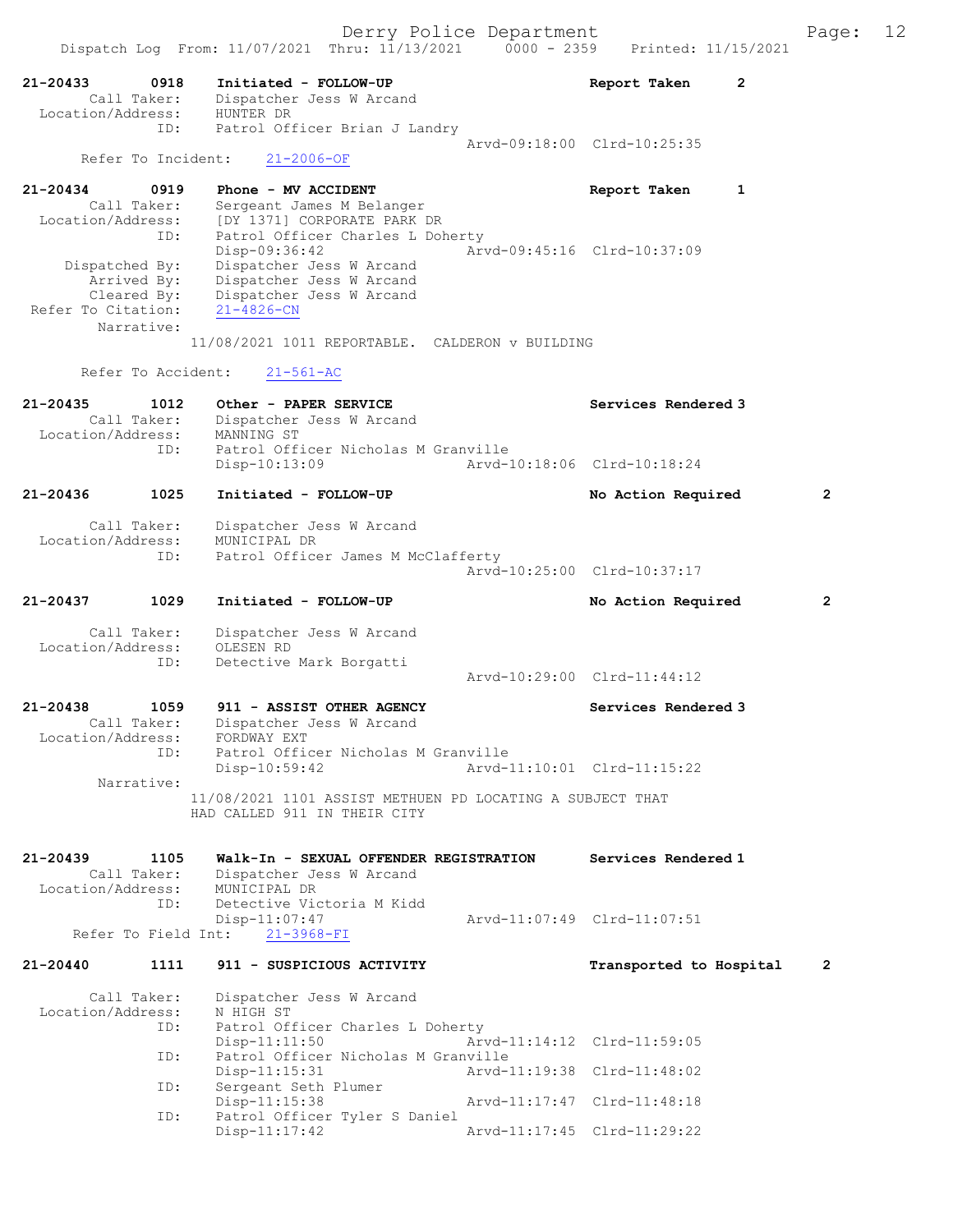```
21-20433        0918    Initiated - FOLLOW-UP                          Report Taken       2
        Call Taker:     Dispatcher Jess W Arcand
  Location/Address:     HUNTER DR
                ID:     Patrol Officer Brian J Landry
                                                        Arvd-09:18:00  Clrd-10:25:35
     Refer To Incident:     21-2006-OF

21-20434        0919    Phone - MV ACCIDENT                            Report Taken       1
        Call Taker:     Sergeant James M Belanger
  Location/Address:     [DY 1371] CORPORATE PARK DR
                ID:     Patrol Officer Charles L Doherty
                        Disp-09:36:42                   Arvd-09:45:16  Clrd-10:37:09
     Dispatched By:     Dispatcher Jess W Arcand
        Arrived By:     Dispatcher Jess W Arcand
        Cleared By:     Dispatcher Jess W Arcand
 Refer To Citation:     21-4826-CN
         Narrative:
                    11/08/2021 1011 REPORTABLE.  CALDERON v BUILDING

     Refer To Accident:     21-561-AC

21-20435        1012    Other - PAPER SERVICE                          Services Rendered 3
        Call Taker:     Dispatcher Jess W Arcand
  Location/Address:     MANNING ST
                ID:     Patrol Officer Nicholas M Granville
                        Disp-10:13:09                   Arvd-10:18:06  Clrd-10:18:24

21-20436        1025    Initiated - FOLLOW-UP                          No Action Required        2

        Call Taker:     Dispatcher Jess W Arcand
  Location/Address:     MUNICIPAL DR
                ID:     Patrol Officer James M McClafferty
                                                        Arvd-10:25:00  Clrd-10:37:17

21-20437        1029    Initiated - FOLLOW-UP                          No Action Required        2

        Call Taker:     Dispatcher Jess W Arcand
  Location/Address:     OLESEN RD
                ID:     Detective Mark Borgatti
                                                        Arvd-10:29:00  Clrd-11:44:12

21-20438        1059    911 - ASSIST OTHER AGENCY                      Services Rendered 3
        Call Taker:     Dispatcher Jess W Arcand
  Location/Address:     FORDWAY EXT
                ID:     Patrol Officer Nicholas M Granville
                        Disp-10:59:42                   Arvd-11:10:01  Clrd-11:15:22
         Narrative:
                    11/08/2021 1101 ASSIST METHUEN PD LOCATING A SUBJECT THAT
                    HAD CALLED 911 IN THEIR CITY

21-20439        1105    Walk-In - SEXUAL OFFENDER REGISTRATION         Services Rendered 1
        Call Taker:     Dispatcher Jess W Arcand
  Location/Address:     MUNICIPAL DR
                ID:     Detective Victoria M Kidd
                        Disp-11:07:47                   Arvd-11:07:49  Clrd-11:07:51
    Refer To Field Int:     21-3968-FI

21-20440        1111    911 - SUSPICIOUS ACTIVITY                      Transported to Hospital    2

        Call Taker:     Dispatcher Jess W Arcand
  Location/Address:     N HIGH ST
                ID:     Patrol Officer Charles L Doherty
                        Disp-11:11:50                   Arvd-11:14:12  Clrd-11:59:05
                ID:     Patrol Officer Nicholas M Granville
                        Disp-11:15:31                   Arvd-11:19:38  Clrd-11:48:02
                ID:     Sergeant Seth Plumer
                        Disp-11:15:38                   Arvd-11:17:47  Clrd-11:48:18
                ID:     Patrol Officer Tyler S Daniel
                        Disp-11:17:42                   Arvd-11:17:45  Clrd-11:29:22
```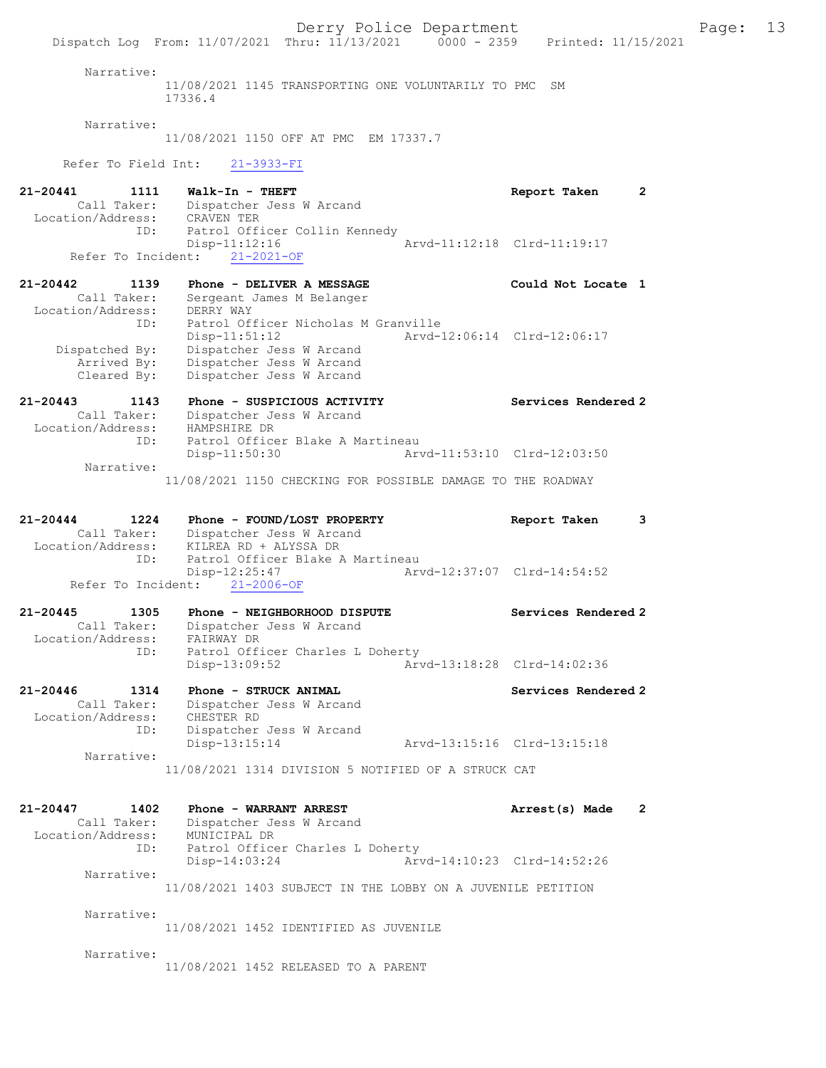Narrative:
11/08/2021 1145 TRANSPORTING ONE VOLUNTARILY TO PMC SM 17336.4

Narrative:
11/08/2021 1150 OFF AT PMC EM 17337.7

Refer To Field Int: 21-3933-FI

**21-20441 1111 Walk-In - THEFT** — Report Taken 2
Call Taker: Dispatcher Jess W Arcand
Location/Address: CRAVEN TER
ID: Patrol Officer Collin Kennedy
Disp-11:12:16 Arvd-11:12:18 Clrd-11:19:17
Refer To Incident: 21-2021-OF

**21-20442 1139 Phone - DELIVER A MESSAGE** — Could Not Locate 1
Call Taker: Sergeant James M Belanger
Location/Address: DERRY WAY
ID: Patrol Officer Nicholas M Granville
Disp-11:51:12 Arvd-12:06:14 Clrd-12:06:17
Dispatched By: Dispatcher Jess W Arcand
Arrived By: Dispatcher Jess W Arcand
Cleared By: Dispatcher Jess W Arcand

**21-20443 1143 Phone - SUSPICIOUS ACTIVITY** — Services Rendered 2
Call Taker: Dispatcher Jess W Arcand
Location/Address: HAMPSHIRE DR
ID: Patrol Officer Blake A Martineau
Disp-11:50:30 Arvd-11:53:10 Clrd-12:03:50
Narrative:
11/08/2021 1150 CHECKING FOR POSSIBLE DAMAGE TO THE ROADWAY

**21-20444 1224 Phone - FOUND/LOST PROPERTY** — Report Taken 3
Call Taker: Dispatcher Jess W Arcand
Location/Address: KILREA RD + ALYSSA DR
ID: Patrol Officer Blake A Martineau
Disp-12:25:47 Arvd-12:37:07 Clrd-14:54:52
Refer To Incident: 21-2006-OF

**21-20445 1305 Phone - NEIGHBORHOOD DISPUTE** — Services Rendered 2
Call Taker: Dispatcher Jess W Arcand
Location/Address: FAIRWAY DR
ID: Patrol Officer Charles L Doherty
Disp-13:09:52 Arvd-13:18:28 Clrd-14:02:36

**21-20446 1314 Phone - STRUCK ANIMAL** — Services Rendered 2
Call Taker: Dispatcher Jess W Arcand
Location/Address: CHESTER RD
ID: Dispatcher Jess W Arcand
Disp-13:15:14 Arvd-13:15:16 Clrd-13:15:18
Narrative:
11/08/2021 1314 DIVISION 5 NOTIFIED OF A STRUCK CAT

**21-20447 1402 Phone - WARRANT ARREST** — Arrest(s) Made 2
Call Taker: Dispatcher Jess W Arcand
Location/Address: MUNICIPAL DR
ID: Patrol Officer Charles L Doherty
Disp-14:03:24 Arvd-14:10:23 Clrd-14:52:26
Narrative:
11/08/2021 1403 SUBJECT IN THE LOBBY ON A JUVENILE PETITION

Narrative:
11/08/2021 1452 IDENTIFIED AS JUVENILE

Narrative:
11/08/2021 1452 RELEASED TO A PARENT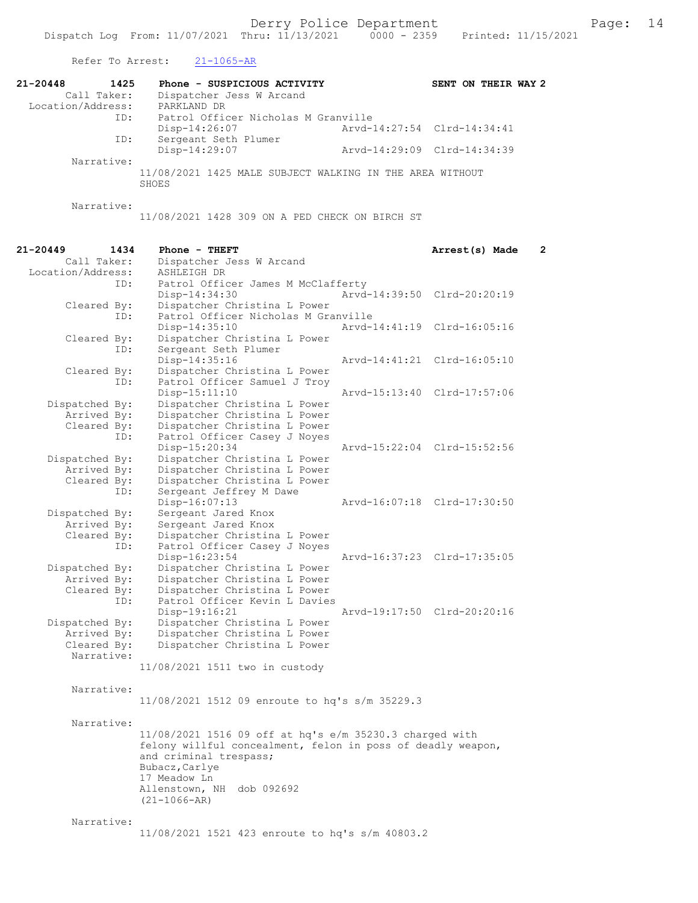Refer To Arrest: 21-1065-AR

```
21-20448        1425    Phone - SUSPICIOUS ACTIVITY                    SENT ON THEIR WAY 2
        Call Taker:     Dispatcher Jess W Arcand
  Location/Address:     PARKLAND DR
                ID:     Patrol Officer Nicholas M Granville
                        Disp-14:26:07                 Arvd-14:27:54  Clrd-14:34:41
                ID:     Sergeant Seth Plumer
                        Disp-14:29:07                 Arvd-14:29:09  Clrd-14:34:39
         Narrative:
                    11/08/2021 1425 MALE SUBJECT WALKING IN THE AREA WITHOUT
                    SHOES

         Narrative:
                    11/08/2021 1428 309 ON A PED CHECK ON BIRCH ST


21-20449        1434    Phone - THEFT                                  Arrest(s) Made    2
        Call Taker:     Dispatcher Jess W Arcand
  Location/Address:     ASHLEIGH DR
                ID:     Patrol Officer James M McClafferty
                        Disp-14:34:30                 Arvd-14:39:50  Clrd-20:20:19
        Cleared By:     Dispatcher Christina L Power
                ID:     Patrol Officer Nicholas M Granville
                        Disp-14:35:10                 Arvd-14:41:19  Clrd-16:05:16
        Cleared By:     Dispatcher Christina L Power
                ID:     Sergeant Seth Plumer
                        Disp-14:35:16                 Arvd-14:41:21  Clrd-16:05:10
        Cleared By:     Dispatcher Christina L Power
                ID:     Patrol Officer Samuel J Troy
                        Disp-15:11:10                 Arvd-15:13:40  Clrd-17:57:06
     Dispatched By:     Dispatcher Christina L Power
        Arrived By:     Dispatcher Christina L Power
        Cleared By:     Dispatcher Christina L Power
                ID:     Patrol Officer Casey J Noyes
                        Disp-15:20:34                 Arvd-15:22:04  Clrd-15:52:56
     Dispatched By:     Dispatcher Christina L Power
        Arrived By:     Dispatcher Christina L Power
        Cleared By:     Dispatcher Christina L Power
                ID:     Sergeant Jeffrey M Dawe
                        Disp-16:07:13                 Arvd-16:07:18  Clrd-17:30:50
     Dispatched By:     Sergeant Jared Knox
        Arrived By:     Sergeant Jared Knox
        Cleared By:     Dispatcher Christina L Power
                ID:     Patrol Officer Casey J Noyes
                        Disp-16:23:54                 Arvd-16:37:23  Clrd-17:35:05
     Dispatched By:     Dispatcher Christina L Power
        Arrived By:     Dispatcher Christina L Power
        Cleared By:     Dispatcher Christina L Power
                ID:     Patrol Officer Kevin L Davies
                        Disp-19:16:21                 Arvd-19:17:50  Clrd-20:20:16
     Dispatched By:     Dispatcher Christina L Power
        Arrived By:     Dispatcher Christina L Power
        Cleared By:     Dispatcher Christina L Power
         Narrative:
                    11/08/2021 1511 two in custody

         Narrative:
                    11/08/2021 1512 09 enroute to hq's s/m 35229.3

         Narrative:
                    11/08/2021 1516 09 off at hq's e/m 35230.3 charged with
                    felony willful concealment, felon in poss of deadly weapon,
                    and criminal trespass;
                    Bubacz,Carlye
                    17 Meadow Ln
                    Allenstown, NH  dob 092692
                    (21-1066-AR)

         Narrative:
                    11/08/2021 1521 423 enroute to hq's s/m 40803.2
```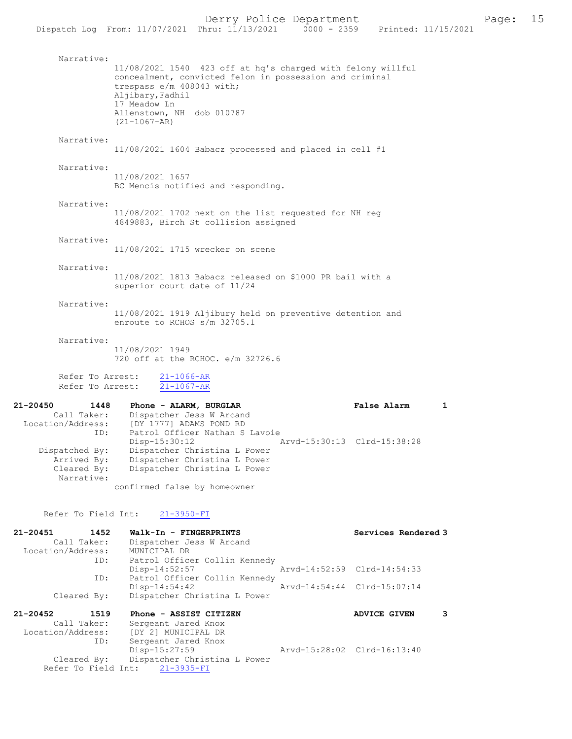Narrative:
11/08/2021 1540 423 off at hq's charged with felony willful concealment, convicted felon in possession and criminal trespass e/m 408043 with;
Aljibary,Fadhil
17 Meadow Ln
Allenstown, NH dob 010787
(21-1067-AR)

Narrative:
11/08/2021 1604 Babacz processed and placed in cell #1

Narrative:
11/08/2021 1657
BC Mencis notified and responding.

Narrative:
11/08/2021 1702 next on the list requested for NH reg 4849883, Birch St collision assigned

Narrative:
11/08/2021 1715 wrecker on scene

Narrative:
11/08/2021 1813 Babacz released on $1000 PR bail with a superior court date of 11/24

Narrative:
11/08/2021 1919 Aljibury held on preventive detention and enroute to RCHOS s/m 32705.1

Narrative:
11/08/2021 1949
720 off at the RCHOC. e/m 32726.6

Refer To Arrest: 21-1066-AR
Refer To Arrest: 21-1067-AR

**21-20450 1448 Phone - ALARM, BURGLAR — False Alarm 1**
Call Taker: Dispatcher Jess W Arcand
Location/Address: [DY 1777] ADAMS POND RD
ID: Patrol Officer Nathan S Lavoie
Disp-15:30:12 Arvd-15:30:13 Clrd-15:38:28
Dispatched By: Dispatcher Christina L Power
Arrived By: Dispatcher Christina L Power
Cleared By: Dispatcher Christina L Power
Narrative:
confirmed false by homeowner

Refer To Field Int: 21-3950-FI

**21-20451 1452 Walk-In - FINGERPRINTS — Services Rendered 3**
Call Taker: Dispatcher Jess W Arcand
Location/Address: MUNICIPAL DR
ID: Patrol Officer Collin Kennedy
Disp-14:52:57 Arvd-14:52:59 Clrd-14:54:33
ID: Patrol Officer Collin Kennedy
Disp-14:54:42 Arvd-14:54:44 Clrd-15:07:14
Cleared By: Dispatcher Christina L Power

**21-20452 1519 Phone - ASSIST CITIZEN — ADVICE GIVEN 3**
Call Taker: Sergeant Jared Knox
Location/Address: [DY 2] MUNICIPAL DR
ID: Sergeant Jared Knox
Disp-15:27:59 Arvd-15:28:02 Clrd-16:13:40
Cleared By: Dispatcher Christina L Power
Refer To Field Int: 21-3935-FI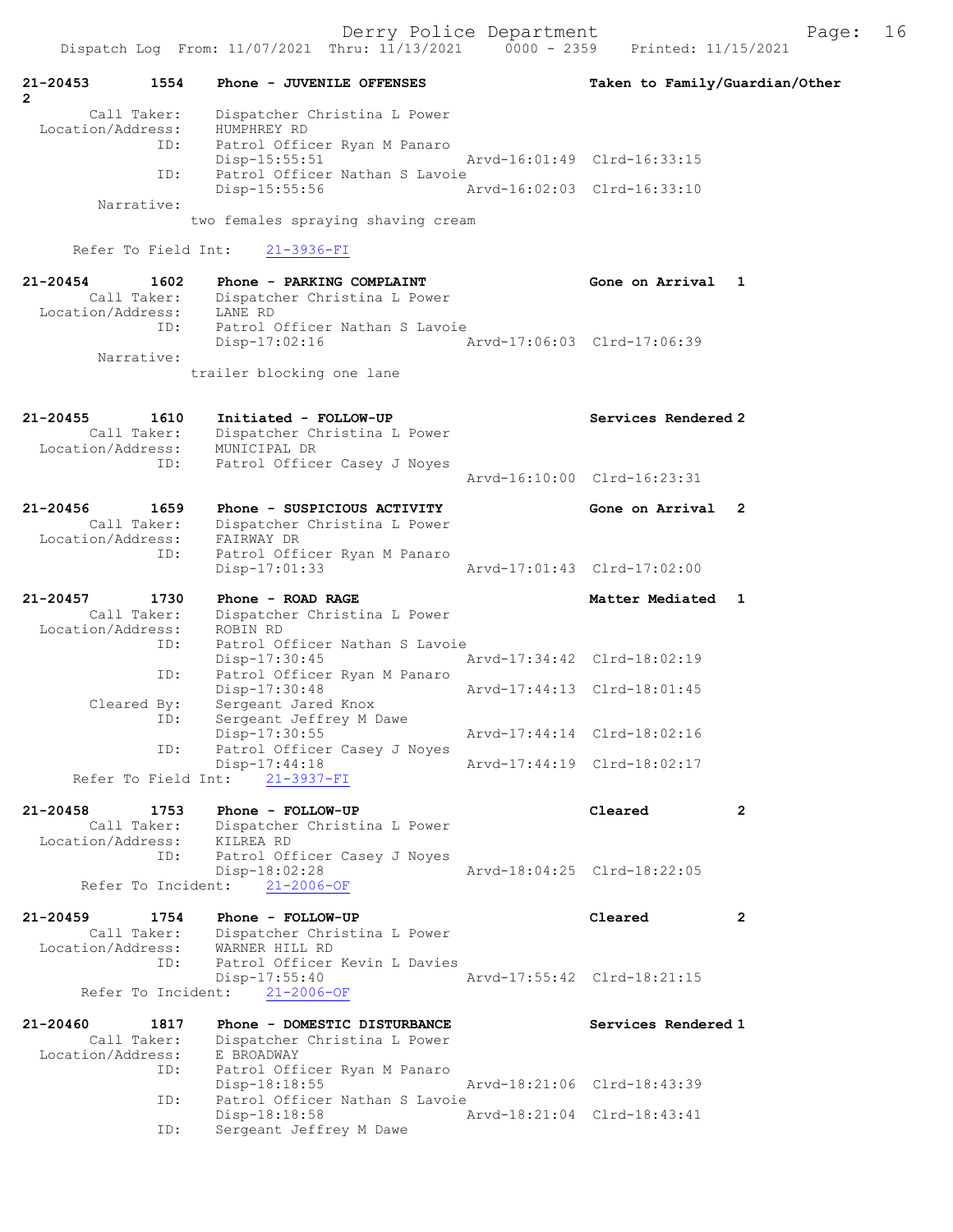21-20453 1554 Phone - JUVENILE OFFENSES Taken to Family/Guardian/Other 2
Call Taker: Dispatcher Christina L Power
Location/Address: HUMPHREY RD
ID: Patrol Officer Ryan M Panaro
Disp-15:55:51 Arvd-16:01:49 Clrd-16:33:15
ID: Patrol Officer Nathan S Lavoie
Disp-15:55:56 Arvd-16:02:03 Clrd-16:33:10
Narrative:
two females spraying shaving cream

Refer To Field Int: 21-3936-FI

21-20454 1602 Phone - PARKING COMPLAINT Gone on Arrival 1
Call Taker: Dispatcher Christina L Power
Location/Address: LANE RD
ID: Patrol Officer Nathan S Lavoie
Disp-17:02:16 Arvd-17:06:03 Clrd-17:06:39
Narrative:
trailer blocking one lane

21-20455 1610 Initiated - FOLLOW-UP Services Rendered 2
Call Taker: Dispatcher Christina L Power
Location/Address: MUNICIPAL DR
ID: Patrol Officer Casey J Noyes
Arvd-16:10:00 Clrd-16:23:31

21-20456 1659 Phone - SUSPICIOUS ACTIVITY Gone on Arrival 2
Call Taker: Dispatcher Christina L Power
Location/Address: FAIRWAY DR
ID: Patrol Officer Ryan M Panaro
Disp-17:01:33 Arvd-17:01:43 Clrd-17:02:00

21-20457 1730 Phone - ROAD RAGE Matter Mediated 1
Call Taker: Dispatcher Christina L Power
Location/Address: ROBIN RD
ID: Patrol Officer Nathan S Lavoie
Disp-17:30:45 Arvd-17:34:42 Clrd-18:02:19
ID: Patrol Officer Ryan M Panaro
Disp-17:30:48 Arvd-17:44:13 Clrd-18:01:45
Cleared By: Sergeant Jared Knox
ID: Sergeant Jeffrey M Dawe
Disp-17:30:55 Arvd-17:44:14 Clrd-18:02:16
ID: Patrol Officer Casey J Noyes
Disp-17:44:18 Arvd-17:44:19 Clrd-18:02:17
Refer To Field Int: 21-3937-FI

21-20458 1753 Phone - FOLLOW-UP Cleared 2
Call Taker: Dispatcher Christina L Power
Location/Address: KILREA RD
ID: Patrol Officer Casey J Noyes
Disp-18:02:28 Arvd-18:04:25 Clrd-18:22:05
Refer To Incident: 21-2006-OF

21-20459 1754 Phone - FOLLOW-UP Cleared 2
Call Taker: Dispatcher Christina L Power
Location/Address: WARNER HILL RD
ID: Patrol Officer Kevin L Davies
Disp-17:55:40 Arvd-17:55:42 Clrd-18:21:15
Refer To Incident: 21-2006-OF

21-20460 1817 Phone - DOMESTIC DISTURBANCE Services Rendered 1
Call Taker: Dispatcher Christina L Power
Location/Address: E BROADWAY
ID: Patrol Officer Ryan M Panaro
Disp-18:18:55 Arvd-18:21:06 Clrd-18:43:39
ID: Patrol Officer Nathan S Lavoie
Disp-18:18:58 Arvd-18:21:04 Clrd-18:43:41
ID: Sergeant Jeffrey M Dawe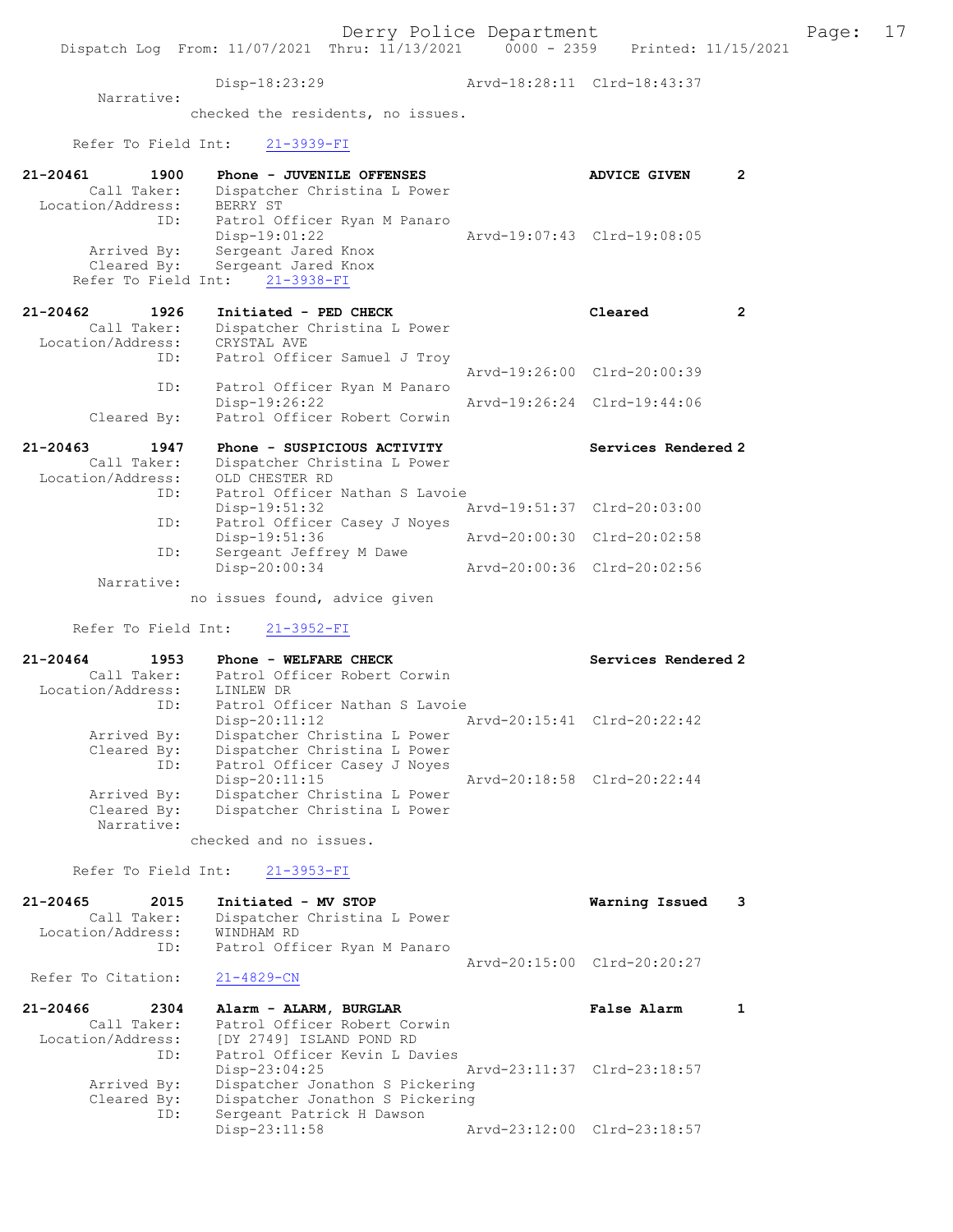Disp-18:23:29 Arvd-18:28:11 Clrd-18:43:37

Narrative:

checked the residents, no issues.

Refer To Field Int: 21-3939-FI

**21-20461 1900 Phone - JUVENILE OFFENSES ADVICE GIVEN 2**

Call Taker: Dispatcher Christina L Power
Location/Address: BERRY ST
ID: Patrol Officer Ryan M Panaro
Disp-19:01:22 Arvd-19:07:43 Clrd-19:08:05
Arrived By: Sergeant Jared Knox
Cleared By: Sergeant Jared Knox
Refer To Field Int: 21-3938-FI

**21-20462 1926 Initiated - PED CHECK Cleared 2**

Call Taker: Dispatcher Christina L Power
Location/Address: CRYSTAL AVE
ID: Patrol Officer Samuel J Troy
Arvd-19:26:00 Clrd-20:00:39
ID: Patrol Officer Ryan M Panaro
Disp-19:26:22 Arvd-19:26:24 Clrd-19:44:06
Cleared By: Patrol Officer Robert Corwin

**21-20463 1947 Phone - SUSPICIOUS ACTIVITY Services Rendered 2**

Call Taker: Dispatcher Christina L Power
Location/Address: OLD CHESTER RD
ID: Patrol Officer Nathan S Lavoie
Disp-19:51:32 Arvd-19:51:37 Clrd-20:03:00
ID: Patrol Officer Casey J Noyes
Disp-19:51:36 Arvd-20:00:30 Clrd-20:02:58
ID: Sergeant Jeffrey M Dawe
Disp-20:00:34 Arvd-20:00:36 Clrd-20:02:56

Narrative:

no issues found, advice given

Refer To Field Int: 21-3952-FI

**21-20464 1953 Phone - WELFARE CHECK Services Rendered 2**

Call Taker: Patrol Officer Robert Corwin
Location/Address: LINLEW DR
ID: Patrol Officer Nathan S Lavoie
Disp-20:11:12 Arvd-20:15:41 Clrd-20:22:42
Arrived By: Dispatcher Christina L Power
Cleared By: Dispatcher Christina L Power
ID: Patrol Officer Casey J Noyes
Disp-20:11:15 Arvd-20:18:58 Clrd-20:22:44
Arrived By: Dispatcher Christina L Power
Cleared By: Dispatcher Christina L Power

Narrative:

checked and no issues.

Refer To Field Int: 21-3953-FI

**21-20465 2015 Initiated - MV STOP Warning Issued 3**

Call Taker: Dispatcher Christina L Power
Location/Address: WINDHAM RD
ID: Patrol Officer Ryan M Panaro
Arvd-20:15:00 Clrd-20:20:27
Refer To Citation: 21-4829-CN

**21-20466 2304 Alarm - ALARM, BURGLAR False Alarm 1**

Call Taker: Patrol Officer Robert Corwin
Location/Address: [DY 2749] ISLAND POND RD
ID: Patrol Officer Kevin L Davies
Disp-23:04:25 Arvd-23:11:37 Clrd-23:18:57
Arrived By: Dispatcher Jonathon S Pickering
Cleared By: Dispatcher Jonathon S Pickering
ID: Sergeant Patrick H Dawson
Disp-23:11:58 Arvd-23:12:00 Clrd-23:18:57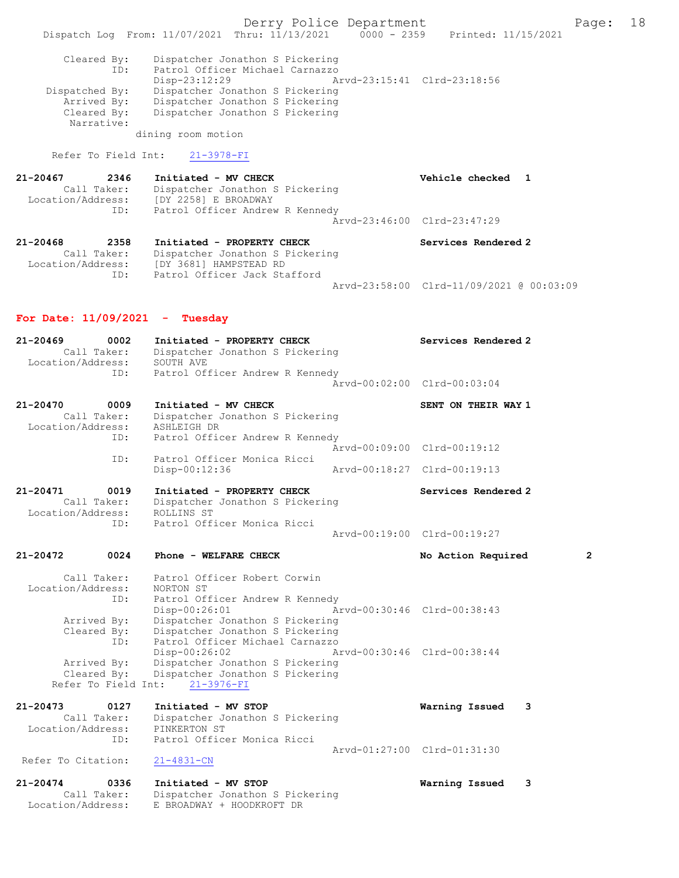```
    Cleared By:    Dispatcher Jonathon S Pickering
           ID:    Patrol Officer Michael Carnazzo
                  Disp-23:12:29            Arvd-23:15:41  Clrd-23:18:56
 Dispatched By:    Dispatcher Jonathon S Pickering
    Arrived By:    Dispatcher Jonathon S Pickering
    Cleared By:    Dispatcher Jonathon S Pickering
     Narrative:
              dining room motion

   Refer To Field Int:    21-3978-FI

21-20467       2346    Initiated - MV CHECK                      Vehicle checked   1
       Call Taker:    Dispatcher Jonathon S Pickering
 Location/Address:    [DY 2258] E BROADWAY
              ID:    Patrol Officer Andrew R Kennedy
                                           Arvd-23:46:00  Clrd-23:47:29

21-20468       2358    Initiated - PROPERTY CHECK                Services Rendered 2
       Call Taker:    Dispatcher Jonathon S Pickering
 Location/Address:    [DY 3681] HAMPSTEAD RD
              ID:    Patrol Officer Jack Stafford
                                           Arvd-23:58:00  Clrd-11/09/2021 @ 00:03:09
```

## For Date: 11/09/2021 - Tuesday

```
21-20469       0002    Initiated - PROPERTY CHECK                Services Rendered 2
       Call Taker:    Dispatcher Jonathon S Pickering
 Location/Address:    SOUTH AVE
              ID:    Patrol Officer Andrew R Kennedy
                                           Arvd-00:02:00  Clrd-00:03:04

21-20470       0009    Initiated - MV CHECK                      SENT ON THEIR WAY 1
       Call Taker:    Dispatcher Jonathon S Pickering
 Location/Address:    ASHLEIGH DR
              ID:    Patrol Officer Andrew R Kennedy
                                           Arvd-00:09:00  Clrd-00:19:12
              ID:    Patrol Officer Monica Ricci
                     Disp-00:12:36         Arvd-00:18:27  Clrd-00:19:13

21-20471       0019    Initiated - PROPERTY CHECK                Services Rendered 2
       Call Taker:    Dispatcher Jonathon S Pickering
 Location/Address:    ROLLINS ST
              ID:    Patrol Officer Monica Ricci
                                           Arvd-00:19:00  Clrd-00:19:27

21-20472       0024    Phone - WELFARE CHECK                     No Action Required         2

       Call Taker:    Patrol Officer Robert Corwin
 Location/Address:    NORTON ST
              ID:    Patrol Officer Andrew R Kennedy
                     Disp-00:26:01         Arvd-00:30:46  Clrd-00:38:43
       Arrived By:    Dispatcher Jonathon S Pickering
       Cleared By:    Dispatcher Jonathon S Pickering
              ID:    Patrol Officer Michael Carnazzo
                     Disp-00:26:02         Arvd-00:30:46  Clrd-00:38:44
       Arrived By:    Dispatcher Jonathon S Pickering
       Cleared By:    Dispatcher Jonathon S Pickering
   Refer To Field Int:    21-3976-FI

21-20473       0127    Initiated - MV STOP                       Warning Issued    3
       Call Taker:    Dispatcher Jonathon S Pickering
 Location/Address:    PINKERTON ST
              ID:    Patrol Officer Monica Ricci
                                           Arvd-01:27:00  Clrd-01:31:30
 Refer To Citation:    21-4831-CN

21-20474       0336    Initiated - MV STOP                       Warning Issued    3
       Call Taker:    Dispatcher Jonathon S Pickering
 Location/Address:    E BROADWAY + HOODKROFT DR
```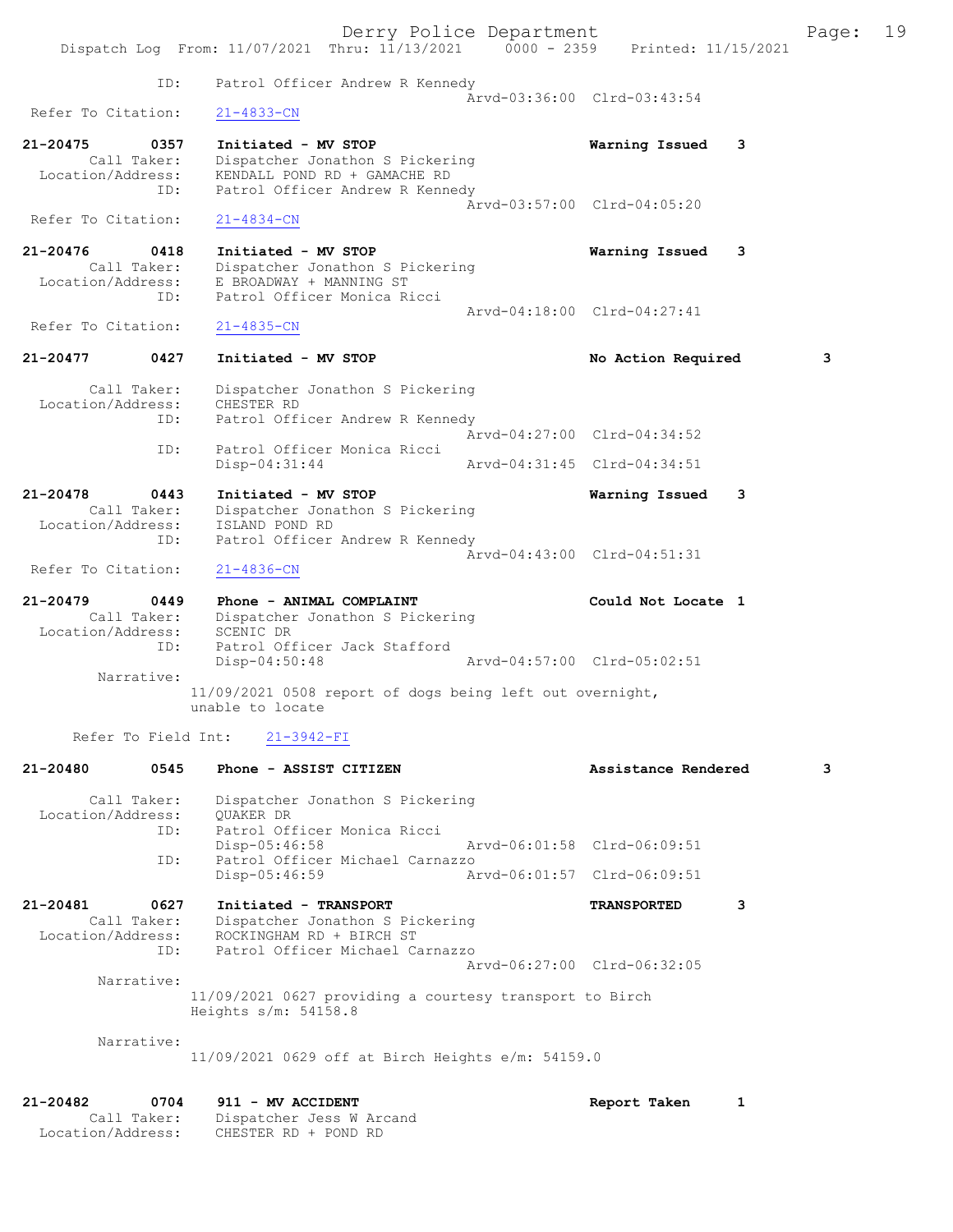```
                ID:      Patrol Officer Andrew R Kennedy
                                                   Arvd-03:36:00  Clrd-03:43:54
  Refer To Citation:     21-4833-CN

21-20475        0357     Initiated - MV STOP                        Warning Issued    3
        Call Taker:      Dispatcher Jonathon S Pickering
   Location/Address:     KENDALL POND RD + GAMACHE RD
                ID:      Patrol Officer Andrew R Kennedy
                                                   Arvd-03:57:00  Clrd-04:05:20
  Refer To Citation:     21-4834-CN

21-20476        0418     Initiated - MV STOP                        Warning Issued    3
        Call Taker:      Dispatcher Jonathon S Pickering
   Location/Address:     E BROADWAY + MANNING ST
                ID:      Patrol Officer Monica Ricci
                                                   Arvd-04:18:00  Clrd-04:27:41
  Refer To Citation:     21-4835-CN

21-20477        0427     Initiated - MV STOP                        No Action Required        3

        Call Taker:      Dispatcher Jonathon S Pickering
   Location/Address:     CHESTER RD
                ID:      Patrol Officer Andrew R Kennedy
                                                   Arvd-04:27:00  Clrd-04:34:52
                ID:      Patrol Officer Monica Ricci
                         Disp-04:31:44             Arvd-04:31:45  Clrd-04:34:51

21-20478        0443     Initiated - MV STOP                        Warning Issued    3
        Call Taker:      Dispatcher Jonathon S Pickering
   Location/Address:     ISLAND POND RD
                ID:      Patrol Officer Andrew R Kennedy
                                                   Arvd-04:43:00  Clrd-04:51:31
  Refer To Citation:     21-4836-CN

21-20479        0449     Phone - ANIMAL COMPLAINT                   Could Not Locate  1
        Call Taker:      Dispatcher Jonathon S Pickering
   Location/Address:     SCENIC DR
                ID:      Patrol Officer Jack Stafford
                         Disp-04:50:48             Arvd-04:57:00  Clrd-05:02:51
         Narrative:
                       11/09/2021 0508 report of dogs being left out overnight,
                       unable to locate

      Refer To Field Int:     21-3942-FI

21-20480        0545     Phone - ASSIST CITIZEN                     Assistance Rendered       3

        Call Taker:      Dispatcher Jonathon S Pickering
   Location/Address:     QUAKER DR
                ID:      Patrol Officer Monica Ricci
                         Disp-05:46:58             Arvd-06:01:58  Clrd-06:09:51
                ID:      Patrol Officer Michael Carnazzo
                         Disp-05:46:59             Arvd-06:01:57  Clrd-06:09:51

21-20481        0627     Initiated - TRANSPORT                      TRANSPORTED       3
        Call Taker:      Dispatcher Jonathon S Pickering
   Location/Address:     ROCKINGHAM RD + BIRCH ST
                ID:      Patrol Officer Michael Carnazzo
                                                   Arvd-06:27:00  Clrd-06:32:05
         Narrative:
                       11/09/2021 0627 providing a courtesy transport to Birch
                       Heights s/m: 54158.8

         Narrative:
                       11/09/2021 0629 off at Birch Heights e/m: 54159.0


21-20482        0704     911 - MV ACCIDENT                          Report Taken      1
        Call Taker:      Dispatcher Jess W Arcand
   Location/Address:     CHESTER RD + POND RD
```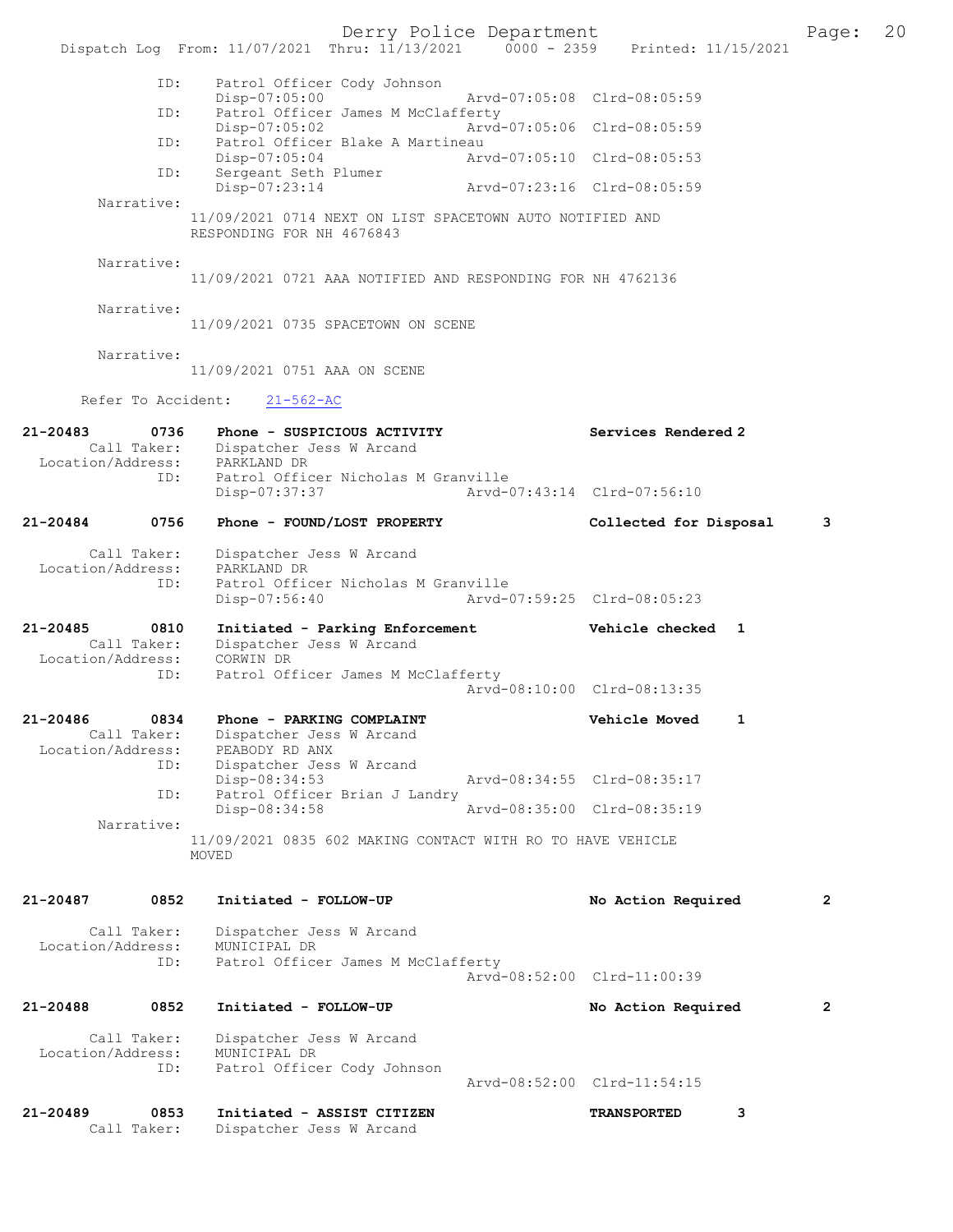ID: Patrol Officer Cody Johnson
Disp-07:05:00 Arvd-07:05:08 Clrd-08:05:59
ID: Patrol Officer James M McClafferty
Disp-07:05:02 Arvd-07:05:06 Clrd-08:05:59
ID: Patrol Officer Blake A Martineau
Disp-07:05:04 Arvd-07:05:10 Clrd-08:05:53
ID: Sergeant Seth Plumer
Disp-07:23:14 Arvd-07:23:16 Clrd-08:05:59
Narrative:
11/09/2021 0714 NEXT ON LIST SPACETOWN AUTO NOTIFIED AND RESPONDING FOR NH 4676843

Narrative:
11/09/2021 0721 AAA NOTIFIED AND RESPONDING FOR NH 4762136

Narrative:
11/09/2021 0735 SPACETOWN ON SCENE

Narrative:
11/09/2021 0751 AAA ON SCENE

Refer To Accident: 21-562-AC

21-20483 0736 Phone - SUSPICIOUS ACTIVITY Services Rendered 2
Call Taker: Dispatcher Jess W Arcand
Location/Address: PARKLAND DR
ID: Patrol Officer Nicholas M Granville
Disp-07:37:37 Arvd-07:43:14 Clrd-07:56:10

21-20484 0756 Phone - FOUND/LOST PROPERTY Collected for Disposal 3
Call Taker: Dispatcher Jess W Arcand
Location/Address: PARKLAND DR
ID: Patrol Officer Nicholas M Granville
Disp-07:56:40 Arvd-07:59:25 Clrd-08:05:23

21-20485 0810 Initiated - Parking Enforcement Vehicle checked 1
Call Taker: Dispatcher Jess W Arcand
Location/Address: CORWIN DR
ID: Patrol Officer James M McClafferty
Arvd-08:10:00 Clrd-08:13:35

21-20486 0834 Phone - PARKING COMPLAINT Vehicle Moved 1
Call Taker: Dispatcher Jess W Arcand
Location/Address: PEABODY RD ANX
ID: Dispatcher Jess W Arcand
Disp-08:34:53 Arvd-08:34:55 Clrd-08:35:17
ID: Patrol Officer Brian J Landry
Disp-08:34:58 Arvd-08:35:00 Clrd-08:35:19
Narrative:
11/09/2021 0835 602 MAKING CONTACT WITH RO TO HAVE VEHICLE MOVED

21-20487 0852 Initiated - FOLLOW-UP No Action Required 2
Call Taker: Dispatcher Jess W Arcand
Location/Address: MUNICIPAL DR
ID: Patrol Officer James M McClafferty
Arvd-08:52:00 Clrd-11:00:39

21-20488 0852 Initiated - FOLLOW-UP No Action Required 2
Call Taker: Dispatcher Jess W Arcand
Location/Address: MUNICIPAL DR
ID: Patrol Officer Cody Johnson
Arvd-08:52:00 Clrd-11:54:15

21-20489 0853 Initiated - ASSIST CITIZEN TRANSPORTED 3
Call Taker: Dispatcher Jess W Arcand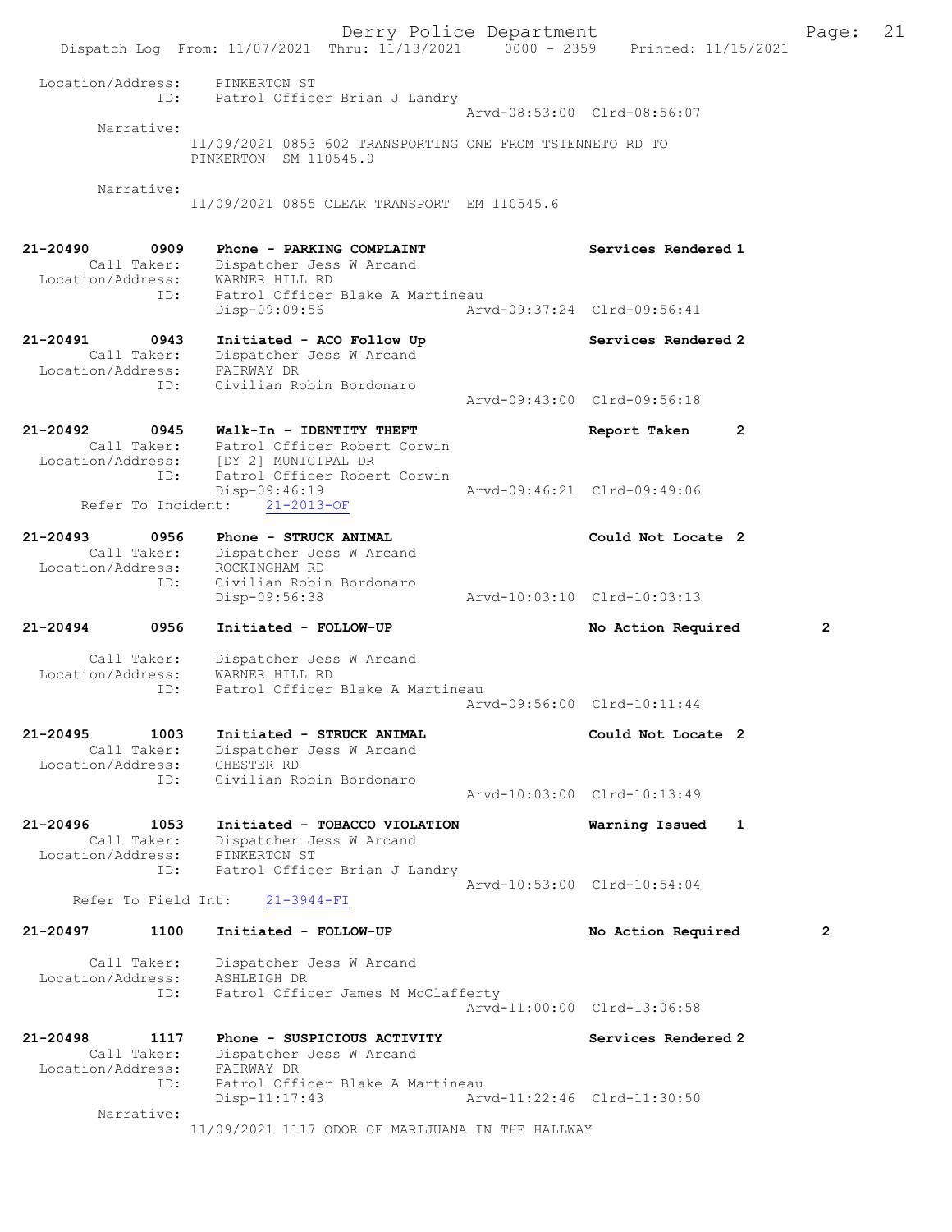Location/Address: PINKERTON ST
ID: Patrol Officer Brian J Landry
Arvd-08:53:00 Clrd-08:56:07

Narrative:
11/09/2021 0853 602 TRANSPORTING ONE FROM TSIENNETO RD TO PINKERTON SM 110545.0

Narrative:
11/09/2021 0855 CLEAR TRANSPORT EM 110545.6

**21-20490 0909 Phone - PARKING COMPLAINT** — **Services Rendered 1**
Call Taker: Dispatcher Jess W Arcand
Location/Address: WARNER HILL RD
ID: Patrol Officer Blake A Martineau
Disp-09:09:56 Arvd-09:37:24 Clrd-09:56:41

**21-20491 0943 Initiated - ACO Follow Up** — **Services Rendered 2**
Call Taker: Dispatcher Jess W Arcand
Location/Address: FAIRWAY DR
ID: Civilian Robin Bordonaro
Arvd-09:43:00 Clrd-09:56:18

**21-20492 0945 Walk-In - IDENTITY THEFT** — **Report Taken 2**
Call Taker: Patrol Officer Robert Corwin
Location/Address: [DY 2] MUNICIPAL DR
ID: Patrol Officer Robert Corwin
Disp-09:46:19 Arvd-09:46:21 Clrd-09:49:06
Refer To Incident: 21-2013-OF

**21-20493 0956 Phone - STRUCK ANIMAL** — **Could Not Locate 2**
Call Taker: Dispatcher Jess W Arcand
Location/Address: ROCKINGHAM RD
ID: Civilian Robin Bordonaro
Disp-09:56:38 Arvd-10:03:10 Clrd-10:03:13

**21-20494 0956 Initiated - FOLLOW-UP** — **No Action Required 2**
Call Taker: Dispatcher Jess W Arcand
Location/Address: WARNER HILL RD
ID: Patrol Officer Blake A Martineau
Arvd-09:56:00 Clrd-10:11:44

**21-20495 1003 Initiated - STRUCK ANIMAL** — **Could Not Locate 2**
Call Taker: Dispatcher Jess W Arcand
Location/Address: CHESTER RD
ID: Civilian Robin Bordonaro
Arvd-10:03:00 Clrd-10:13:49

**21-20496 1053 Initiated - TOBACCO VIOLATION** — **Warning Issued 1**
Call Taker: Dispatcher Jess W Arcand
Location/Address: PINKERTON ST
ID: Patrol Officer Brian J Landry
Arvd-10:53:00 Clrd-10:54:04
Refer To Field Int: 21-3944-FI

**21-20497 1100 Initiated - FOLLOW-UP** — **No Action Required 2**
Call Taker: Dispatcher Jess W Arcand
Location/Address: ASHLEIGH DR
ID: Patrol Officer James M McClafferty
Arvd-11:00:00 Clrd-13:06:58

**21-20498 1117 Phone - SUSPICIOUS ACTIVITY** — **Services Rendered 2**
Call Taker: Dispatcher Jess W Arcand
Location/Address: FAIRWAY DR
ID: Patrol Officer Blake A Martineau
Disp-11:17:43 Arvd-11:22:46 Clrd-11:30:50

Narrative:
11/09/2021 1117 ODOR OF MARIJUANA IN THE HALLWAY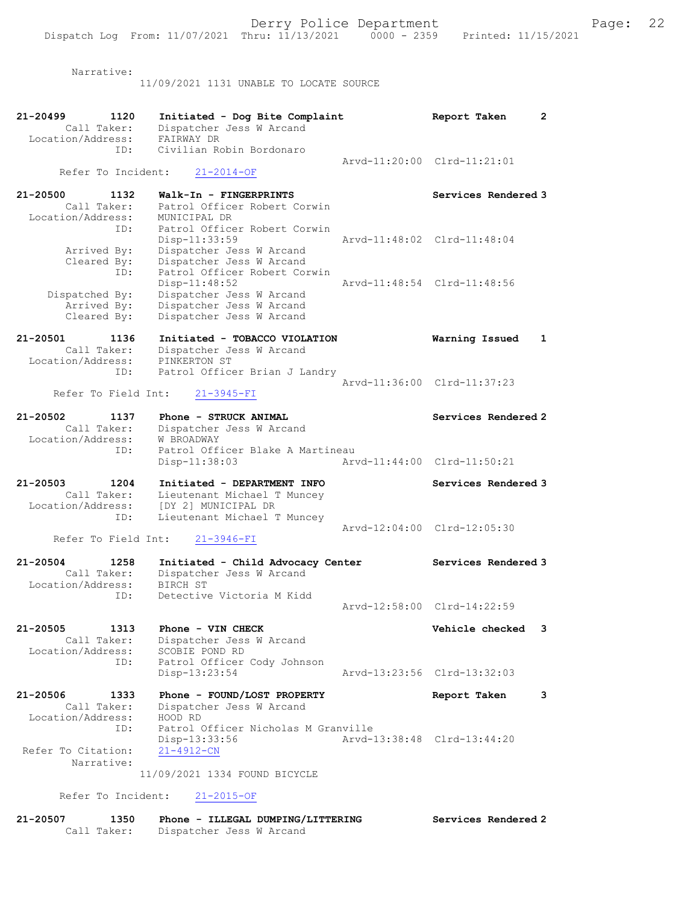Narrative:
11/09/2021 1131 UNABLE TO LOCATE SOURCE

21-20499 1120 Initiated - Dog Bite Complaint Report Taken 2
Call Taker: Dispatcher Jess W Arcand
Location/Address: FAIRWAY DR
ID: Civilian Robin Bordonaro
Arvd-11:20:00 Clrd-11:21:01
Refer To Incident: 21-2014-OF

21-20500 1132 Walk-In - FINGERPRINTS Services Rendered 3
Call Taker: Patrol Officer Robert Corwin
Location/Address: MUNICIPAL DR
ID: Patrol Officer Robert Corwin
Disp-11:33:59 Arvd-11:48:02 Clrd-11:48:04
Arrived By: Dispatcher Jess W Arcand
Cleared By: Dispatcher Jess W Arcand
ID: Patrol Officer Robert Corwin
Disp-11:48:52 Arvd-11:48:54 Clrd-11:48:56
Dispatched By: Dispatcher Jess W Arcand
Arrived By: Dispatcher Jess W Arcand
Cleared By: Dispatcher Jess W Arcand

21-20501 1136 Initiated - TOBACCO VIOLATION Warning Issued 1
Call Taker: Dispatcher Jess W Arcand
Location/Address: PINKERTON ST
ID: Patrol Officer Brian J Landry
Arvd-11:36:00 Clrd-11:37:23
Refer To Field Int: 21-3945-FI

21-20502 1137 Phone - STRUCK ANIMAL Services Rendered 2
Call Taker: Dispatcher Jess W Arcand
Location/Address: W BROADWAY
ID: Patrol Officer Blake A Martineau
Disp-11:38:03 Arvd-11:44:00 Clrd-11:50:21

21-20503 1204 Initiated - DEPARTMENT INFO Services Rendered 3
Call Taker: Lieutenant Michael T Muncey
Location/Address: [DY 2] MUNICIPAL DR
ID: Lieutenant Michael T Muncey
Arvd-12:04:00 Clrd-12:05:30
Refer To Field Int: 21-3946-FI

21-20504 1258 Initiated - Child Advocacy Center Services Rendered 3
Call Taker: Dispatcher Jess W Arcand
Location/Address: BIRCH ST
ID: Detective Victoria M Kidd
Arvd-12:58:00 Clrd-14:22:59

21-20505 1313 Phone - VIN CHECK Vehicle checked 3
Call Taker: Dispatcher Jess W Arcand
Location/Address: SCOBIE POND RD
ID: Patrol Officer Cody Johnson
Disp-13:23:54 Arvd-13:23:56 Clrd-13:32:03

21-20506 1333 Phone - FOUND/LOST PROPERTY Report Taken 3
Call Taker: Dispatcher Jess W Arcand
Location/Address: HOOD RD
ID: Patrol Officer Nicholas M Granville
Disp-13:33:56 Arvd-13:38:48 Clrd-13:44:20
Refer To Citation: 21-4912-CN
Narrative:
11/09/2021 1334 FOUND BICYCLE

Refer To Incident: 21-2015-OF

21-20507 1350 Phone - ILLEGAL DUMPING/LITTERING Services Rendered 2
Call Taker: Dispatcher Jess W Arcand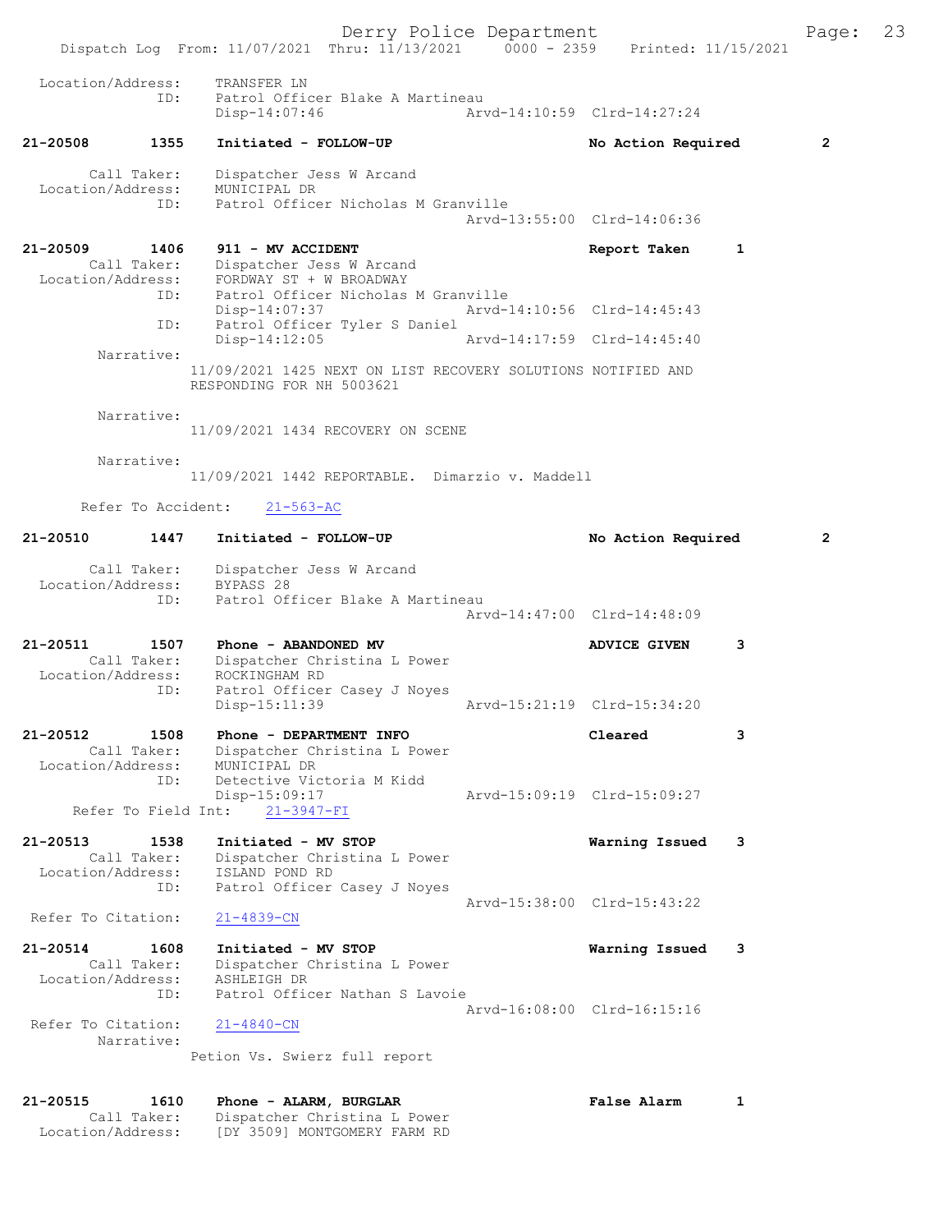```
 Location/Address:    TRANSFER LN
                ID:    Patrol Officer Blake A Martineau
                       Disp-14:07:46                Arvd-14:10:59  Clrd-14:27:24

21-20508        1355    Initiated - FOLLOW-UP                   No Action Required        2

        Call Taker:    Dispatcher Jess W Arcand
  Location/Address:    MUNICIPAL DR
                ID:    Patrol Officer Nicholas M Granville
                                                    Arvd-13:55:00  Clrd-14:06:36

21-20509        1406    911 - MV ACCIDENT                       Report Taken      1
        Call Taker:    Dispatcher Jess W Arcand
  Location/Address:    FORDWAY ST + W BROADWAY
                ID:    Patrol Officer Nicholas M Granville
                       Disp-14:07:37                Arvd-14:10:56  Clrd-14:45:43
                ID:    Patrol Officer Tyler S Daniel
                       Disp-14:12:05                Arvd-14:17:59  Clrd-14:45:40
         Narrative:
                    11/09/2021 1425 NEXT ON LIST RECOVERY SOLUTIONS NOTIFIED AND
                    RESPONDING FOR NH 5003621

         Narrative:
                    11/09/2021 1434 RECOVERY ON SCENE

         Narrative:
                    11/09/2021 1442 REPORTABLE.  Dimarzio v. Maddell

       Refer To Accident:    21-563-AC

21-20510        1447    Initiated - FOLLOW-UP                   No Action Required        2

        Call Taker:    Dispatcher Jess W Arcand
  Location/Address:    BYPASS 28
                ID:    Patrol Officer Blake A Martineau
                                                    Arvd-14:47:00  Clrd-14:48:09

21-20511        1507    Phone - ABANDONED MV                    ADVICE GIVEN      3
        Call Taker:    Dispatcher Christina L Power
  Location/Address:    ROCKINGHAM RD
                ID:    Patrol Officer Casey J Noyes
                       Disp-15:11:39                Arvd-15:21:19  Clrd-15:34:20

21-20512        1508    Phone - DEPARTMENT INFO                 Cleared           3
        Call Taker:    Dispatcher Christina L Power
  Location/Address:    MUNICIPAL DR
                ID:    Detective Victoria M Kidd
                       Disp-15:09:17                Arvd-15:09:19  Clrd-15:09:27
      Refer To Field Int:    21-3947-FI

21-20513        1538    Initiated - MV STOP                     Warning Issued    3
        Call Taker:    Dispatcher Christina L Power
  Location/Address:    ISLAND POND RD
                ID:    Patrol Officer Casey J Noyes
                                                    Arvd-15:38:00  Clrd-15:43:22
  Refer To Citation:    21-4839-CN

21-20514        1608    Initiated - MV STOP                     Warning Issued    3
        Call Taker:    Dispatcher Christina L Power
  Location/Address:    ASHLEIGH DR
                ID:    Patrol Officer Nathan S Lavoie
                                                    Arvd-16:08:00  Clrd-16:15:16
  Refer To Citation:    21-4840-CN
         Narrative:
                    Petion Vs. Swierz full report

21-20515        1610    Phone - ALARM, BURGLAR                  False Alarm       1
        Call Taker:    Dispatcher Christina L Power
  Location/Address:    [DY 3509] MONTGOMERY FARM RD
```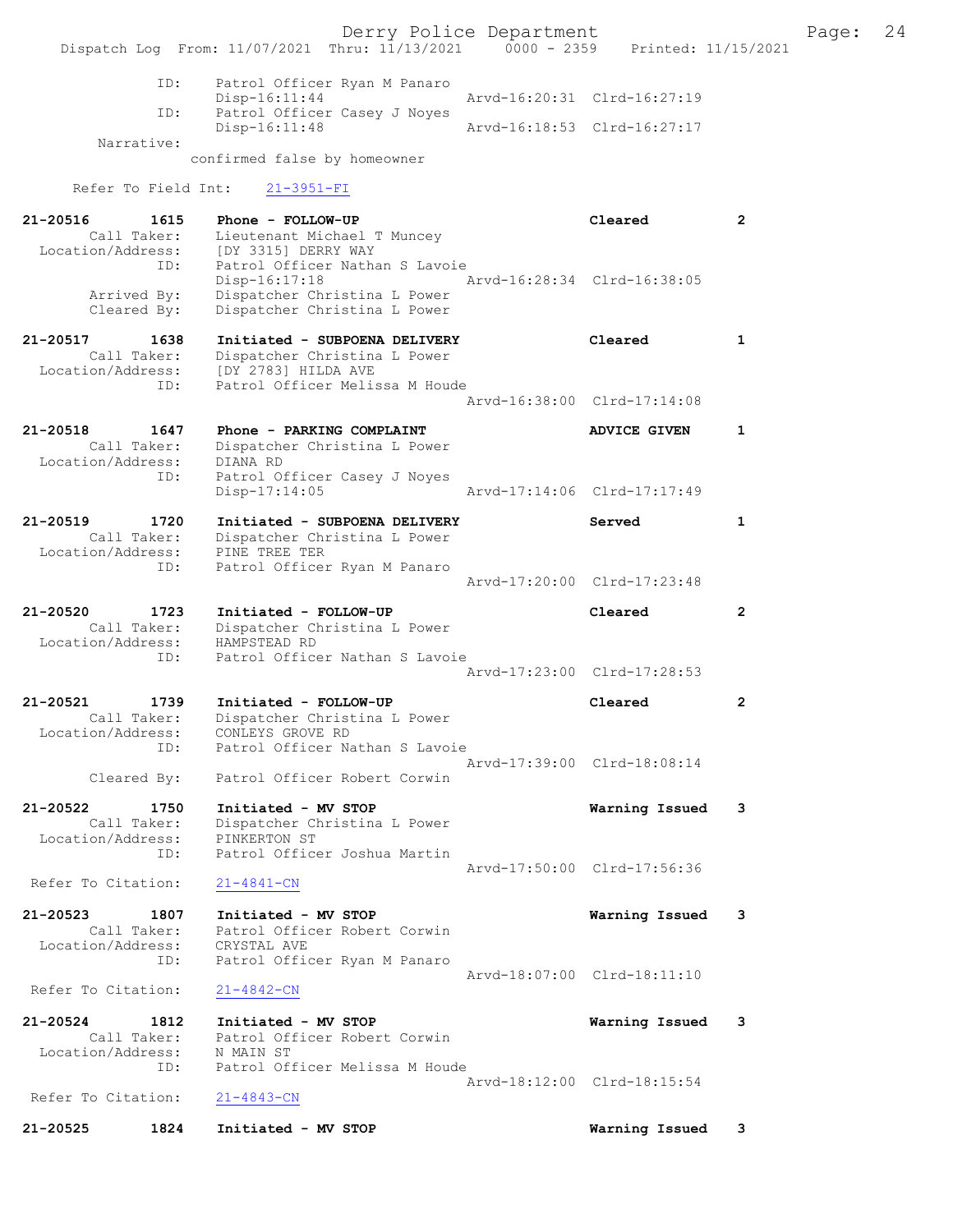```
            ID:     Patrol Officer Ryan M Panaro
                    Disp-16:11:44              Arvd-16:20:31  Clrd-16:27:19
            ID:     Patrol Officer Casey J Noyes
                    Disp-16:11:48              Arvd-16:18:53  Clrd-16:27:17
     Narrative:
                   confirmed false by homeowner

   Refer To Field Int:     21-3951-FI

21-20516      1615   Phone - FOLLOW-UP                        Cleared        2
       Call Taker:   Lieutenant Michael T Muncey
 Location/Address:   [DY 3315] DERRY WAY
              ID:    Patrol Officer Nathan S Lavoie
                     Disp-16:17:18             Arvd-16:28:34  Clrd-16:38:05
      Arrived By:    Dispatcher Christina L Power
      Cleared By:    Dispatcher Christina L Power

21-20517      1638   Initiated - SUBPOENA DELIVERY            Cleared        1
       Call Taker:   Dispatcher Christina L Power
 Location/Address:   [DY 2783] HILDA AVE
              ID:    Patrol Officer Melissa M Houde
                                               Arvd-16:38:00  Clrd-17:14:08

21-20518      1647   Phone - PARKING COMPLAINT                ADVICE GIVEN   1
       Call Taker:   Dispatcher Christina L Power
 Location/Address:   DIANA RD
              ID:    Patrol Officer Casey J Noyes
                     Disp-17:14:05             Arvd-17:14:06  Clrd-17:17:49

21-20519      1720   Initiated - SUBPOENA DELIVERY            Served         1
       Call Taker:   Dispatcher Christina L Power
 Location/Address:   PINE TREE TER
              ID:    Patrol Officer Ryan M Panaro
                                               Arvd-17:20:00  Clrd-17:23:48

21-20520      1723   Initiated - FOLLOW-UP                    Cleared        2
       Call Taker:   Dispatcher Christina L Power
 Location/Address:   HAMPSTEAD RD
              ID:    Patrol Officer Nathan S Lavoie
                                               Arvd-17:23:00  Clrd-17:28:53

21-20521      1739   Initiated - FOLLOW-UP                    Cleared        2
       Call Taker:   Dispatcher Christina L Power
 Location/Address:   CONLEYS GROVE RD
              ID:    Patrol Officer Nathan S Lavoie
                                               Arvd-17:39:00  Clrd-18:08:14
      Cleared By:    Patrol Officer Robert Corwin

21-20522      1750   Initiated - MV STOP                      Warning Issued 3
       Call Taker:   Dispatcher Christina L Power
 Location/Address:   PINKERTON ST
              ID:    Patrol Officer Joshua Martin
                                               Arvd-17:50:00  Clrd-17:56:36
 Refer To Citation:  21-4841-CN

21-20523      1807   Initiated - MV STOP                      Warning Issued 3
       Call Taker:   Patrol Officer Robert Corwin
 Location/Address:   CRYSTAL AVE
              ID:    Patrol Officer Ryan M Panaro
                                               Arvd-18:07:00  Clrd-18:11:10
 Refer To Citation:  21-4842-CN

21-20524      1812   Initiated - MV STOP                      Warning Issued 3
       Call Taker:   Patrol Officer Robert Corwin
 Location/Address:   N MAIN ST
              ID:    Patrol Officer Melissa M Houde
                                               Arvd-18:12:00  Clrd-18:15:54
 Refer To Citation:  21-4843-CN

21-20525      1824   Initiated - MV STOP                      Warning Issued 3
```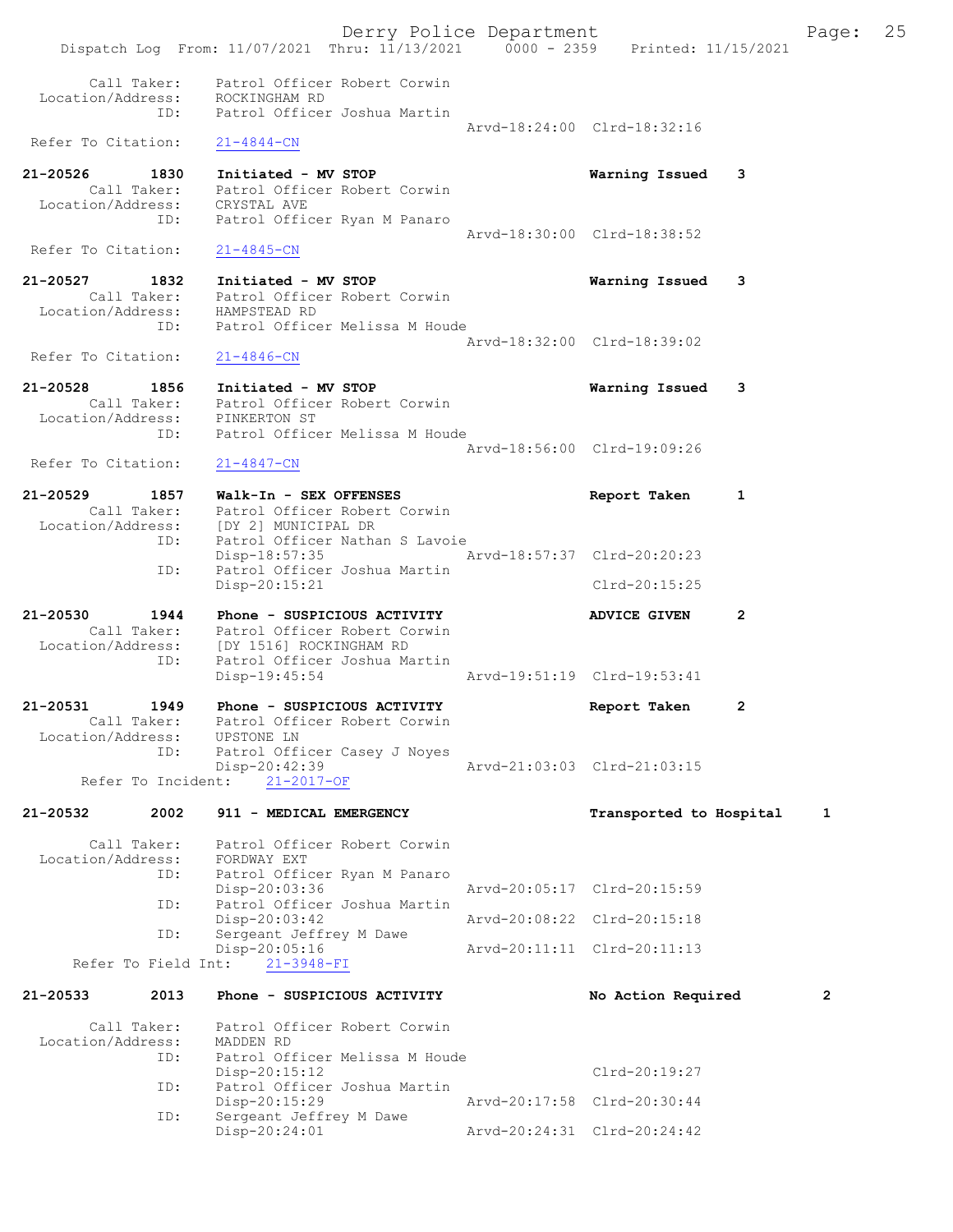```
Call Taker:    Patrol Officer Robert Corwin
 Location/Address:    ROCKINGHAM RD
               ID:    Patrol Officer Joshua Martin
                                                    Arvd-18:24:00  Clrd-18:32:16
 Refer To Citation:   21-4844-CN

21-20526      1830    Initiated - MV STOP                           Warning Issued    3
        Call Taker:    Patrol Officer Robert Corwin
 Location/Address:    CRYSTAL AVE
               ID:    Patrol Officer Ryan M Panaro
                                                    Arvd-18:30:00  Clrd-18:38:52
 Refer To Citation:   21-4845-CN

21-20527      1832    Initiated - MV STOP                           Warning Issued    3
        Call Taker:    Patrol Officer Robert Corwin
 Location/Address:    HAMPSTEAD RD
               ID:    Patrol Officer Melissa M Houde
                                                    Arvd-18:32:00  Clrd-18:39:02
 Refer To Citation:   21-4846-CN

21-20528      1856    Initiated - MV STOP                           Warning Issued    3
        Call Taker:    Patrol Officer Robert Corwin
 Location/Address:    PINKERTON ST
               ID:    Patrol Officer Melissa M Houde
                                                    Arvd-18:56:00  Clrd-19:09:26
 Refer To Citation:   21-4847-CN

21-20529      1857    Walk-In - SEX OFFENSES                        Report Taken      1
        Call Taker:    Patrol Officer Robert Corwin
 Location/Address:    [DY 2] MUNICIPAL DR
               ID:    Patrol Officer Nathan S Lavoie
                      Disp-18:57:35                 Arvd-18:57:37  Clrd-20:20:23
               ID:    Patrol Officer Joshua Martin
                      Disp-20:15:21                                Clrd-20:15:25

21-20530      1944    Phone - SUSPICIOUS ACTIVITY                   ADVICE GIVEN      2
        Call Taker:    Patrol Officer Robert Corwin
 Location/Address:    [DY 1516] ROCKINGHAM RD
               ID:    Patrol Officer Joshua Martin
                      Disp-19:45:54                 Arvd-19:51:19  Clrd-19:53:41

21-20531      1949    Phone - SUSPICIOUS ACTIVITY                   Report Taken      2
        Call Taker:    Patrol Officer Robert Corwin
 Location/Address:    UPSTONE LN
               ID:    Patrol Officer Casey J Noyes
                      Disp-20:42:39                 Arvd-21:03:03  Clrd-21:03:15
      Refer To Incident:    21-2017-OF

21-20532      2002    911 - MEDICAL EMERGENCY                       Transported to Hospital     1

        Call Taker:    Patrol Officer Robert Corwin
 Location/Address:    FORDWAY EXT
               ID:    Patrol Officer Ryan M Panaro
                      Disp-20:03:36                 Arvd-20:05:17  Clrd-20:15:59
               ID:    Patrol Officer Joshua Martin
                      Disp-20:03:42                 Arvd-20:08:22  Clrd-20:15:18
               ID:    Sergeant Jeffrey M Dawe
                      Disp-20:05:16                 Arvd-20:11:11  Clrd-20:11:13
     Refer To Field Int:    21-3948-FI

21-20533      2013    Phone - SUSPICIOUS ACTIVITY                   No Action Required          2

        Call Taker:    Patrol Officer Robert Corwin
 Location/Address:    MADDEN RD
               ID:    Patrol Officer Melissa M Houde
                      Disp-20:15:12                                Clrd-20:19:27
               ID:    Patrol Officer Joshua Martin
                      Disp-20:15:29                 Arvd-20:17:58  Clrd-20:30:44
               ID:    Sergeant Jeffrey M Dawe
                      Disp-20:24:01                 Arvd-20:24:31  Clrd-20:24:42
```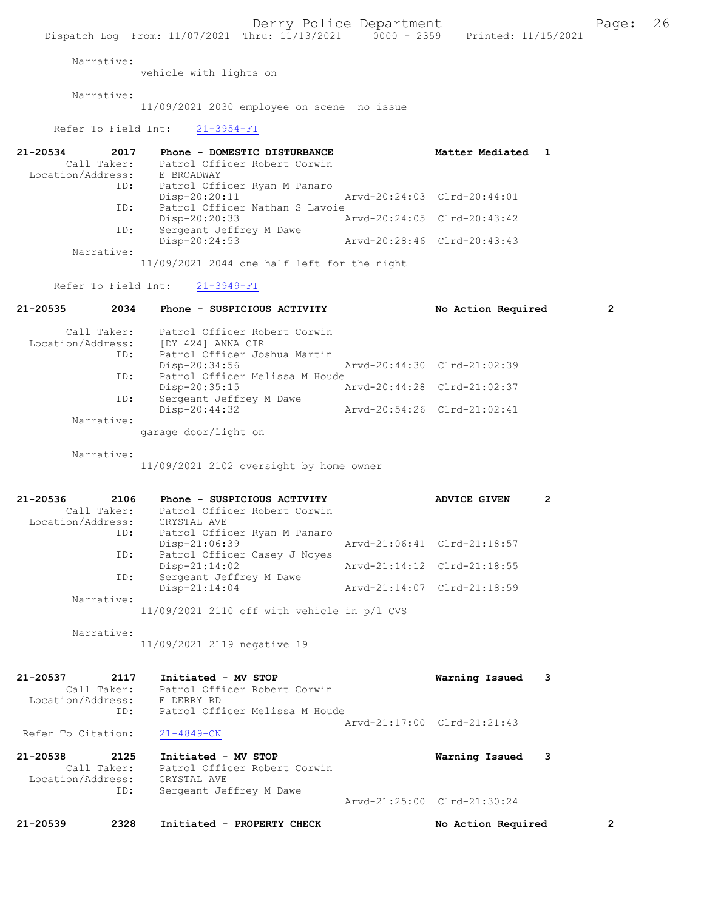Narrative:
vehicle with lights on

Narrative:
11/09/2021 2030 employee on scene no issue

Refer To Field Int: 21-3954-FI

**21-20534 2017 Phone - DOMESTIC DISTURBANCE — Matter Mediated 1**

Call Taker: Patrol Officer Robert Corwin
Location/Address: E BROADWAY
ID: Patrol Officer Ryan M Panaro
Disp-20:20:11 Arvd-20:24:03 Clrd-20:44:01
ID: Patrol Officer Nathan S Lavoie
Disp-20:20:33 Arvd-20:24:05 Clrd-20:43:42
ID: Sergeant Jeffrey M Dawe
Disp-20:24:53 Arvd-20:28:46 Clrd-20:43:43
Narrative:
11/09/2021 2044 one half left for the night

Refer To Field Int: 21-3949-FI

**21-20535 2034 Phone - SUSPICIOUS ACTIVITY — No Action Required 2**

Call Taker: Patrol Officer Robert Corwin
Location/Address: [DY 424] ANNA CIR
ID: Patrol Officer Joshua Martin
Disp-20:34:56 Arvd-20:44:30 Clrd-21:02:39
ID: Patrol Officer Melissa M Houde
Disp-20:35:15 Arvd-20:44:28 Clrd-21:02:37
ID: Sergeant Jeffrey M Dawe
Disp-20:44:32 Arvd-20:54:26 Clrd-21:02:41
Narrative:
garage door/light on

Narrative:
11/09/2021 2102 oversight by home owner

**21-20536 2106 Phone - SUSPICIOUS ACTIVITY — ADVICE GIVEN 2**

Call Taker: Patrol Officer Robert Corwin
Location/Address: CRYSTAL AVE
ID: Patrol Officer Ryan M Panaro
Disp-21:06:39 Arvd-21:06:41 Clrd-21:18:57
ID: Patrol Officer Casey J Noyes
Disp-21:14:02 Arvd-21:14:12 Clrd-21:18:55
ID: Sergeant Jeffrey M Dawe
Disp-21:14:04 Arvd-21:14:07 Clrd-21:18:59
Narrative:
11/09/2021 2110 off with vehicle in p/l CVS

Narrative:
11/09/2021 2119 negative 19

**21-20537 2117 Initiated - MV STOP — Warning Issued 3**

Call Taker: Patrol Officer Robert Corwin
Location/Address: E DERRY RD
ID: Patrol Officer Melissa M Houde
Arvd-21:17:00 Clrd-21:21:43
Refer To Citation: 21-4849-CN

**21-20538 2125 Initiated - MV STOP — Warning Issued 3**

Call Taker: Patrol Officer Robert Corwin
Location/Address: CRYSTAL AVE
ID: Sergeant Jeffrey M Dawe
Arvd-21:25:00 Clrd-21:30:24

**21-20539 2328 Initiated - PROPERTY CHECK — No Action Required 2**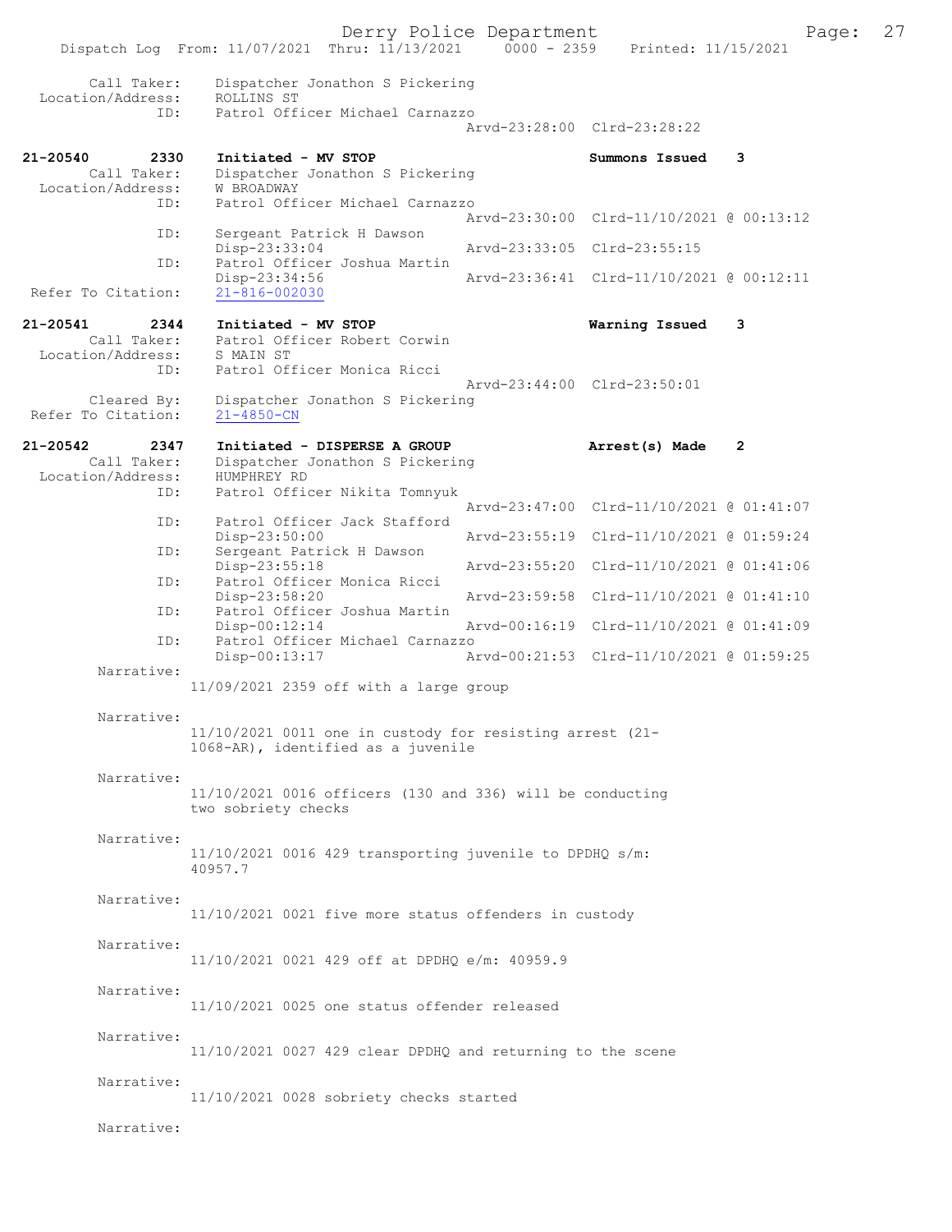Call Taker: Dispatcher Jonathon S Pickering
Location/Address: ROLLINS ST
ID: Patrol Officer Michael Carnazzo
Arvd-23:28:00 Clrd-23:28:22

**21-20540 2330 Initiated - MV STOP** — **Summons Issued 3**
Call Taker: Dispatcher Jonathon S Pickering
Location/Address: W BROADWAY
ID: Patrol Officer Michael Carnazzo
Arvd-23:30:00 Clrd-11/10/2021 @ 00:13:12
ID: Sergeant Patrick H Dawson
Disp-23:33:04 Arvd-23:33:05 Clrd-23:55:15
ID: Patrol Officer Joshua Martin
Disp-23:34:56 Arvd-23:36:41 Clrd-11/10/2021 @ 00:12:11
Refer To Citation: 21-816-002030

**21-20541 2344 Initiated - MV STOP** — **Warning Issued 3**
Call Taker: Patrol Officer Robert Corwin
Location/Address: S MAIN ST
ID: Patrol Officer Monica Ricci
Arvd-23:44:00 Clrd-23:50:01
Cleared By: Dispatcher Jonathon S Pickering
Refer To Citation: 21-4850-CN

**21-20542 2347 Initiated - DISPERSE A GROUP** — **Arrest(s) Made 2**
Call Taker: Dispatcher Jonathon S Pickering
Location/Address: HUMPHREY RD
ID: Patrol Officer Nikita Tomnyuk
Arvd-23:47:00 Clrd-11/10/2021 @ 01:41:07
ID: Patrol Officer Jack Stafford
Disp-23:50:00 Arvd-23:55:19 Clrd-11/10/2021 @ 01:59:24
ID: Sergeant Patrick H Dawson
Disp-23:55:18 Arvd-23:55:20 Clrd-11/10/2021 @ 01:41:06
ID: Patrol Officer Monica Ricci
Disp-23:58:20 Arvd-23:59:58 Clrd-11/10/2021 @ 01:41:10
ID: Patrol Officer Joshua Martin
Disp-00:12:14 Arvd-00:16:19 Clrd-11/10/2021 @ 01:41:09
ID: Patrol Officer Michael Carnazzo
Disp-00:13:17 Arvd-00:21:53 Clrd-11/10/2021 @ 01:59:25

Narrative:
11/09/2021 2359 off with a large group

Narrative:
11/10/2021 0011 one in custody for resisting arrest (21-1068-AR), identified as a juvenile

Narrative:
11/10/2021 0016 officers (130 and 336) will be conducting two sobriety checks

Narrative:
11/10/2021 0016 429 transporting juvenile to DPDHQ s/m: 40957.7

Narrative:
11/10/2021 0021 five more status offenders in custody

Narrative:
11/10/2021 0021 429 off at DPDHQ e/m: 40959.9

Narrative:
11/10/2021 0025 one status offender released

Narrative:
11/10/2021 0027 429 clear DPDHQ and returning to the scene

Narrative:
11/10/2021 0028 sobriety checks started

Narrative: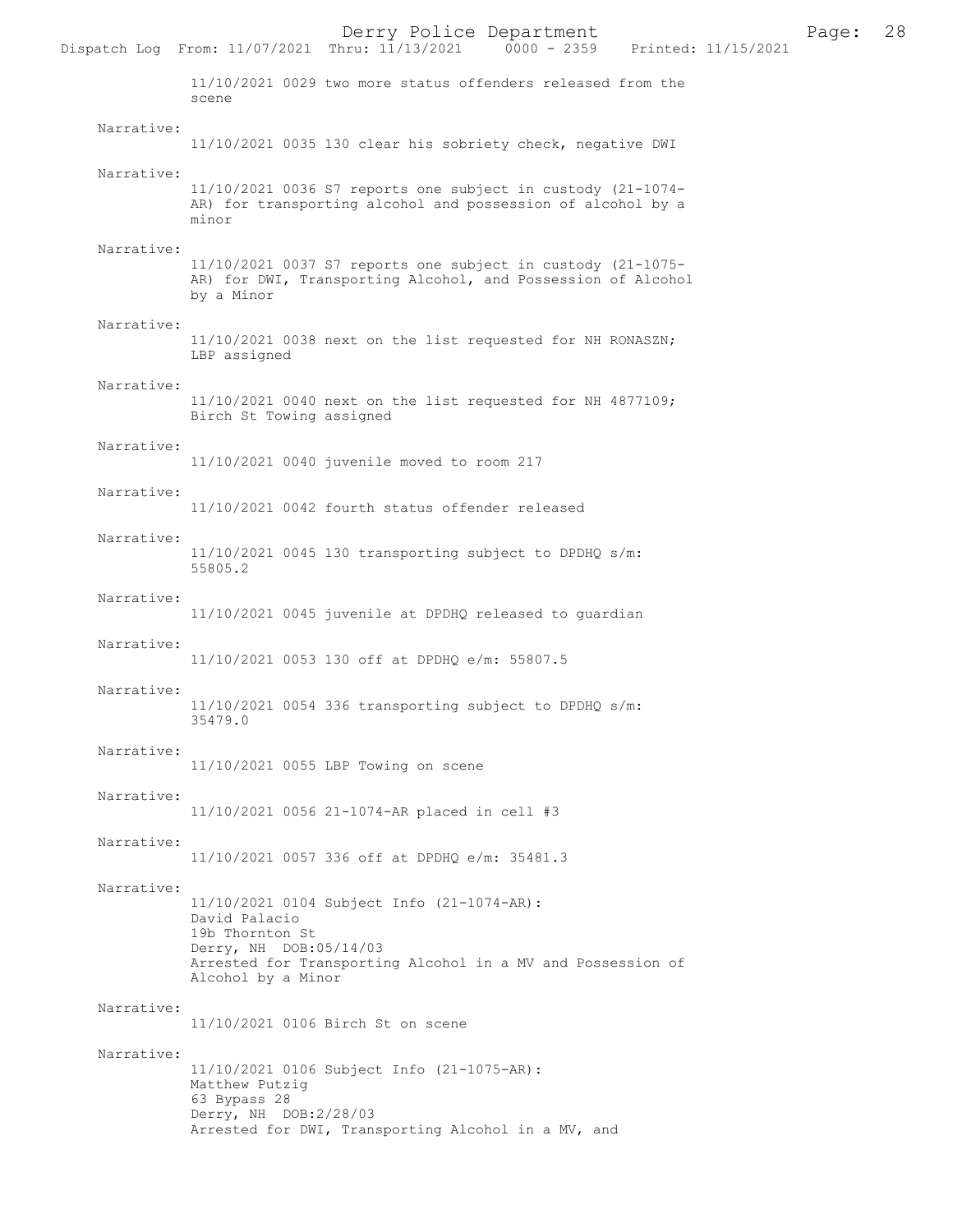11/10/2021 0029 two more status offenders released from the scene

Narrative:
11/10/2021 0035 130 clear his sobriety check, negative DWI

Narrative:
11/10/2021 0036 S7 reports one subject in custody (21-1074-AR) for transporting alcohol and possession of alcohol by a minor

Narrative:
11/10/2021 0037 S7 reports one subject in custody (21-1075-AR) for DWI, Transporting Alcohol, and Possession of Alcohol by a Minor

Narrative:
11/10/2021 0038 next on the list requested for NH RONASZN; LBP assigned

Narrative:
11/10/2021 0040 next on the list requested for NH 4877109; Birch St Towing assigned

Narrative:
11/10/2021 0040 juvenile moved to room 217

Narrative:
11/10/2021 0042 fourth status offender released

Narrative:
11/10/2021 0045 130 transporting subject to DPDHQ s/m: 55805.2

Narrative:
11/10/2021 0045 juvenile at DPDHQ released to guardian

Narrative:
11/10/2021 0053 130 off at DPDHQ e/m: 55807.5

Narrative:
11/10/2021 0054 336 transporting subject to DPDHQ s/m: 35479.0

Narrative:
11/10/2021 0055 LBP Towing on scene

Narrative:
11/10/2021 0056 21-1074-AR placed in cell #3

Narrative:
11/10/2021 0057 336 off at DPDHQ e/m: 35481.3

Narrative:
11/10/2021 0104 Subject Info (21-1074-AR):
David Palacio
19b Thornton St
Derry, NH DOB:05/14/03
Arrested for Transporting Alcohol in a MV and Possession of Alcohol by a Minor

Narrative:
11/10/2021 0106 Birch St on scene

Narrative:
11/10/2021 0106 Subject Info (21-1075-AR):
Matthew Putzig
63 Bypass 28
Derry, NH DOB:2/28/03
Arrested for DWI, Transporting Alcohol in a MV, and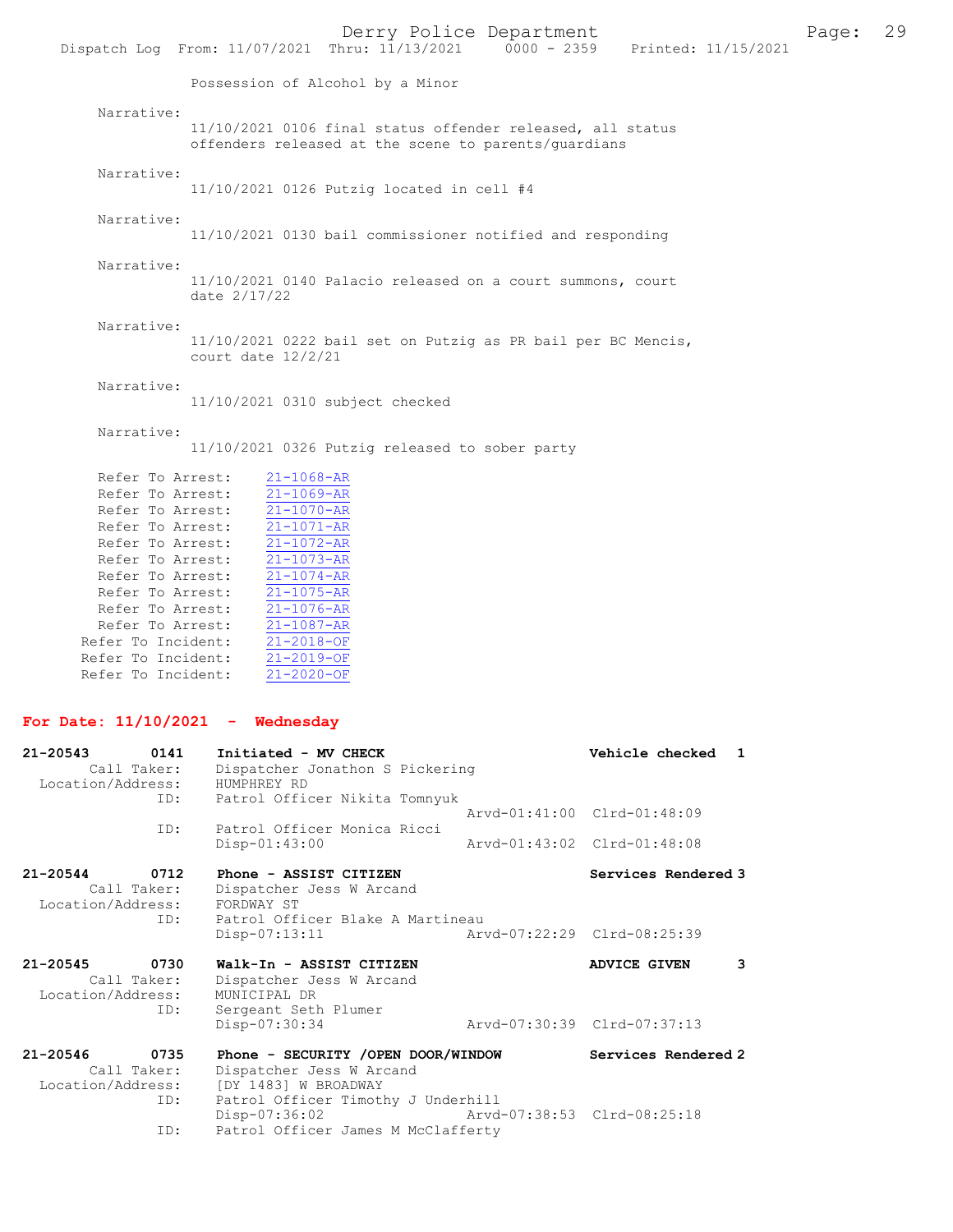Possession of Alcohol by a Minor

Narrative:
11/10/2021 0106 final status offender released, all status offenders released at the scene to parents/guardians

Narrative:
11/10/2021 0126 Putzig located in cell #4

Narrative:
11/10/2021 0130 bail commissioner notified and responding

Narrative:
11/10/2021 0140 Palacio released on a court summons, court date 2/17/22

Narrative:
11/10/2021 0222 bail set on Putzig as PR bail per BC Mencis, court date 12/2/21

Narrative:
11/10/2021 0310 subject checked

Narrative:
11/10/2021 0326 Putzig released to sober party

Refer To Arrest: 21-1068-AR
Refer To Arrest: 21-1069-AR
Refer To Arrest: 21-1070-AR
Refer To Arrest: 21-1071-AR
Refer To Arrest: 21-1072-AR
Refer To Arrest: 21-1073-AR
Refer To Arrest: 21-1074-AR
Refer To Arrest: 21-1075-AR
Refer To Arrest: 21-1076-AR
Refer To Arrest: 21-1087-AR
Refer To Incident: 21-2018-OF
Refer To Incident: 21-2019-OF
Refer To Incident: 21-2020-OF

## For Date: 11/10/2021 - Wednesday

**21-20543 0141 Initiated - MV CHECK** — **Vehicle checked 1**
Call Taker: Dispatcher Jonathon S Pickering
Location/Address: HUMPHREY RD
ID: Patrol Officer Nikita Tomnyuk
Arvd-01:41:00 Clrd-01:48:09
ID: Patrol Officer Monica Ricci
Disp-01:43:00 Arvd-01:43:02 Clrd-01:48:08

**21-20544 0712 Phone - ASSIST CITIZEN** — **Services Rendered 3**
Call Taker: Dispatcher Jess W Arcand
Location/Address: FORDWAY ST
ID: Patrol Officer Blake A Martineau
Disp-07:13:11 Arvd-07:22:29 Clrd-08:25:39

**21-20545 0730 Walk-In - ASSIST CITIZEN** — **ADVICE GIVEN 3**
Call Taker: Dispatcher Jess W Arcand
Location/Address: MUNICIPAL DR
ID: Sergeant Seth Plumer
Disp-07:30:34 Arvd-07:30:39 Clrd-07:37:13

**21-20546 0735 Phone - SECURITY /OPEN DOOR/WINDOW** — **Services Rendered 2**
Call Taker: Dispatcher Jess W Arcand
Location/Address: [DY 1483] W BROADWAY
ID: Patrol Officer Timothy J Underhill
Disp-07:36:02 Arvd-07:38:53 Clrd-08:25:18
ID: Patrol Officer James M McClafferty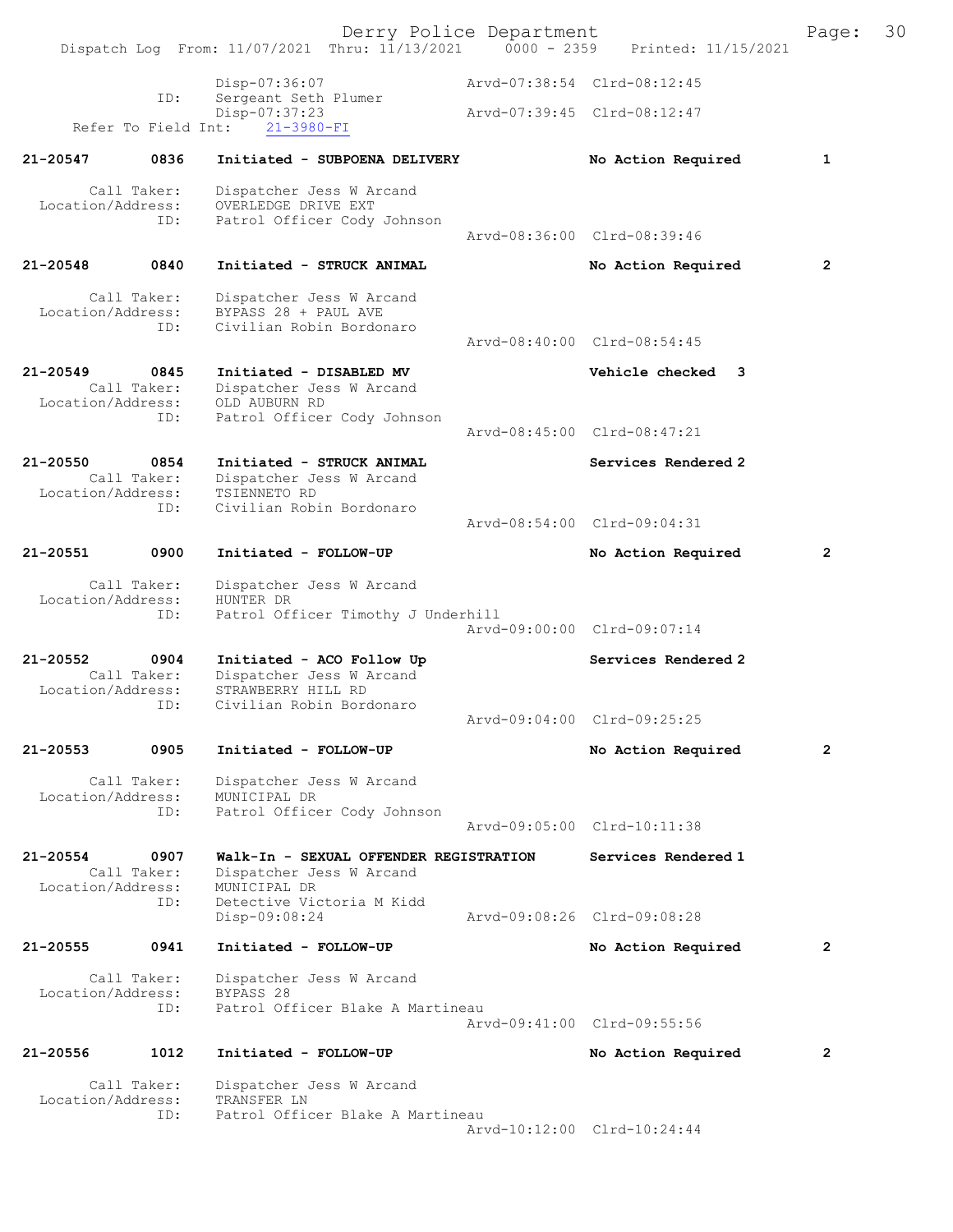Disp-07:36:07 Arvd-07:38:54 Clrd-08:12:45
ID: Sergeant Seth Plumer
Disp-07:37:23 Arvd-07:39:45 Clrd-08:12:47
Refer To Field Int: 21-3980-FI

**21-20547 0836 Initiated - SUBPOENA DELIVERY No Action Required 1**

Call Taker: Dispatcher Jess W Arcand
Location/Address: OVERLEDGE DRIVE EXT
ID: Patrol Officer Cody Johnson
Arvd-08:36:00 Clrd-08:39:46

**21-20548 0840 Initiated - STRUCK ANIMAL No Action Required 2**

Call Taker: Dispatcher Jess W Arcand
Location/Address: BYPASS 28 + PAUL AVE
ID: Civilian Robin Bordonaro
Arvd-08:40:00 Clrd-08:54:45

**21-20549 0845 Initiated - DISABLED MV Vehicle checked 3**
Call Taker: Dispatcher Jess W Arcand
Location/Address: OLD AUBURN RD
ID: Patrol Officer Cody Johnson
Arvd-08:45:00 Clrd-08:47:21

**21-20550 0854 Initiated - STRUCK ANIMAL Services Rendered 2**
Call Taker: Dispatcher Jess W Arcand
Location/Address: TSIENNETO RD
ID: Civilian Robin Bordonaro
Arvd-08:54:00 Clrd-09:04:31

**21-20551 0900 Initiated - FOLLOW-UP No Action Required 2**

Call Taker: Dispatcher Jess W Arcand
Location/Address: HUNTER DR
ID: Patrol Officer Timothy J Underhill
Arvd-09:00:00 Clrd-09:07:14

**21-20552 0904 Initiated - ACO Follow Up Services Rendered 2**
Call Taker: Dispatcher Jess W Arcand
Location/Address: STRAWBERRY HILL RD
ID: Civilian Robin Bordonaro
Arvd-09:04:00 Clrd-09:25:25

**21-20553 0905 Initiated - FOLLOW-UP No Action Required 2**

Call Taker: Dispatcher Jess W Arcand
Location/Address: MUNICIPAL DR
ID: Patrol Officer Cody Johnson
Arvd-09:05:00 Clrd-10:11:38

**21-20554 0907 Walk-In - SEXUAL OFFENDER REGISTRATION Services Rendered 1**
Call Taker: Dispatcher Jess W Arcand
Location/Address: MUNICIPAL DR
ID: Detective Victoria M Kidd
Disp-09:08:24 Arvd-09:08:26 Clrd-09:08:28

**21-20555 0941 Initiated - FOLLOW-UP No Action Required 2**

Call Taker: Dispatcher Jess W Arcand
Location/Address: BYPASS 28
ID: Patrol Officer Blake A Martineau
Arvd-09:41:00 Clrd-09:55:56

**21-20556 1012 Initiated - FOLLOW-UP No Action Required 2**

Call Taker: Dispatcher Jess W Arcand
Location/Address: TRANSFER LN
ID: Patrol Officer Blake A Martineau
Arvd-10:12:00 Clrd-10:24:44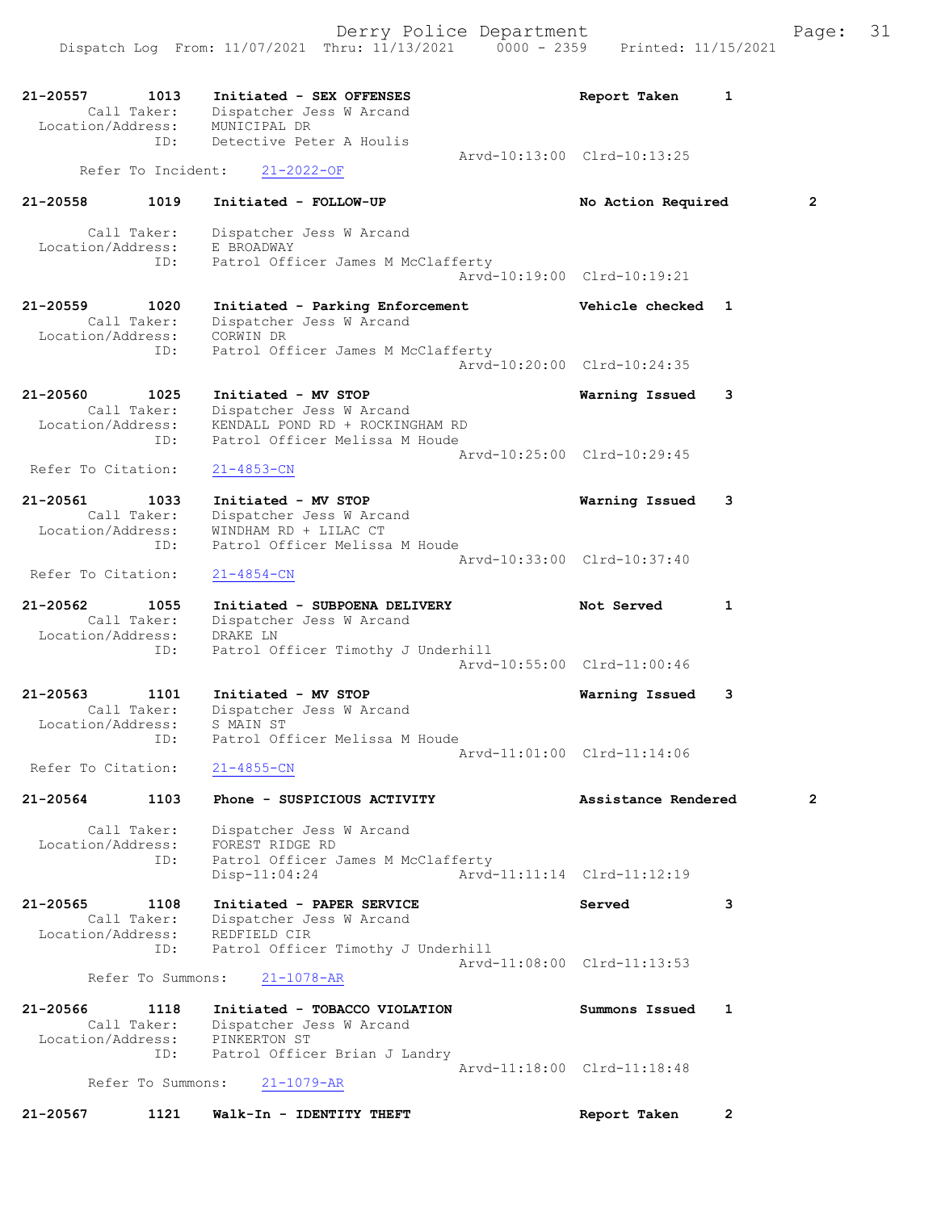21-20557 1013 Initiated - SEX OFFENSES Report Taken 1
Call Taker: Dispatcher Jess W Arcand
Location/Address: MUNICIPAL DR
ID: Detective Peter A Houlis
Arvd-10:13:00 Clrd-10:13:25
Refer To Incident: 21-2022-OF

21-20558 1019 Initiated - FOLLOW-UP No Action Required 2
Call Taker: Dispatcher Jess W Arcand
Location/Address: E BROADWAY
ID: Patrol Officer James M McClafferty
Arvd-10:19:00 Clrd-10:19:21

21-20559 1020 Initiated - Parking Enforcement Vehicle checked 1
Call Taker: Dispatcher Jess W Arcand
Location/Address: CORWIN DR
ID: Patrol Officer James M McClafferty
Arvd-10:20:00 Clrd-10:24:35

21-20560 1025 Initiated - MV STOP Warning Issued 3
Call Taker: Dispatcher Jess W Arcand
Location/Address: KENDALL POND RD + ROCKINGHAM RD
ID: Patrol Officer Melissa M Houde
Arvd-10:25:00 Clrd-10:29:45
Refer To Citation: 21-4853-CN

21-20561 1033 Initiated - MV STOP Warning Issued 3
Call Taker: Dispatcher Jess W Arcand
Location/Address: WINDHAM RD + LILAC CT
ID: Patrol Officer Melissa M Houde
Arvd-10:33:00 Clrd-10:37:40
Refer To Citation: 21-4854-CN

21-20562 1055 Initiated - SUBPOENA DELIVERY Not Served 1
Call Taker: Dispatcher Jess W Arcand
Location/Address: DRAKE LN
ID: Patrol Officer Timothy J Underhill
Arvd-10:55:00 Clrd-11:00:46

21-20563 1101 Initiated - MV STOP Warning Issued 3
Call Taker: Dispatcher Jess W Arcand
Location/Address: S MAIN ST
ID: Patrol Officer Melissa M Houde
Arvd-11:01:00 Clrd-11:14:06
Refer To Citation: 21-4855-CN

21-20564 1103 Phone - SUSPICIOUS ACTIVITY Assistance Rendered 2
Call Taker: Dispatcher Jess W Arcand
Location/Address: FOREST RIDGE RD
ID: Patrol Officer James M McClafferty
Disp-11:04:24 Arvd-11:11:14 Clrd-11:12:19

21-20565 1108 Initiated - PAPER SERVICE Served 3
Call Taker: Dispatcher Jess W Arcand
Location/Address: REDFIELD CIR
ID: Patrol Officer Timothy J Underhill
Arvd-11:08:00 Clrd-11:13:53
Refer To Summons: 21-1078-AR

21-20566 1118 Initiated - TOBACCO VIOLATION Summons Issued 1
Call Taker: Dispatcher Jess W Arcand
Location/Address: PINKERTON ST
ID: Patrol Officer Brian J Landry
Arvd-11:18:00 Clrd-11:18:48
Refer To Summons: 21-1079-AR

21-20567 1121 Walk-In - IDENTITY THEFT Report Taken 2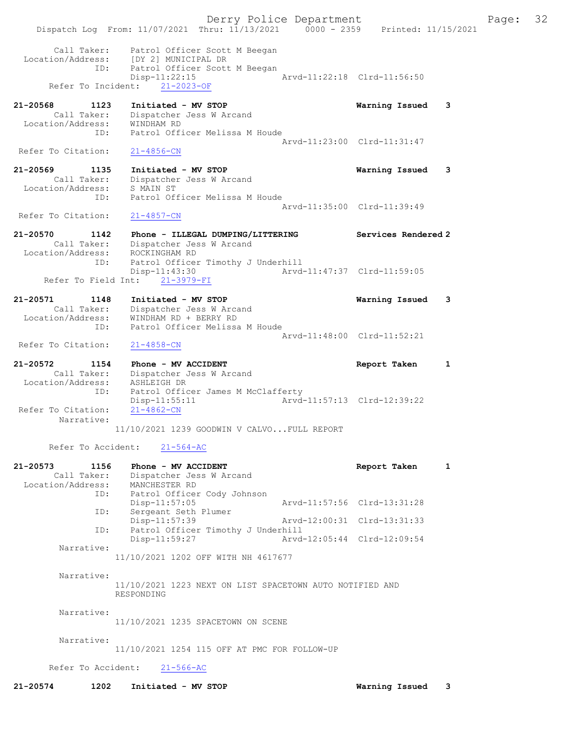Call Taker: Patrol Officer Scott M Beegan
Location/Address: [DY 2] MUNICIPAL DR
ID: Patrol Officer Scott M Beegan
Disp-11:22:15 Arvd-11:22:18 Clrd-11:56:50
Refer To Incident: 21-2023-OF

21-20568 1123 Initiated - MV STOP Warning Issued 3
Call Taker: Dispatcher Jess W Arcand
Location/Address: WINDHAM RD
ID: Patrol Officer Melissa M Houde
Arvd-11:23:00 Clrd-11:31:47
Refer To Citation: 21-4856-CN

21-20569 1135 Initiated - MV STOP Warning Issued 3
Call Taker: Dispatcher Jess W Arcand
Location/Address: S MAIN ST
ID: Patrol Officer Melissa M Houde
Arvd-11:35:00 Clrd-11:39:49
Refer To Citation: 21-4857-CN

21-20570 1142 Phone - ILLEGAL DUMPING/LITTERING Services Rendered 2
Call Taker: Dispatcher Jess W Arcand
Location/Address: ROCKINGHAM RD
ID: Patrol Officer Timothy J Underhill
Disp-11:43:30 Arvd-11:47:37 Clrd-11:59:05
Refer To Field Int: 21-3979-FI

21-20571 1148 Initiated - MV STOP Warning Issued 3
Call Taker: Dispatcher Jess W Arcand
Location/Address: WINDHAM RD + BERRY RD
ID: Patrol Officer Melissa M Houde
Arvd-11:48:00 Clrd-11:52:21
Refer To Citation: 21-4858-CN

21-20572 1154 Phone - MV ACCIDENT Report Taken 1
Call Taker: Dispatcher Jess W Arcand
Location/Address: ASHLEIGH DR
ID: Patrol Officer James M McClafferty
Disp-11:55:11 Arvd-11:57:13 Clrd-12:39:22
Refer To Citation: 21-4862-CN
Narrative:
11/10/2021 1239 GOODWIN V CALVO...FULL REPORT

Refer To Accident: 21-564-AC

21-20573 1156 Phone - MV ACCIDENT Report Taken 1
Call Taker: Dispatcher Jess W Arcand
Location/Address: MANCHESTER RD
ID: Patrol Officer Cody Johnson
Disp-11:57:05 Arvd-11:57:56 Clrd-13:31:28
ID: Sergeant Seth Plumer
Disp-11:57:39 Arvd-12:00:31 Clrd-13:31:33
ID: Patrol Officer Timothy J Underhill
Disp-11:59:27 Arvd-12:05:44 Clrd-12:09:54
Narrative:
11/10/2021 1202 OFF WITH NH 4617677

Narrative:
11/10/2021 1223 NEXT ON LIST SPACETOWN AUTO NOTIFIED AND RESPONDING

Narrative:
11/10/2021 1235 SPACETOWN ON SCENE

Narrative:
11/10/2021 1254 115 OFF AT PMC FOR FOLLOW-UP

Refer To Accident: 21-566-AC

21-20574 1202 Initiated - MV STOP Warning Issued 3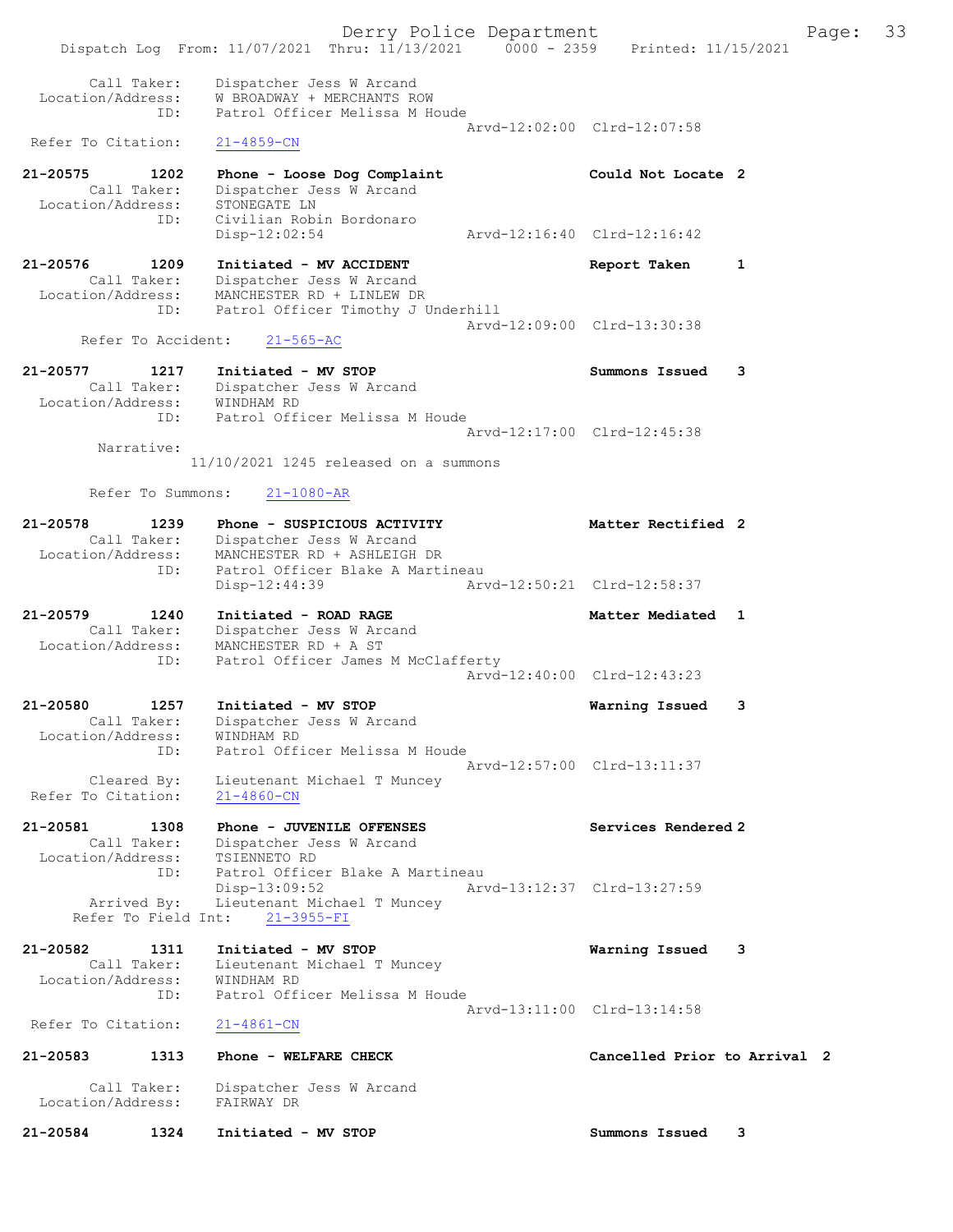Call Taker: Dispatcher Jess W Arcand
Location/Address: W BROADWAY + MERCHANTS ROW
ID: Patrol Officer Melissa M Houde
Arvd-12:02:00 Clrd-12:07:58
Refer To Citation: 21-4859-CN

**21-20575 1202 Phone - Loose Dog Complaint** — Could Not Locate 2
Call Taker: Dispatcher Jess W Arcand
Location/Address: STONEGATE LN
ID: Civilian Robin Bordonaro
Disp-12:02:54 Arvd-12:16:40 Clrd-12:16:42

**21-20576 1209 Initiated - MV ACCIDENT** — Report Taken 1
Call Taker: Dispatcher Jess W Arcand
Location/Address: MANCHESTER RD + LINLEW DR
ID: Patrol Officer Timothy J Underhill
Arvd-12:09:00 Clrd-13:30:38
Refer To Accident: 21-565-AC

**21-20577 1217 Initiated - MV STOP** — Summons Issued 3
Call Taker: Dispatcher Jess W Arcand
Location/Address: WINDHAM RD
ID: Patrol Officer Melissa M Houde
Arvd-12:17:00 Clrd-12:45:38
Narrative:
11/10/2021 1245 released on a summons

Refer To Summons: 21-1080-AR

**21-20578 1239 Phone - SUSPICIOUS ACTIVITY** — Matter Rectified 2
Call Taker: Dispatcher Jess W Arcand
Location/Address: MANCHESTER RD + ASHLEIGH DR
ID: Patrol Officer Blake A Martineau
Disp-12:44:39 Arvd-12:50:21 Clrd-12:58:37

**21-20579 1240 Initiated - ROAD RAGE** — Matter Mediated 1
Call Taker: Dispatcher Jess W Arcand
Location/Address: MANCHESTER RD + A ST
ID: Patrol Officer James M McClafferty
Arvd-12:40:00 Clrd-12:43:23

**21-20580 1257 Initiated - MV STOP** — Warning Issued 3
Call Taker: Dispatcher Jess W Arcand
Location/Address: WINDHAM RD
ID: Patrol Officer Melissa M Houde
Arvd-12:57:00 Clrd-13:11:37
Cleared By: Lieutenant Michael T Muncey
Refer To Citation: 21-4860-CN

**21-20581 1308 Phone - JUVENILE OFFENSES** — Services Rendered 2
Call Taker: Dispatcher Jess W Arcand
Location/Address: TSIENNETO RD
ID: Patrol Officer Blake A Martineau
Disp-13:09:52 Arvd-13:12:37 Clrd-13:27:59
Arrived By: Lieutenant Michael T Muncey
Refer To Field Int: 21-3955-FI

**21-20582 1311 Initiated - MV STOP** — Warning Issued 3
Call Taker: Lieutenant Michael T Muncey
Location/Address: WINDHAM RD
ID: Patrol Officer Melissa M Houde
Arvd-13:11:00 Clrd-13:14:58
Refer To Citation: 21-4861-CN

**21-20583 1313 Phone - WELFARE CHECK** — Cancelled Prior to Arrival 2
Call Taker: Dispatcher Jess W Arcand
Location/Address: FAIRWAY DR

**21-20584 1324 Initiated - MV STOP** — Summons Issued 3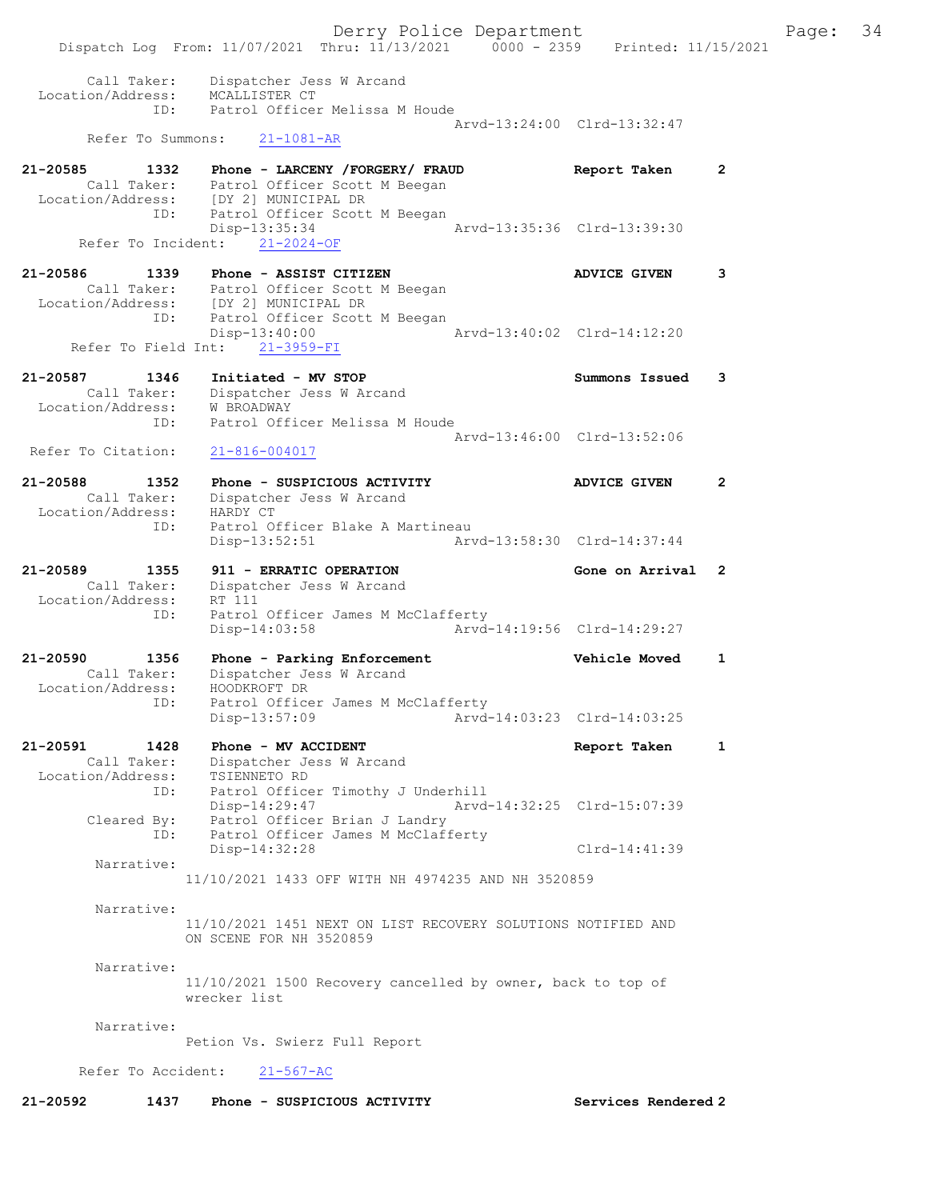```
        Call Taker:    Dispatcher Jess W Arcand
  Location/Address:    MCALLISTER CT
                ID:    Patrol Officer Melissa M Houde
                                                Arvd-13:24:00  Clrd-13:32:47
      Refer To Summons:    21-1081-AR

21-20585        1332    Phone - LARCENY /FORGERY/ FRAUD              Report Taken     2
        Call Taker:    Patrol Officer Scott M Beegan
  Location/Address:    [DY 2] MUNICIPAL DR
                ID:    Patrol Officer Scott M Beegan
                       Disp-13:35:34            Arvd-13:35:36  Clrd-13:39:30
     Refer To Incident:    21-2024-OF

21-20586        1339    Phone - ASSIST CITIZEN                       ADVICE GIVEN     3
        Call Taker:    Patrol Officer Scott M Beegan
  Location/Address:    [DY 2] MUNICIPAL DR
                ID:    Patrol Officer Scott M Beegan
                       Disp-13:40:00            Arvd-13:40:02  Clrd-14:12:20
   Refer To Field Int:    21-3959-FI

21-20587        1346    Initiated - MV STOP                          Summons Issued   3
        Call Taker:    Dispatcher Jess W Arcand
  Location/Address:    W BROADWAY
                ID:    Patrol Officer Melissa M Houde
                                                Arvd-13:46:00  Clrd-13:52:06
 Refer To Citation:    21-816-004017

21-20588        1352    Phone - SUSPICIOUS ACTIVITY                  ADVICE GIVEN     2
        Call Taker:    Dispatcher Jess W Arcand
  Location/Address:    HARDY CT
                ID:    Patrol Officer Blake A Martineau
                       Disp-13:52:51            Arvd-13:58:30  Clrd-14:37:44

21-20589        1355    911 - ERRATIC OPERATION                      Gone on Arrival  2
        Call Taker:    Dispatcher Jess W Arcand
  Location/Address:    RT 111
                ID:    Patrol Officer James M McClafferty
                       Disp-14:03:58            Arvd-14:19:56  Clrd-14:29:27

21-20590        1356    Phone - Parking Enforcement                  Vehicle Moved    1
        Call Taker:    Dispatcher Jess W Arcand
  Location/Address:    HOODKROFT DR
                ID:    Patrol Officer James M McClafferty
                       Disp-13:57:09            Arvd-14:03:23  Clrd-14:03:25

21-20591        1428    Phone - MV ACCIDENT                          Report Taken     1
        Call Taker:    Dispatcher Jess W Arcand
  Location/Address:    TSIENNETO RD
                ID:    Patrol Officer Timothy J Underhill
                       Disp-14:29:47            Arvd-14:32:25  Clrd-15:07:39
        Cleared By:    Patrol Officer Brian J Landry
                ID:    Patrol Officer James M McClafferty
                       Disp-14:32:28                           Clrd-14:41:39
         Narrative:
                     11/10/2021 1433 OFF WITH NH 4974235 AND NH 3520859

         Narrative:
                     11/10/2021 1451 NEXT ON LIST RECOVERY SOLUTIONS NOTIFIED AND
                     ON SCENE FOR NH 3520859

         Narrative:
                     11/10/2021 1500 Recovery cancelled by owner, back to top of
                     wrecker list

         Narrative:
                     Petion Vs. Swierz Full Report

      Refer To Accident:    21-567-AC

21-20592        1437    Phone - SUSPICIOUS ACTIVITY                  Services Rendered 2
```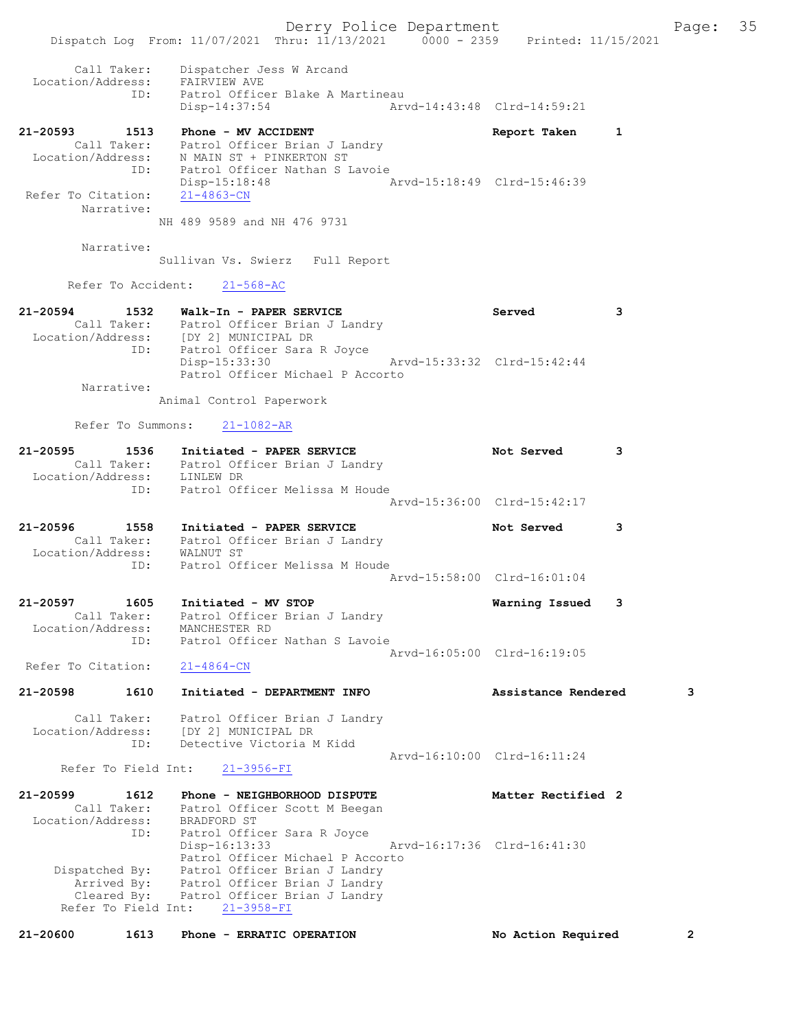Call Taker: Dispatcher Jess W Arcand
Location/Address: FAIRVIEW AVE
ID: Patrol Officer Blake A Martineau
Disp-14:37:54 Arvd-14:43:48 Clrd-14:59:21

21-20593 1513 Phone - MV ACCIDENT Report Taken 1
Call Taker: Patrol Officer Brian J Landry
Location/Address: N MAIN ST + PINKERTON ST
ID: Patrol Officer Nathan S Lavoie
Disp-15:18:48 Arvd-15:18:49 Clrd-15:46:39
Refer To Citation: 21-4863-CN
Narrative:
NH 489 9589 and NH 476 9731

Narrative:
Sullivan Vs. Swierz Full Report

Refer To Accident: 21-568-AC

21-20594 1532 Walk-In - PAPER SERVICE Served 3
Call Taker: Patrol Officer Brian J Landry
Location/Address: [DY 2] MUNICIPAL DR
ID: Patrol Officer Sara R Joyce
Disp-15:33:30 Arvd-15:33:32 Clrd-15:42:44
Patrol Officer Michael P Accorto
Narrative:
Animal Control Paperwork

Refer To Summons: 21-1082-AR

21-20595 1536 Initiated - PAPER SERVICE Not Served 3
Call Taker: Patrol Officer Brian J Landry
Location/Address: LINLEW DR
ID: Patrol Officer Melissa M Houde
Arvd-15:36:00 Clrd-15:42:17

21-20596 1558 Initiated - PAPER SERVICE Not Served 3
Call Taker: Patrol Officer Brian J Landry
Location/Address: WALNUT ST
ID: Patrol Officer Melissa M Houde
Arvd-15:58:00 Clrd-16:01:04

21-20597 1605 Initiated - MV STOP Warning Issued 3
Call Taker: Patrol Officer Brian J Landry
Location/Address: MANCHESTER RD
ID: Patrol Officer Nathan S Lavoie
Arvd-16:05:00 Clrd-16:19:05
Refer To Citation: 21-4864-CN

21-20598 1610 Initiated - DEPARTMENT INFO Assistance Rendered 3
Call Taker: Patrol Officer Brian J Landry
Location/Address: [DY 2] MUNICIPAL DR
ID: Detective Victoria M Kidd
Arvd-16:10:00 Clrd-16:11:24
Refer To Field Int: 21-3956-FI

21-20599 1612 Phone - NEIGHBORHOOD DISPUTE Matter Rectified 2
Call Taker: Patrol Officer Scott M Beegan
Location/Address: BRADFORD ST
ID: Patrol Officer Sara R Joyce
Disp-16:13:33 Arvd-16:17:36 Clrd-16:41:30
Patrol Officer Michael P Accorto
Dispatched By: Patrol Officer Brian J Landry
Arrived By: Patrol Officer Brian J Landry
Cleared By: Patrol Officer Brian J Landry
Refer To Field Int: 21-3958-FI

21-20600 1613 Phone - ERRATIC OPERATION No Action Required 2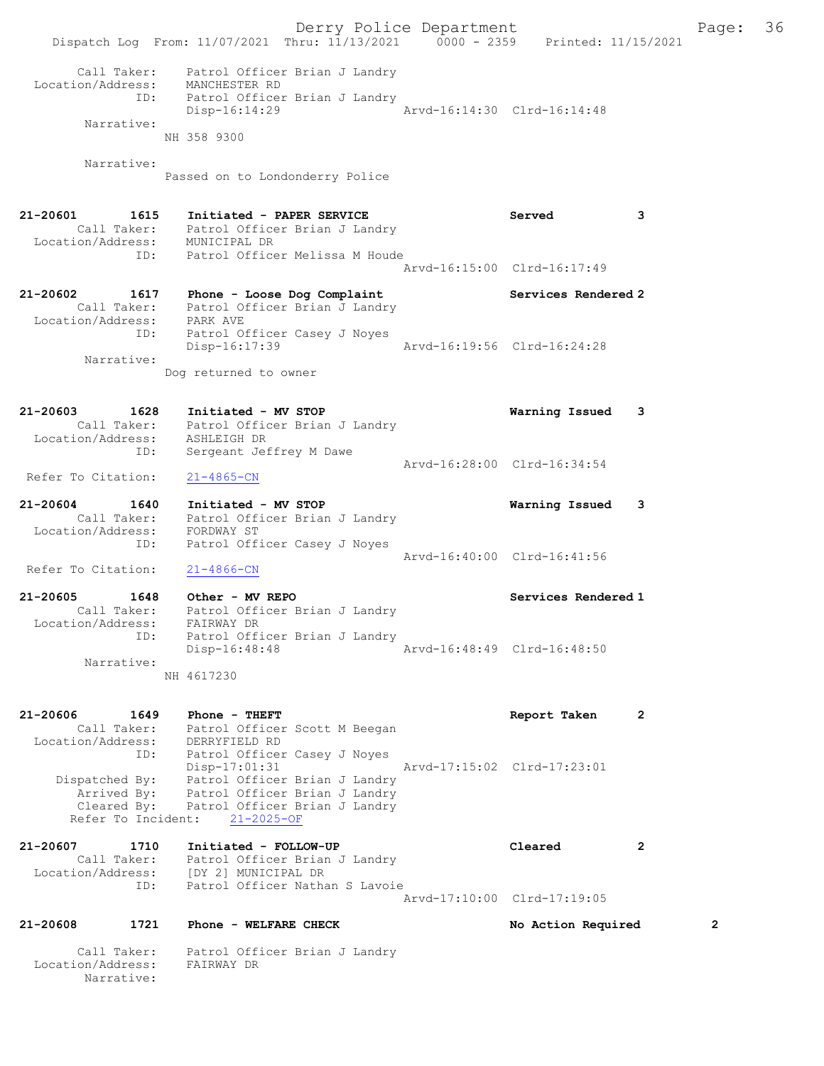Call Taker: Patrol Officer Brian J Landry
Location/Address: MANCHESTER RD
ID: Patrol Officer Brian J Landry
Disp-16:14:29 Arvd-16:14:30 Clrd-16:14:48
Narrative:
NH 358 9300

Narrative:
Passed on to Londonderry Police

**21-20601 1615 Initiated - PAPER SERVICE** **Served 3**
Call Taker: Patrol Officer Brian J Landry
Location/Address: MUNICIPAL DR
ID: Patrol Officer Melissa M Houde
Arvd-16:15:00 Clrd-16:17:49

**21-20602 1617 Phone - Loose Dog Complaint** **Services Rendered 2**
Call Taker: Patrol Officer Brian J Landry
Location/Address: PARK AVE
ID: Patrol Officer Casey J Noyes
Disp-16:17:39 Arvd-16:19:56 Clrd-16:24:28
Narrative:
Dog returned to owner

**21-20603 1628 Initiated - MV STOP** **Warning Issued 3**
Call Taker: Patrol Officer Brian J Landry
Location/Address: ASHLEIGH DR
ID: Sergeant Jeffrey M Dawe
Arvd-16:28:00 Clrd-16:34:54
Refer To Citation: 21-4865-CN

**21-20604 1640 Initiated - MV STOP** **Warning Issued 3**
Call Taker: Patrol Officer Brian J Landry
Location/Address: FORDWAY ST
ID: Patrol Officer Casey J Noyes
Arvd-16:40:00 Clrd-16:41:56
Refer To Citation: 21-4866-CN

**21-20605 1648 Other - MV REPO** **Services Rendered 1**
Call Taker: Patrol Officer Brian J Landry
Location/Address: FAIRWAY DR
ID: Patrol Officer Brian J Landry
Disp-16:48:48 Arvd-16:48:49 Clrd-16:48:50
Narrative:
NH 4617230

**21-20606 1649 Phone - THEFT** **Report Taken 2**
Call Taker: Patrol Officer Scott M Beegan
Location/Address: DERRYFIELD RD
ID: Patrol Officer Casey J Noyes
Disp-17:01:31 Arvd-17:15:02 Clrd-17:23:01
Dispatched By: Patrol Officer Brian J Landry
Arrived By: Patrol Officer Brian J Landry
Cleared By: Patrol Officer Brian J Landry
Refer To Incident: 21-2025-OF

**21-20607 1710 Initiated - FOLLOW-UP** **Cleared 2**
Call Taker: Patrol Officer Brian J Landry
Location/Address: [DY 2] MUNICIPAL DR
ID: Patrol Officer Nathan S Lavoie
Arvd-17:10:00 Clrd-17:19:05

**21-20608 1721 Phone - WELFARE CHECK** **No Action Required 2**
Call Taker: Patrol Officer Brian J Landry
Location/Address: FAIRWAY DR
Narrative: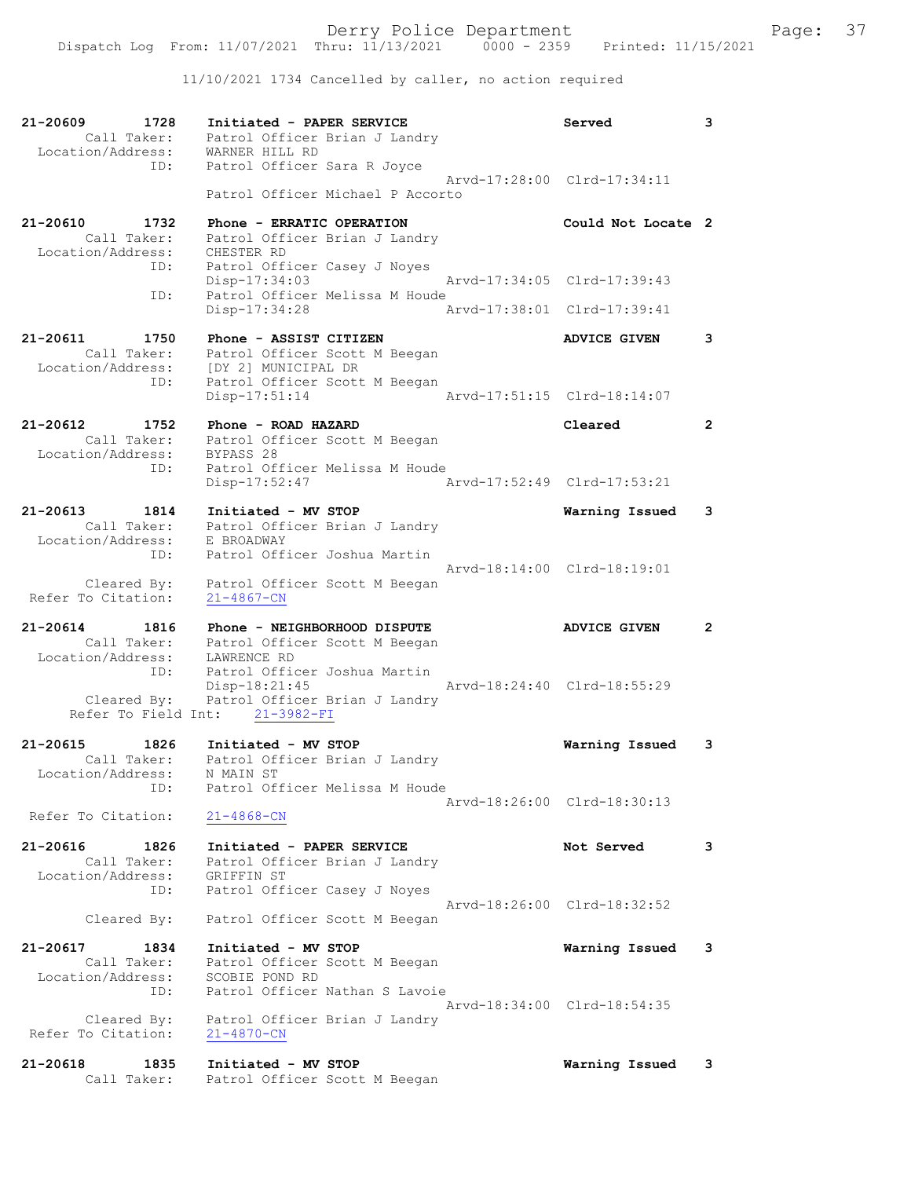11/10/2021 1734 Cancelled by caller, no action required

```
21-20609        1728    Initiated - PAPER SERVICE                  Served          3
        Call Taker:     Patrol Officer Brian J Landry
  Location/Address:     WARNER HILL RD
                ID:     Patrol Officer Sara R Joyce
                                                   Arvd-17:28:00  Clrd-17:34:11
                        Patrol Officer Michael P Accorto

21-20610        1732    Phone - ERRATIC OPERATION                  Could Not Locate 2
        Call Taker:     Patrol Officer Brian J Landry
  Location/Address:     CHESTER RD
                ID:     Patrol Officer Casey J Noyes
                        Disp-17:34:03              Arvd-17:34:05  Clrd-17:39:43
                ID:     Patrol Officer Melissa M Houde
                        Disp-17:34:28              Arvd-17:38:01  Clrd-17:39:41

21-20611        1750    Phone - ASSIST CITIZEN                     ADVICE GIVEN    3
        Call Taker:     Patrol Officer Scott M Beegan
  Location/Address:     [DY 2] MUNICIPAL DR
                ID:     Patrol Officer Scott M Beegan
                        Disp-17:51:14              Arvd-17:51:15  Clrd-18:14:07

21-20612        1752    Phone - ROAD HAZARD                        Cleared         2
        Call Taker:     Patrol Officer Scott M Beegan
  Location/Address:     BYPASS 28
                ID:     Patrol Officer Melissa M Houde
                        Disp-17:52:47              Arvd-17:52:49  Clrd-17:53:21

21-20613        1814    Initiated - MV STOP                        Warning Issued  3
        Call Taker:     Patrol Officer Brian J Landry
  Location/Address:     E BROADWAY
                ID:     Patrol Officer Joshua Martin
                                                   Arvd-18:14:00  Clrd-18:19:01
        Cleared By:     Patrol Officer Scott M Beegan
 Refer To Citation:     21-4867-CN

21-20614        1816    Phone - NEIGHBORHOOD DISPUTE               ADVICE GIVEN    2
        Call Taker:     Patrol Officer Scott M Beegan
  Location/Address:     LAWRENCE RD
                ID:     Patrol Officer Joshua Martin
                        Disp-18:21:45              Arvd-18:24:40  Clrd-18:55:29
        Cleared By:     Patrol Officer Brian J Landry
     Refer To Field Int:     21-3982-FI

21-20615        1826    Initiated - MV STOP                        Warning Issued  3
        Call Taker:     Patrol Officer Brian J Landry
  Location/Address:     N MAIN ST
                ID:     Patrol Officer Melissa M Houde
                                                   Arvd-18:26:00  Clrd-18:30:13
 Refer To Citation:     21-4868-CN

21-20616        1826    Initiated - PAPER SERVICE                  Not Served      3
        Call Taker:     Patrol Officer Brian J Landry
  Location/Address:     GRIFFIN ST
                ID:     Patrol Officer Casey J Noyes
                                                   Arvd-18:26:00  Clrd-18:32:52
        Cleared By:     Patrol Officer Scott M Beegan

21-20617        1834    Initiated - MV STOP                        Warning Issued  3
        Call Taker:     Patrol Officer Scott M Beegan
  Location/Address:     SCOBIE POND RD
                ID:     Patrol Officer Nathan S Lavoie
                                                   Arvd-18:34:00  Clrd-18:54:35
        Cleared By:     Patrol Officer Brian J Landry
 Refer To Citation:     21-4870-CN

21-20618        1835    Initiated - MV STOP                        Warning Issued  3
        Call Taker:     Patrol Officer Scott M Beegan
```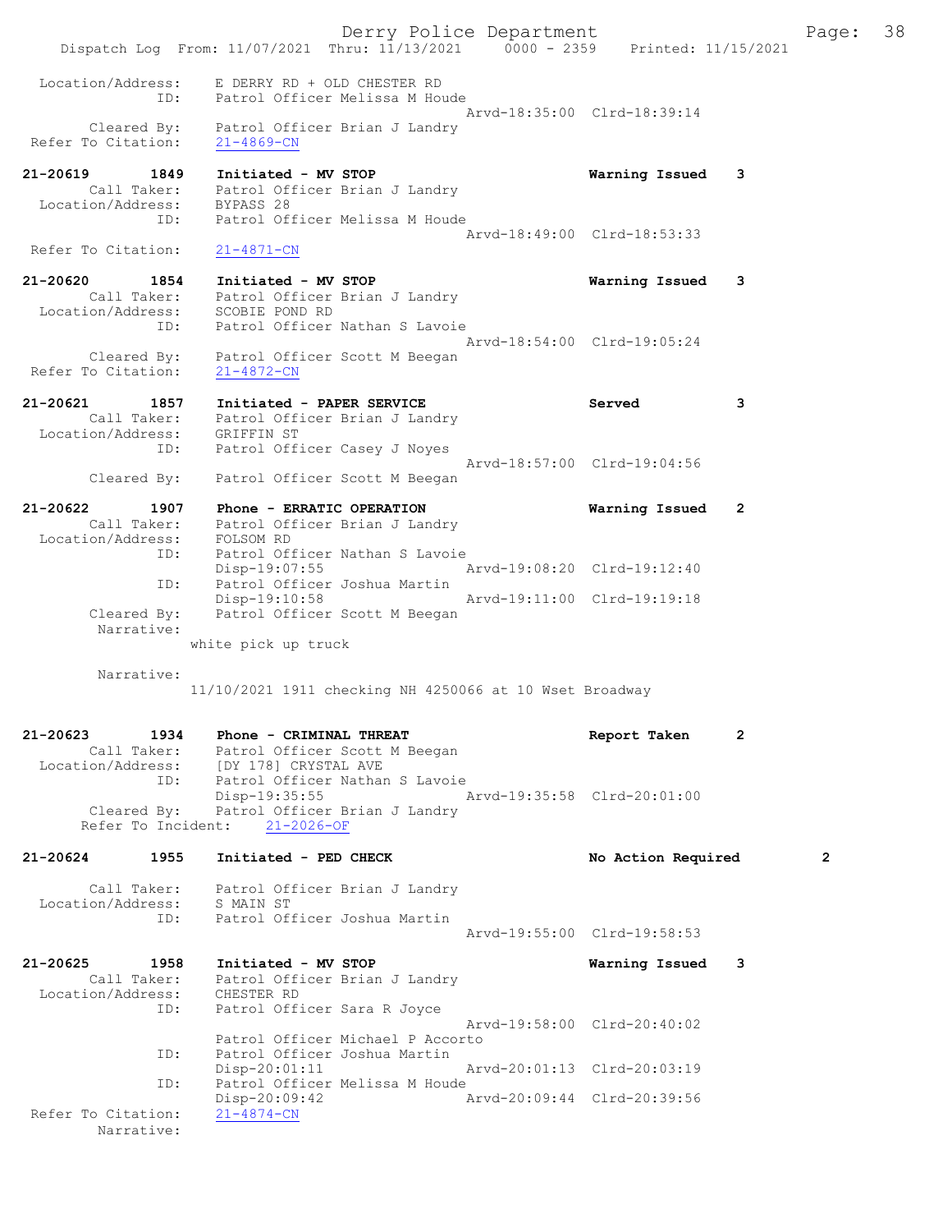```
 Location/Address:    E DERRY RD + OLD CHESTER RD
              ID:    Patrol Officer Melissa M Houde
                                         Arvd-18:35:00  Clrd-18:39:14
       Cleared By:   Patrol Officer Brian J Landry
 Refer To Citation:   21-4869-CN

21-20619       1849   Initiated - MV STOP                    Warning Issued    3
       Call Taker:   Patrol Officer Brian J Landry
 Location/Address:   BYPASS 28
              ID:    Patrol Officer Melissa M Houde
                                         Arvd-18:49:00  Clrd-18:53:33
 Refer To Citation:   21-4871-CN

21-20620       1854   Initiated - MV STOP                    Warning Issued    3
       Call Taker:   Patrol Officer Brian J Landry
 Location/Address:   SCOBIE POND RD
              ID:    Patrol Officer Nathan S Lavoie
                                         Arvd-18:54:00  Clrd-19:05:24
       Cleared By:   Patrol Officer Scott M Beegan
 Refer To Citation:   21-4872-CN

21-20621       1857   Initiated - PAPER SERVICE              Served            3
       Call Taker:   Patrol Officer Brian J Landry
 Location/Address:   GRIFFIN ST
              ID:    Patrol Officer Casey J Noyes
                                         Arvd-18:57:00  Clrd-19:04:56
       Cleared By:   Patrol Officer Scott M Beegan

21-20622       1907   Phone - ERRATIC OPERATION              Warning Issued    2
       Call Taker:   Patrol Officer Brian J Landry
 Location/Address:   FOLSOM RD
              ID:    Patrol Officer Nathan S Lavoie
                     Disp-19:07:55       Arvd-19:08:20  Clrd-19:12:40
              ID:    Patrol Officer Joshua Martin
                     Disp-19:10:58       Arvd-19:11:00  Clrd-19:19:18
       Cleared By:   Patrol Officer Scott M Beegan
        Narrative:
                  white pick up truck

        Narrative:
                  11/10/2021 1911 checking NH 4250066 at 10 Wset Broadway


21-20623       1934   Phone - CRIMINAL THREAT                Report Taken      2
       Call Taker:   Patrol Officer Scott M Beegan
 Location/Address:   [DY 178] CRYSTAL AVE
              ID:    Patrol Officer Nathan S Lavoie
                     Disp-19:35:55       Arvd-19:35:58  Clrd-20:01:00
       Cleared By:   Patrol Officer Brian J Landry
     Refer To Incident:   21-2026-OF

21-20624       1955   Initiated - PED CHECK                  No Action Required        2

       Call Taker:   Patrol Officer Brian J Landry
 Location/Address:   S MAIN ST
              ID:    Patrol Officer Joshua Martin
                                         Arvd-19:55:00  Clrd-19:58:53

21-20625       1958   Initiated - MV STOP                    Warning Issued    3
       Call Taker:   Patrol Officer Brian J Landry
 Location/Address:   CHESTER RD
              ID:    Patrol Officer Sara R Joyce
                                         Arvd-19:58:00  Clrd-20:40:02
                     Patrol Officer Michael P Accorto
              ID:    Patrol Officer Joshua Martin
                     Disp-20:01:11       Arvd-20:01:13  Clrd-20:03:19
              ID:    Patrol Officer Melissa M Houde
                     Disp-20:09:42       Arvd-20:09:44  Clrd-20:39:56
 Refer To Citation:   21-4874-CN
        Narrative:
```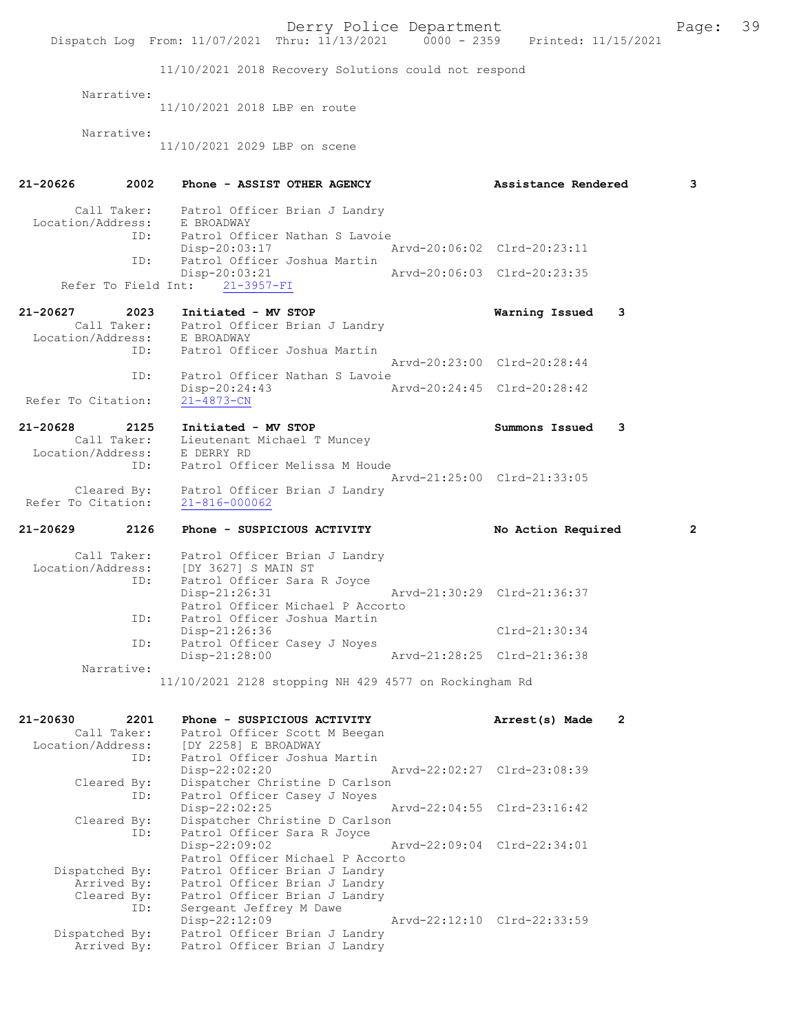11/10/2021 2018 Recovery Solutions could not respond

Narrative:
11/10/2021 2018 LBP en route

Narrative:
11/10/2021 2029 LBP on scene

**21-20626 2002 Phone - ASSIST OTHER AGENCY — Assistance Rendered 3**

Call Taker: Patrol Officer Brian J Landry
Location/Address: E BROADWAY
ID: Patrol Officer Nathan S Lavoie
Disp-20:03:17 Arvd-20:06:02 Clrd-20:23:11
ID: Patrol Officer Joshua Martin
Disp-20:03:21 Arvd-20:06:03 Clrd-20:23:35
Refer To Field Int: 21-3957-FI

**21-20627 2023 Initiated - MV STOP — Warning Issued 3**

Call Taker: Patrol Officer Brian J Landry
Location/Address: E BROADWAY
ID: Patrol Officer Joshua Martin
Arvd-20:23:00 Clrd-20:28:44
ID: Patrol Officer Nathan S Lavoie
Disp-20:24:43 Arvd-20:24:45 Clrd-20:28:42
Refer To Citation: 21-4873-CN

**21-20628 2125 Initiated - MV STOP — Summons Issued 3**

Call Taker: Lieutenant Michael T Muncey
Location/Address: E DERRY RD
ID: Patrol Officer Melissa M Houde
Arvd-21:25:00 Clrd-21:33:05
Cleared By: Patrol Officer Brian J Landry
Refer To Citation: 21-816-000062

**21-20629 2126 Phone - SUSPICIOUS ACTIVITY — No Action Required 2**

Call Taker: Patrol Officer Brian J Landry
Location/Address: [DY 3627] S MAIN ST
ID: Patrol Officer Sara R Joyce
Disp-21:26:31 Arvd-21:30:29 Clrd-21:36:37
Patrol Officer Michael P Accorto
ID: Patrol Officer Joshua Martin
Disp-21:26:36 Clrd-21:30:34
ID: Patrol Officer Casey J Noyes
Disp-21:28:00 Arvd-21:28:25 Clrd-21:36:38
Narrative:
11/10/2021 2128 stopping NH 429 4577 on Rockingham Rd

**21-20630 2201 Phone - SUSPICIOUS ACTIVITY — Arrest(s) Made 2**

Call Taker: Patrol Officer Scott M Beegan
Location/Address: [DY 2258] E BROADWAY
ID: Patrol Officer Joshua Martin
Disp-22:02:20 Arvd-22:02:27 Clrd-23:08:39
Cleared By: Dispatcher Christine D Carlson
ID: Patrol Officer Casey J Noyes
Disp-22:02:25 Arvd-22:04:55 Clrd-23:16:42
Cleared By: Dispatcher Christine D Carlson
ID: Patrol Officer Sara R Joyce
Disp-22:09:02 Arvd-22:09:04 Clrd-22:34:01
Patrol Officer Michael P Accorto
Dispatched By: Patrol Officer Brian J Landry
Arrived By: Patrol Officer Brian J Landry
Cleared By: Patrol Officer Brian J Landry
ID: Sergeant Jeffrey M Dawe
Disp-22:12:09 Arvd-22:12:10 Clrd-22:33:59
Dispatched By: Patrol Officer Brian J Landry
Arrived By: Patrol Officer Brian J Landry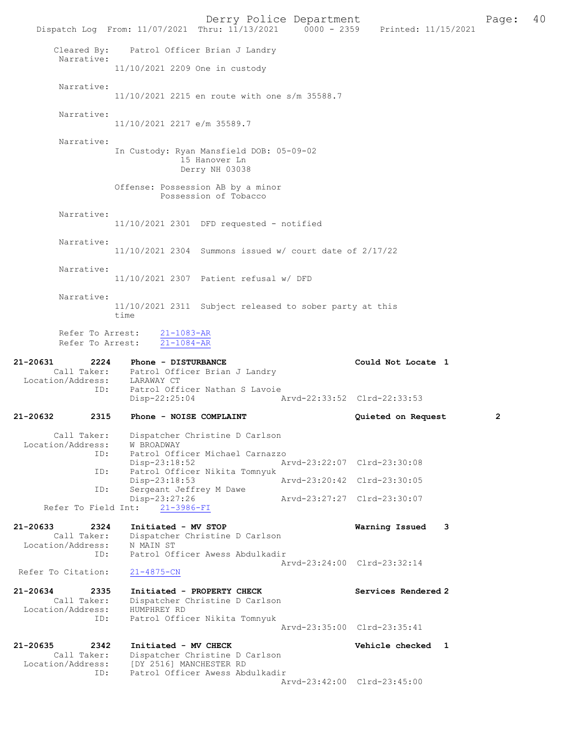Cleared By: Patrol Officer Brian J Landry

Narrative:
11/10/2021 2209 One in custody

Narrative:
11/10/2021 2215 en route with one s/m 35588.7

Narrative:
11/10/2021 2217 e/m 35589.7

Narrative:
In Custody: Ryan Mansfield DOB: 05-09-02
15 Hanover Ln
Derry NH 03038

Offense: Possession AB by a minor
Possession of Tobacco

Narrative:
11/10/2021 2301 DFD requested - notified

Narrative:
11/10/2021 2304 Summons issued w/ court date of 2/17/22

Narrative:
11/10/2021 2307 Patient refusal w/ DFD

Narrative:
11/10/2021 2311 Subject released to sober party at this time

Refer To Arrest: 21-1083-AR
Refer To Arrest: 21-1084-AR

**21-20631 2224 Phone - DISTURBANCE** — Could Not Locate 1
Call Taker: Patrol Officer Brian J Landry
Location/Address: LARAWAY CT
ID: Patrol Officer Nathan S Lavoie
Disp-22:25:04 Arvd-22:33:52 Clrd-22:33:53

**21-20632 2315 Phone - NOISE COMPLAINT** — Quieted on Request 2
Call Taker: Dispatcher Christine D Carlson
Location/Address: W BROADWAY
ID: Patrol Officer Michael Carnazzo
Disp-23:18:52 Arvd-23:22:07 Clrd-23:30:08
ID: Patrol Officer Nikita Tomnyuk
Disp-23:18:53 Arvd-23:20:42 Clrd-23:30:05
ID: Sergeant Jeffrey M Dawe
Disp-23:27:26 Arvd-23:27:27 Clrd-23:30:07
Refer To Field Int: 21-3986-FI

**21-20633 2324 Initiated - MV STOP** — Warning Issued 3
Call Taker: Dispatcher Christine D Carlson
Location/Address: N MAIN ST
ID: Patrol Officer Awess Abdulkadir
Arvd-23:24:00 Clrd-23:32:14
Refer To Citation: 21-4875-CN

**21-20634 2335 Initiated - PROPERTY CHECK** — Services Rendered 2
Call Taker: Dispatcher Christine D Carlson
Location/Address: HUMPHREY RD
ID: Patrol Officer Nikita Tomnyuk
Arvd-23:35:00 Clrd-23:35:41

**21-20635 2342 Initiated - MV CHECK** — Vehicle checked 1
Call Taker: Dispatcher Christine D Carlson
Location/Address: [DY 2516] MANCHESTER RD
ID: Patrol Officer Awess Abdulkadir
Arvd-23:42:00 Clrd-23:45:00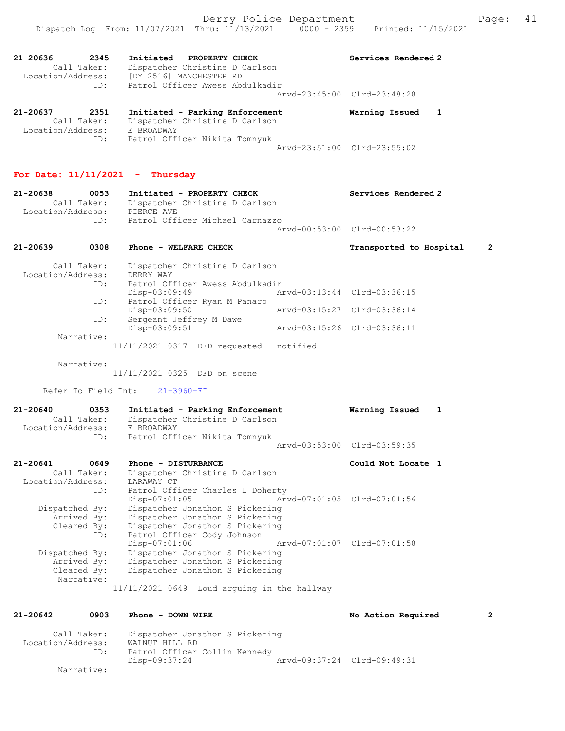21-20636 2345 Initiated - PROPERTY CHECK Services Rendered 2
Call Taker: Dispatcher Christine D Carlson
Location/Address: [DY 2516] MANCHESTER RD
ID: Patrol Officer Awess Abdulkadir
Arvd-23:45:00 Clrd-23:48:28

21-20637 2351 Initiated - Parking Enforcement Warning Issued 1
Call Taker: Dispatcher Christine D Carlson
Location/Address: E BROADWAY
ID: Patrol Officer Nikita Tomnyuk
Arvd-23:51:00 Clrd-23:55:02

## For Date: 11/11/2021 - Thursday

21-20638 0053 Initiated - PROPERTY CHECK Services Rendered 2
Call Taker: Dispatcher Christine D Carlson
Location/Address: PIERCE AVE
ID: Patrol Officer Michael Carnazzo
Arvd-00:53:00 Clrd-00:53:22

21-20639 0308 Phone - WELFARE CHECK Transported to Hospital 2
Call Taker: Dispatcher Christine D Carlson
Location/Address: DERRY WAY
ID: Patrol Officer Awess Abdulkadir
Disp-03:09:49 Arvd-03:13:44 Clrd-03:36:15
ID: Patrol Officer Ryan M Panaro
Disp-03:09:50 Arvd-03:15:27 Clrd-03:36:14
ID: Sergeant Jeffrey M Dawe
Disp-03:09:51 Arvd-03:15:26 Clrd-03:36:11
Narrative:
11/11/2021 0317 DFD requested - notified

Narrative:
11/11/2021 0325 DFD on scene

Refer To Field Int: 21-3960-FI

21-20640 0353 Initiated - Parking Enforcement Warning Issued 1
Call Taker: Dispatcher Christine D Carlson
Location/Address: E BROADWAY
ID: Patrol Officer Nikita Tomnyuk
Arvd-03:53:00 Clrd-03:59:35

21-20641 0649 Phone - DISTURBANCE Could Not Locate 1
Call Taker: Dispatcher Christine D Carlson
Location/Address: LARAWAY CT
ID: Patrol Officer Charles L Doherty
Disp-07:01:05 Arvd-07:01:05 Clrd-07:01:56
Dispatched By: Dispatcher Jonathon S Pickering
Arrived By: Dispatcher Jonathon S Pickering
Cleared By: Dispatcher Jonathon S Pickering
ID: Patrol Officer Cody Johnson
Disp-07:01:06 Arvd-07:01:07 Clrd-07:01:58
Dispatched By: Dispatcher Jonathon S Pickering
Arrived By: Dispatcher Jonathon S Pickering
Cleared By: Dispatcher Jonathon S Pickering
Narrative:
11/11/2021 0649 Loud arguing in the hallway

21-20642 0903 Phone - DOWN WIRE No Action Required 2
Call Taker: Dispatcher Jonathon S Pickering
Location/Address: WALNUT HILL RD
ID: Patrol Officer Collin Kennedy
Disp-09:37:24 Arvd-09:37:24 Clrd-09:49:31
Narrative: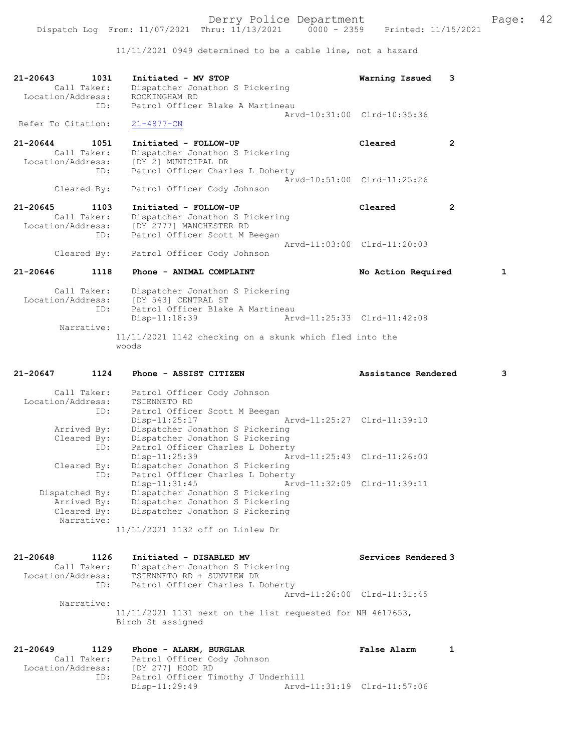11/11/2021 0949 determined to be a cable line, not a hazard

```
21-20643        1031    Initiated - MV STOP                         Warning Issued    3
         Call Taker:    Dispatcher Jonathon S Pickering
   Location/Address:    ROCKINGHAM RD
                 ID:    Patrol Officer Blake A Martineau
                                                 Arvd-10:31:00  Clrd-10:35:36
 Refer To Citation:     21-4877-CN

21-20644        1051    Initiated - FOLLOW-UP                       Cleared           2
         Call Taker:    Dispatcher Jonathon S Pickering
   Location/Address:    [DY 2] MUNICIPAL DR
                 ID:    Patrol Officer Charles L Doherty
                                                 Arvd-10:51:00  Clrd-11:25:26
         Cleared By:    Patrol Officer Cody Johnson

21-20645        1103    Initiated - FOLLOW-UP                       Cleared           2
         Call Taker:    Dispatcher Jonathon S Pickering
   Location/Address:    [DY 2777] MANCHESTER RD
                 ID:    Patrol Officer Scott M Beegan
                                                 Arvd-11:03:00  Clrd-11:20:03
         Cleared By:    Patrol Officer Cody Johnson

21-20646        1118    Phone - ANIMAL COMPLAINT                    No Action Required        1

         Call Taker:    Dispatcher Jonathon S Pickering
   Location/Address:    [DY 543] CENTRAL ST
                 ID:    Patrol Officer Blake A Martineau
                        Disp-11:18:39            Arvd-11:25:33  Clrd-11:42:08
          Narrative:
                  11/11/2021 1142 checking on a skunk which fled into the
                  woods

21-20647        1124    Phone - ASSIST CITIZEN                      Assistance Rendered       3

         Call Taker:    Patrol Officer Cody Johnson
   Location/Address:    TSIENNETO RD
                 ID:    Patrol Officer Scott M Beegan
                        Disp-11:25:17            Arvd-11:25:27  Clrd-11:39:10
         Arrived By:    Dispatcher Jonathon S Pickering
         Cleared By:    Dispatcher Jonathon S Pickering
                 ID:    Patrol Officer Charles L Doherty
                        Disp-11:25:39            Arvd-11:25:43  Clrd-11:26:00
         Cleared By:    Dispatcher Jonathon S Pickering
                 ID:    Patrol Officer Charles L Doherty
                        Disp-11:31:45            Arvd-11:32:09  Clrd-11:39:11
      Dispatched By:    Dispatcher Jonathon S Pickering
         Arrived By:    Dispatcher Jonathon S Pickering
         Cleared By:    Dispatcher Jonathon S Pickering
          Narrative:
                  11/11/2021 1132 off on Linlew Dr

21-20648        1126    Initiated - DISABLED MV                     Services Rendered 3
         Call Taker:    Dispatcher Jonathon S Pickering
   Location/Address:    TSIENNETO RD + SUNVIEW DR
                 ID:    Patrol Officer Charles L Doherty
                                                 Arvd-11:26:00  Clrd-11:31:45
          Narrative:
                  11/11/2021 1131 next on the list requested for NH 4617653,
                  Birch St assigned

21-20649        1129    Phone - ALARM, BURGLAR                      False Alarm       1
         Call Taker:    Patrol Officer Cody Johnson
   Location/Address:    [DY 277] HOOD RD
                 ID:    Patrol Officer Timothy J Underhill
                        Disp-11:29:49            Arvd-11:31:19  Clrd-11:57:06
```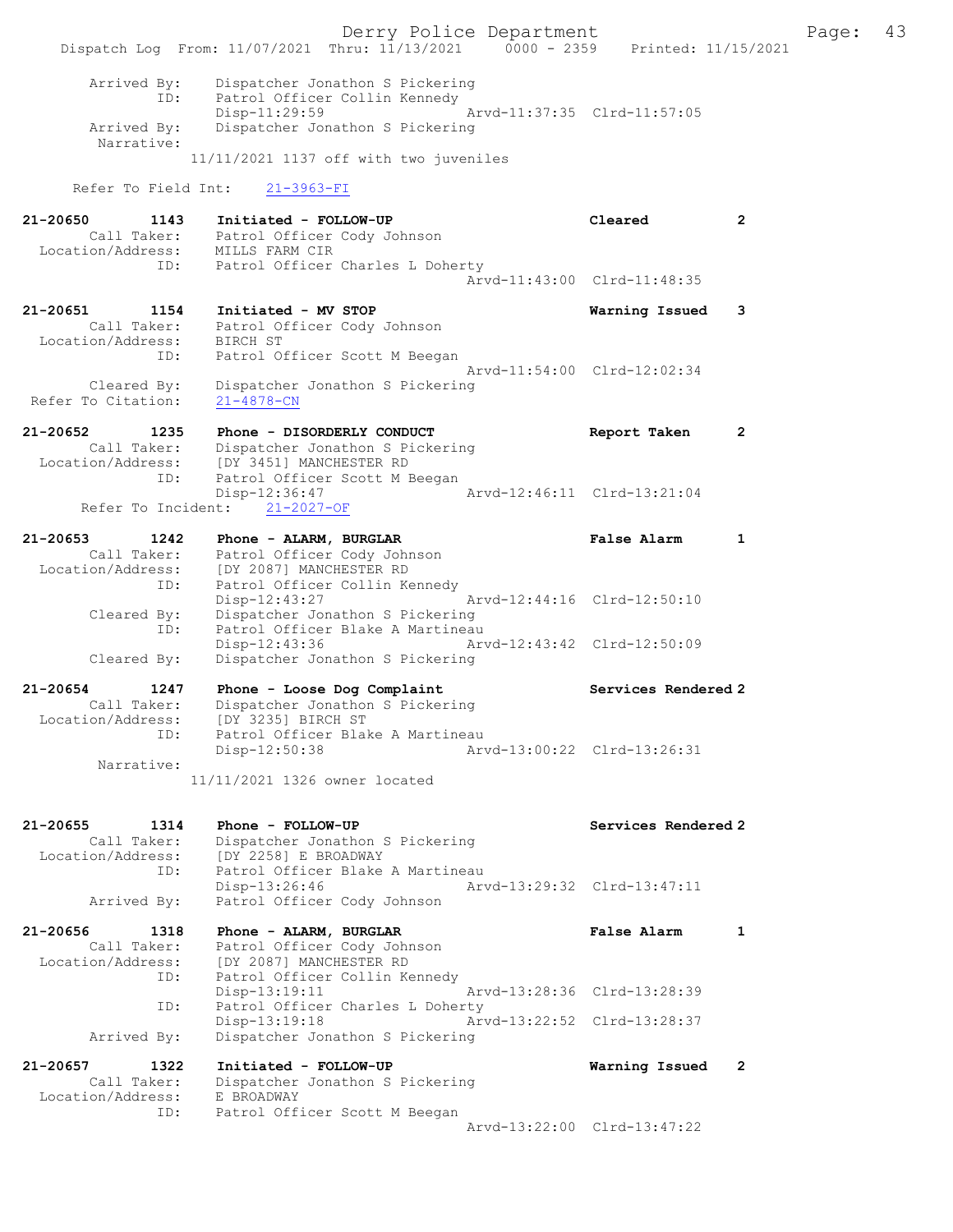Arrived By: Dispatcher Jonathon S Pickering
ID: Patrol Officer Collin Kennedy
Disp-11:29:59 Arvd-11:37:35 Clrd-11:57:05
Arrived By: Dispatcher Jonathon S Pickering
Narrative:
11/11/2021 1137 off with two juveniles

Refer To Field Int: 21-3963-FI

**21-20650 1143 Initiated - FOLLOW-UP** Cleared 2
Call Taker: Patrol Officer Cody Johnson
Location/Address: MILLS FARM CIR
ID: Patrol Officer Charles L Doherty
Arvd-11:43:00 Clrd-11:48:35

**21-20651 1154 Initiated - MV STOP** Warning Issued 3
Call Taker: Patrol Officer Cody Johnson
Location/Address: BIRCH ST
ID: Patrol Officer Scott M Beegan
Arvd-11:54:00 Clrd-12:02:34
Cleared By: Dispatcher Jonathon S Pickering
Refer To Citation: 21-4878-CN

**21-20652 1235 Phone - DISORDERLY CONDUCT** Report Taken 2
Call Taker: Dispatcher Jonathon S Pickering
Location/Address: [DY 3451] MANCHESTER RD
ID: Patrol Officer Scott M Beegan
Disp-12:36:47 Arvd-12:46:11 Clrd-13:21:04
Refer To Incident: 21-2027-OF

**21-20653 1242 Phone - ALARM, BURGLAR** False Alarm 1
Call Taker: Patrol Officer Cody Johnson
Location/Address: [DY 2087] MANCHESTER RD
ID: Patrol Officer Collin Kennedy
Disp-12:43:27 Arvd-12:44:16 Clrd-12:50:10
Cleared By: Dispatcher Jonathon S Pickering
ID: Patrol Officer Blake A Martineau
Disp-12:43:36 Arvd-12:43:42 Clrd-12:50:09
Cleared By: Dispatcher Jonathon S Pickering

**21-20654 1247 Phone - Loose Dog Complaint** Services Rendered 2
Call Taker: Dispatcher Jonathon S Pickering
Location/Address: [DY 3235] BIRCH ST
ID: Patrol Officer Blake A Martineau
Disp-12:50:38 Arvd-13:00:22 Clrd-13:26:31
Narrative:
11/11/2021 1326 owner located

**21-20655 1314 Phone - FOLLOW-UP** Services Rendered 2
Call Taker: Dispatcher Jonathon S Pickering
Location/Address: [DY 2258] E BROADWAY
ID: Patrol Officer Blake A Martineau
Disp-13:26:46 Arvd-13:29:32 Clrd-13:47:11
Arrived By: Patrol Officer Cody Johnson

**21-20656 1318 Phone - ALARM, BURGLAR** False Alarm 1
Call Taker: Patrol Officer Cody Johnson
Location/Address: [DY 2087] MANCHESTER RD
ID: Patrol Officer Collin Kennedy
Disp-13:19:11 Arvd-13:28:36 Clrd-13:28:39
ID: Patrol Officer Charles L Doherty
Disp-13:19:18 Arvd-13:22:52 Clrd-13:28:37
Arrived By: Dispatcher Jonathon S Pickering

**21-20657 1322 Initiated - FOLLOW-UP** Warning Issued 2
Call Taker: Dispatcher Jonathon S Pickering
Location/Address: E BROADWAY
ID: Patrol Officer Scott M Beegan
Arvd-13:22:00 Clrd-13:47:22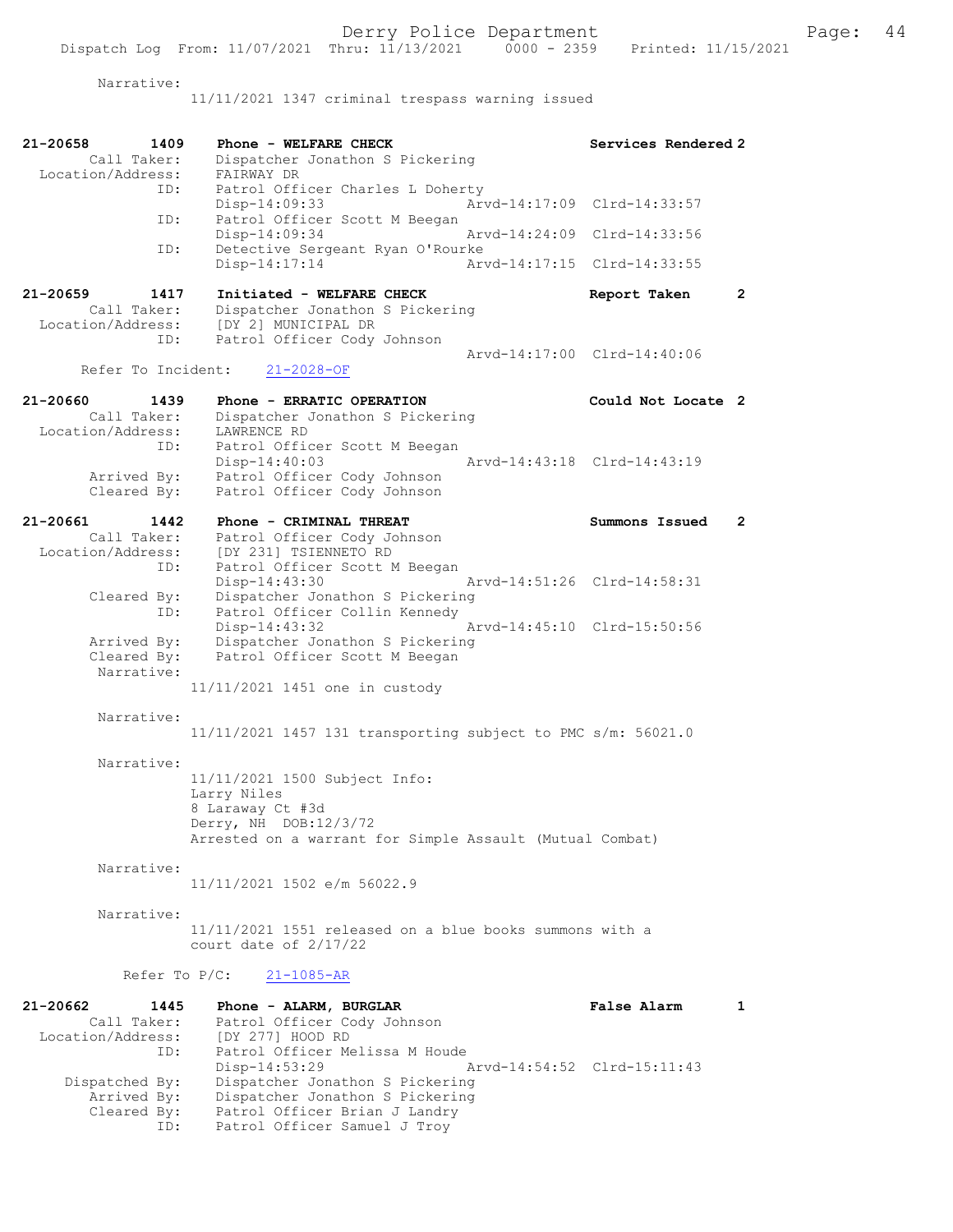Narrative:
11/11/2021 1347 criminal trespass warning issued

```
21-20658        1409    Phone - WELFARE CHECK                          Services Rendered 2
         Call Taker:    Dispatcher Jonathon S Pickering
   Location/Address:    FAIRWAY DR
                ID:     Patrol Officer Charles L Doherty
                        Disp-14:09:33                 Arvd-14:17:09  Clrd-14:33:57
                ID:     Patrol Officer Scott M Beegan
                        Disp-14:09:34                 Arvd-14:24:09  Clrd-14:33:56
                ID:     Detective Sergeant Ryan O'Rourke
                        Disp-14:17:14                 Arvd-14:17:15  Clrd-14:33:55

21-20659        1417    Initiated - WELFARE CHECK                      Report Taken      2
         Call Taker:    Dispatcher Jonathon S Pickering
   Location/Address:    [DY 2] MUNICIPAL DR
                ID:     Patrol Officer Cody Johnson
                                                      Arvd-14:17:00  Clrd-14:40:06
     Refer To Incident:    21-2028-OF

21-20660        1439    Phone - ERRATIC OPERATION                      Could Not Locate 2
         Call Taker:    Dispatcher Jonathon S Pickering
   Location/Address:    LAWRENCE RD
                ID:     Patrol Officer Scott M Beegan
                        Disp-14:40:03                 Arvd-14:43:18  Clrd-14:43:19
        Arrived By:     Patrol Officer Cody Johnson
        Cleared By:     Patrol Officer Cody Johnson

21-20661        1442    Phone - CRIMINAL THREAT                        Summons Issued    2
         Call Taker:    Patrol Officer Cody Johnson
   Location/Address:    [DY 231] TSIENNETO RD
                ID:     Patrol Officer Scott M Beegan
                        Disp-14:43:30                 Arvd-14:51:26  Clrd-14:58:31
        Cleared By:     Dispatcher Jonathon S Pickering
                ID:     Patrol Officer Collin Kennedy
                        Disp-14:43:32                 Arvd-14:45:10  Clrd-15:50:56
        Arrived By:     Dispatcher Jonathon S Pickering
        Cleared By:     Patrol Officer Scott M Beegan
         Narrative:
                  11/11/2021 1451 one in custody

         Narrative:
                  11/11/2021 1457 131 transporting subject to PMC s/m: 56021.0

         Narrative:
                  11/11/2021 1500 Subject Info:
                  Larry Niles
                  8 Laraway Ct #3d
                  Derry, NH  DOB:12/3/72
                  Arrested on a warrant for Simple Assault (Mutual Combat)

         Narrative:
                  11/11/2021 1502 e/m 56022.9

         Narrative:
                  11/11/2021 1551 released on a blue books summons with a
                  court date of 2/17/22

          Refer To P/C:    21-1085-AR

21-20662        1445    Phone - ALARM, BURGLAR                         False Alarm       1
         Call Taker:    Patrol Officer Cody Johnson
   Location/Address:    [DY 277] HOOD RD
                ID:     Patrol Officer Melissa M Houde
                        Disp-14:53:29                 Arvd-14:54:52  Clrd-15:11:43
     Dispatched By:     Dispatcher Jonathon S Pickering
        Arrived By:     Dispatcher Jonathon S Pickering
        Cleared By:     Patrol Officer Brian J Landry
                ID:     Patrol Officer Samuel J Troy
```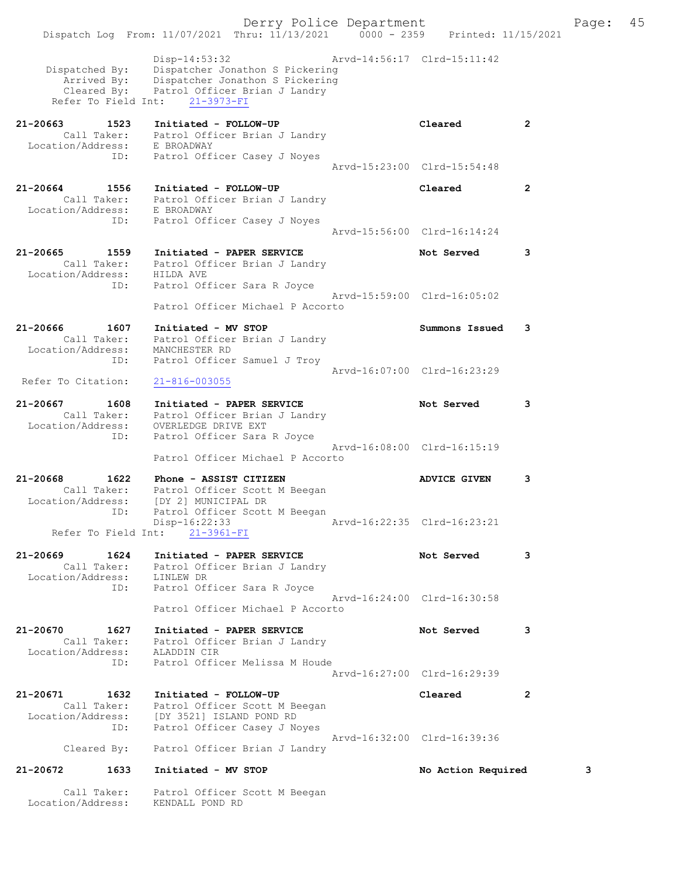Disp-14:53:32 Arvd-14:56:17 Clrd-15:11:42
Dispatched By: Dispatcher Jonathon S Pickering
Arrived By: Dispatcher Jonathon S Pickering
Cleared By: Patrol Officer Brian J Landry
Refer To Field Int: 21-3973-FI

21-20663 1523 Initiated - FOLLOW-UP Cleared 2
Call Taker: Patrol Officer Brian J Landry
Location/Address: E BROADWAY
ID: Patrol Officer Casey J Noyes
Arvd-15:23:00 Clrd-15:54:48

21-20664 1556 Initiated - FOLLOW-UP Cleared 2
Call Taker: Patrol Officer Brian J Landry
Location/Address: E BROADWAY
ID: Patrol Officer Casey J Noyes
Arvd-15:56:00 Clrd-16:14:24

21-20665 1559 Initiated - PAPER SERVICE Not Served 3
Call Taker: Patrol Officer Brian J Landry
Location/Address: HILDA AVE
ID: Patrol Officer Sara R Joyce
Arvd-15:59:00 Clrd-16:05:02
Patrol Officer Michael P Accorto

21-20666 1607 Initiated - MV STOP Summons Issued 3
Call Taker: Patrol Officer Brian J Landry
Location/Address: MANCHESTER RD
ID: Patrol Officer Samuel J Troy
Arvd-16:07:00 Clrd-16:23:29
Refer To Citation: 21-816-003055

21-20667 1608 Initiated - PAPER SERVICE Not Served 3
Call Taker: Patrol Officer Brian J Landry
Location/Address: OVERLEDGE DRIVE EXT
ID: Patrol Officer Sara R Joyce
Arvd-16:08:00 Clrd-16:15:19
Patrol Officer Michael P Accorto

21-20668 1622 Phone - ASSIST CITIZEN ADVICE GIVEN 3
Call Taker: Patrol Officer Scott M Beegan
Location/Address: [DY 2] MUNICIPAL DR
ID: Patrol Officer Scott M Beegan
Disp-16:22:33 Arvd-16:22:35 Clrd-16:23:21
Refer To Field Int: 21-3961-FI

21-20669 1624 Initiated - PAPER SERVICE Not Served 3
Call Taker: Patrol Officer Brian J Landry
Location/Address: LINLEW DR
ID: Patrol Officer Sara R Joyce
Arvd-16:24:00 Clrd-16:30:58
Patrol Officer Michael P Accorto

21-20670 1627 Initiated - PAPER SERVICE Not Served 3
Call Taker: Patrol Officer Brian J Landry
Location/Address: ALADDIN CIR
ID: Patrol Officer Melissa M Houde
Arvd-16:27:00 Clrd-16:29:39

21-20671 1632 Initiated - FOLLOW-UP Cleared 2
Call Taker: Patrol Officer Scott M Beegan
Location/Address: [DY 3521] ISLAND POND RD
ID: Patrol Officer Casey J Noyes
Arvd-16:32:00 Clrd-16:39:36
Cleared By: Patrol Officer Brian J Landry

21-20672 1633 Initiated - MV STOP No Action Required 3
Call Taker: Patrol Officer Scott M Beegan
Location/Address: KENDALL POND RD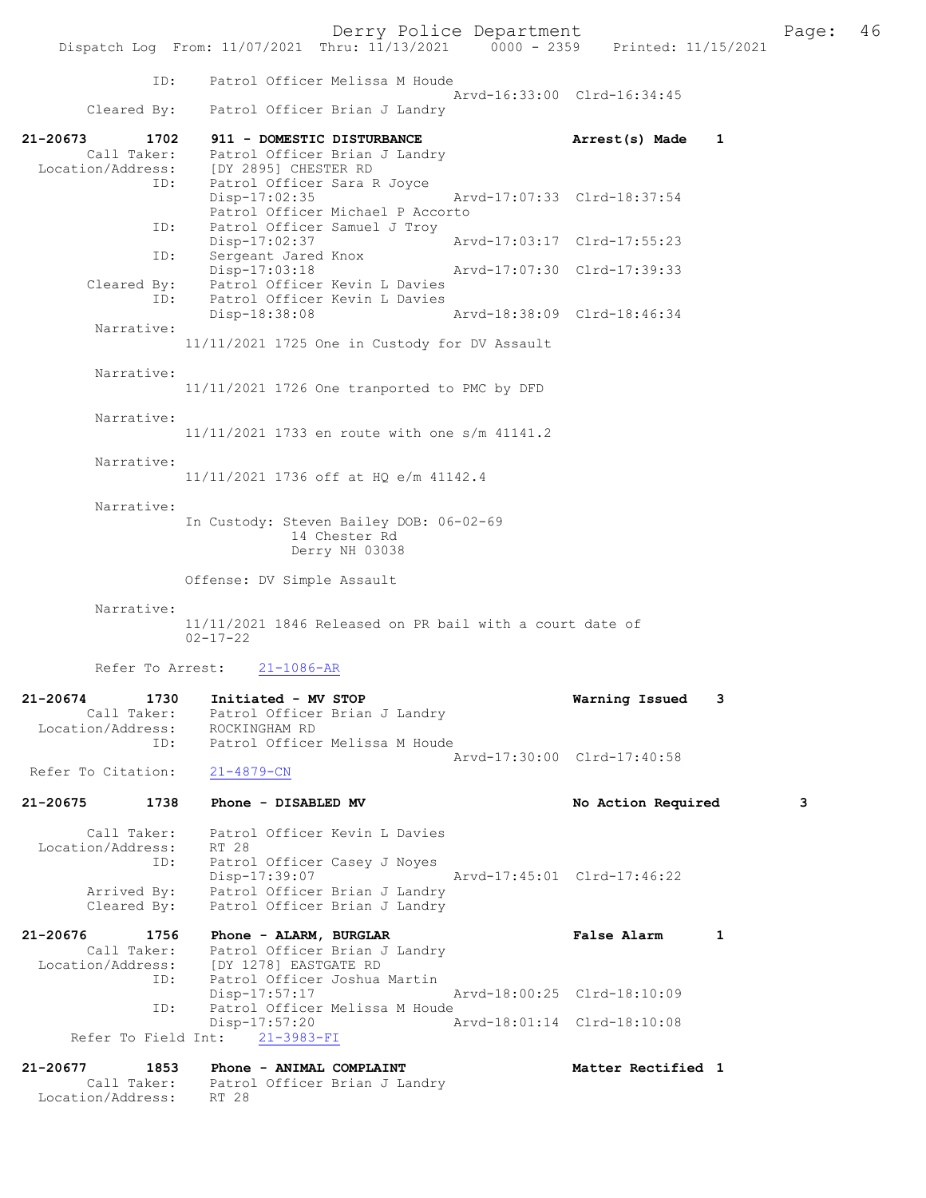```
            ID:     Patrol Officer Melissa M Houde
                                             Arvd-16:33:00  Clrd-16:34:45
       Cleared By:  Patrol Officer Brian J Landry

21-20673      1702   911 - DOMESTIC DISTURBANCE                Arrest(s) Made    1
       Call Taker:   Patrol Officer Brian J Landry
  Location/Address:  [DY 2895] CHESTER RD
              ID:    Patrol Officer Sara R Joyce
                     Disp-17:02:35               Arvd-17:07:33  Clrd-18:37:54
                     Patrol Officer Michael P Accorto
              ID:    Patrol Officer Samuel J Troy
                     Disp-17:02:37               Arvd-17:03:17  Clrd-17:55:23
              ID:    Sergeant Jared Knox
                     Disp-17:03:18               Arvd-17:07:30  Clrd-17:39:33
       Cleared By:   Patrol Officer Kevin L Davies
              ID:    Patrol Officer Kevin L Davies
                     Disp-18:38:08               Arvd-18:38:09  Clrd-18:46:34
        Narrative:
                 11/11/2021 1725 One in Custody for DV Assault

        Narrative:
                 11/11/2021 1726 One tranported to PMC by DFD

        Narrative:
                 11/11/2021 1733 en route with one s/m 41141.2

        Narrative:
                 11/11/2021 1736 off at HQ e/m 41142.4

        Narrative:
                 In Custody: Steven Bailey DOB: 06-02-69
                             14 Chester Rd
                             Derry NH 03038

                 Offense: DV Simple Assault

        Narrative:
                 11/11/2021 1846 Released on PR bail with a court date of
                 02-17-22

        Refer To Arrest:    21-1086-AR

21-20674      1730   Initiated - MV STOP                       Warning Issued    3
       Call Taker:   Patrol Officer Brian J Landry
  Location/Address:  ROCKINGHAM RD
              ID:    Patrol Officer Melissa M Houde
                                                 Arvd-17:30:00  Clrd-17:40:58
 Refer To Citation:  21-4879-CN

21-20675      1738   Phone - DISABLED MV                       No Action Required        3

       Call Taker:   Patrol Officer Kevin L Davies
  Location/Address:  RT 28
              ID:    Patrol Officer Casey J Noyes
                     Disp-17:39:07               Arvd-17:45:01  Clrd-17:46:22
       Arrived By:   Patrol Officer Brian J Landry
       Cleared By:   Patrol Officer Brian J Landry

21-20676      1756   Phone - ALARM, BURGLAR                    False Alarm       1
       Call Taker:   Patrol Officer Brian J Landry
  Location/Address:  [DY 1278] EASTGATE RD
              ID:    Patrol Officer Joshua Martin
                     Disp-17:57:17               Arvd-18:00:25  Clrd-18:10:09
              ID:    Patrol Officer Melissa M Houde
                     Disp-17:57:20               Arvd-18:01:14  Clrd-18:10:08
     Refer To Field Int:    21-3983-FI

21-20677      1853   Phone - ANIMAL COMPLAINT                  Matter Rectified 1
       Call Taker:   Patrol Officer Brian J Landry
  Location/Address:  RT 28
```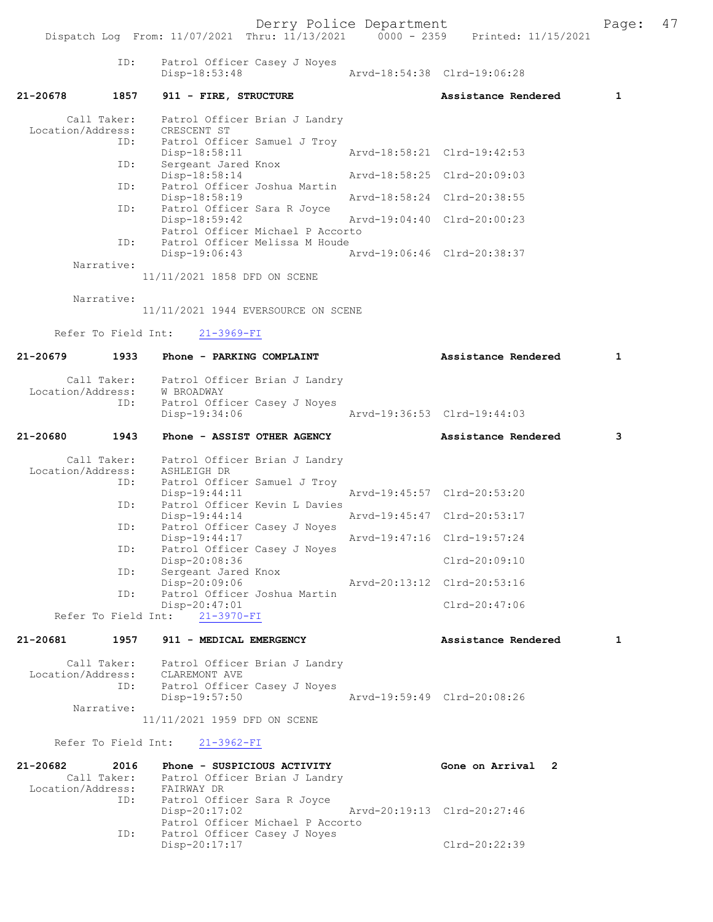ID: Patrol Officer Casey J Noyes
Disp-18:53:48 Arvd-18:54:38 Clrd-19:06:28

**21-20678 1857 911 - FIRE, STRUCTURE Assistance Rendered 1**

Call Taker: Patrol Officer Brian J Landry
Location/Address: CRESCENT ST
ID: Patrol Officer Samuel J Troy
Disp-18:58:11 Arvd-18:58:21 Clrd-19:42:53
ID: Sergeant Jared Knox
Disp-18:58:14 Arvd-18:58:25 Clrd-20:09:03
ID: Patrol Officer Joshua Martin
Disp-18:58:19 Arvd-18:58:24 Clrd-20:38:55
ID: Patrol Officer Sara R Joyce
Disp-18:59:42 Arvd-19:04:40 Clrd-20:00:23
Patrol Officer Michael P Accorto
ID: Patrol Officer Melissa M Houde
Disp-19:06:43 Arvd-19:06:46 Clrd-20:38:37
Narrative:
11/11/2021 1858 DFD ON SCENE

Narrative:
11/11/2021 1944 EVERSOURCE ON SCENE

Refer To Field Int: 21-3969-FI

**21-20679 1933 Phone - PARKING COMPLAINT Assistance Rendered 1**

Call Taker: Patrol Officer Brian J Landry
Location/Address: W BROADWAY
ID: Patrol Officer Casey J Noyes
Disp-19:34:06 Arvd-19:36:53 Clrd-19:44:03

**21-20680 1943 Phone - ASSIST OTHER AGENCY Assistance Rendered 3**

Call Taker: Patrol Officer Brian J Landry
Location/Address: ASHLEIGH DR
ID: Patrol Officer Samuel J Troy
Disp-19:44:11 Arvd-19:45:57 Clrd-20:53:20
ID: Patrol Officer Kevin L Davies
Disp-19:44:14 Arvd-19:45:47 Clrd-20:53:17
ID: Patrol Officer Casey J Noyes
Disp-19:44:17 Arvd-19:47:16 Clrd-19:57:24
ID: Patrol Officer Casey J Noyes
Disp-20:08:36 Clrd-20:09:10
ID: Sergeant Jared Knox
Disp-20:09:06 Arvd-20:13:12 Clrd-20:53:16
ID: Patrol Officer Joshua Martin
Disp-20:47:01 Clrd-20:47:06
Refer To Field Int: 21-3970-FI

**21-20681 1957 911 - MEDICAL EMERGENCY Assistance Rendered 1**

Call Taker: Patrol Officer Brian J Landry
Location/Address: CLAREMONT AVE
ID: Patrol Officer Casey J Noyes
Disp-19:57:50 Arvd-19:59:49 Clrd-20:08:26
Narrative:
11/11/2021 1959 DFD ON SCENE

Refer To Field Int: 21-3962-FI

**21-20682 2016 Phone - SUSPICIOUS ACTIVITY Gone on Arrival 2**

Call Taker: Patrol Officer Brian J Landry
Location/Address: FAIRWAY DR
ID: Patrol Officer Sara R Joyce
Disp-20:17:02 Arvd-20:19:13 Clrd-20:27:46
Patrol Officer Michael P Accorto
ID: Patrol Officer Casey J Noyes
Disp-20:17:17 Clrd-20:22:39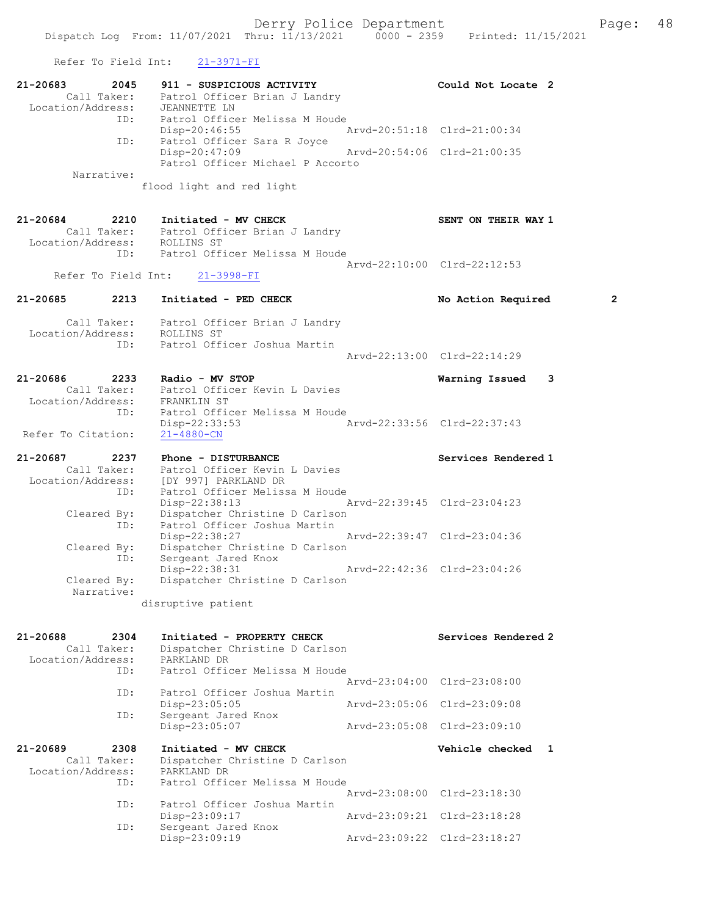Refer To Field Int: 21-3971-FI

```
21-20683        2045    911 - SUSPICIOUS ACTIVITY                    Could Not Locate  2
        Call Taker:     Patrol Officer Brian J Landry
  Location/Address:     JEANNETTE LN
                ID:     Patrol Officer Melissa M Houde
                        Disp-20:46:55               Arvd-20:51:18  Clrd-21:00:34
                ID:     Patrol Officer Sara R Joyce
                        Disp-20:47:09               Arvd-20:54:06  Clrd-21:00:35
                        Patrol Officer Michael P Accorto
         Narrative:
                      flood light and red light

21-20684        2210    Initiated - MV CHECK                         SENT ON THEIR WAY 1
        Call Taker:     Patrol Officer Brian J Landry
  Location/Address:     ROLLINS ST
                ID:     Patrol Officer Melissa M Houde
                                                    Arvd-22:10:00  Clrd-22:12:53
   Refer To Field Int:     21-3998-FI

21-20685        2213    Initiated - PED CHECK                        No Action Required        2

        Call Taker:     Patrol Officer Brian J Landry
  Location/Address:     ROLLINS ST
                ID:     Patrol Officer Joshua Martin
                                                    Arvd-22:13:00  Clrd-22:14:29

21-20686        2233    Radio - MV STOP                              Warning Issued    3
        Call Taker:     Patrol Officer Kevin L Davies
  Location/Address:     FRANKLIN ST
                ID:     Patrol Officer Melissa M Houde
                        Disp-22:33:53               Arvd-22:33:56  Clrd-22:37:43
 Refer To Citation:     21-4880-CN

21-20687        2237    Phone - DISTURBANCE                          Services Rendered 1
        Call Taker:     Patrol Officer Kevin L Davies
  Location/Address:     [DY 997] PARKLAND DR
                ID:     Patrol Officer Melissa M Houde
                        Disp-22:38:13               Arvd-22:39:45  Clrd-23:04:23
        Cleared By:     Dispatcher Christine D Carlson
                ID:     Patrol Officer Joshua Martin
                        Disp-22:38:27               Arvd-22:39:47  Clrd-23:04:36
        Cleared By:     Dispatcher Christine D Carlson
                ID:     Sergeant Jared Knox
                        Disp-22:38:31               Arvd-22:42:36  Clrd-23:04:26
        Cleared By:     Dispatcher Christine D Carlson
         Narrative:
                      disruptive patient

21-20688        2304    Initiated - PROPERTY CHECK                   Services Rendered 2
        Call Taker:     Dispatcher Christine D Carlson
  Location/Address:     PARKLAND DR
                ID:     Patrol Officer Melissa M Houde
                                                    Arvd-23:04:00  Clrd-23:08:00
                ID:     Patrol Officer Joshua Martin
                        Disp-23:05:05               Arvd-23:05:06  Clrd-23:09:08
                ID:     Sergeant Jared Knox
                        Disp-23:05:07               Arvd-23:05:08  Clrd-23:09:10

21-20689        2308    Initiated - MV CHECK                         Vehicle checked   1
        Call Taker:     Dispatcher Christine D Carlson
  Location/Address:     PARKLAND DR
                ID:     Patrol Officer Melissa M Houde
                                                    Arvd-23:08:00  Clrd-23:18:30
                ID:     Patrol Officer Joshua Martin
                        Disp-23:09:17               Arvd-23:09:21  Clrd-23:18:28
                ID:     Sergeant Jared Knox
                        Disp-23:09:19               Arvd-23:09:22  Clrd-23:18:27
```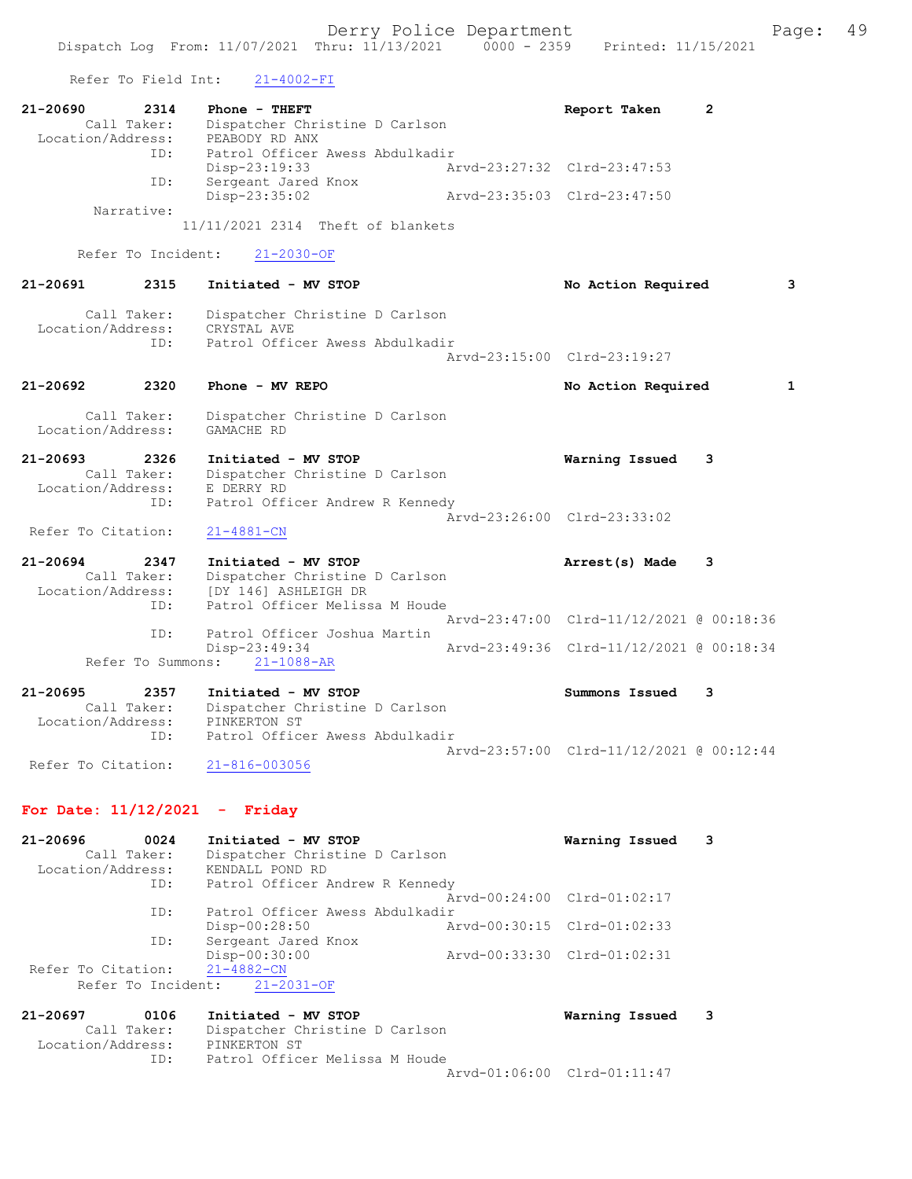Refer To Field Int: 21-4002-FI

```
21-20690        2314    Phone - THEFT                              Report Taken      2
        Call Taker:     Dispatcher Christine D Carlson
   Location/Address:    PEABODY RD ANX
                ID:     Patrol Officer Awess Abdulkadir
                        Disp-23:19:33                Arvd-23:27:32  Clrd-23:47:53
                ID:     Sergeant Jared Knox
                        Disp-23:35:02                Arvd-23:35:03  Clrd-23:47:50
         Narrative:
                      11/11/2021 2314  Theft of blankets

       Refer To Incident:    21-2030-OF

21-20691        2315    Initiated - MV STOP                        No Action Required        3

        Call Taker:     Dispatcher Christine D Carlson
   Location/Address:    CRYSTAL AVE
                ID:     Patrol Officer Awess Abdulkadir
                                                     Arvd-23:15:00  Clrd-23:19:27

21-20692        2320    Phone - MV REPO                            No Action Required        1

        Call Taker:     Dispatcher Christine D Carlson
   Location/Address:    GAMACHE RD

21-20693        2326    Initiated - MV STOP                        Warning Issued    3
        Call Taker:     Dispatcher Christine D Carlson
   Location/Address:    E DERRY RD
                ID:     Patrol Officer Andrew R Kennedy
                                                     Arvd-23:26:00  Clrd-23:33:02
  Refer To Citation:    21-4881-CN

21-20694        2347    Initiated - MV STOP                        Arrest(s) Made    3
        Call Taker:     Dispatcher Christine D Carlson
   Location/Address:    [DY 146] ASHLEIGH DR
                ID:     Patrol Officer Melissa M Houde
                                                     Arvd-23:47:00  Clrd-11/12/2021 @ 00:18:36
                ID:     Patrol Officer Joshua Martin
                        Disp-23:49:34                Arvd-23:49:36  Clrd-11/12/2021 @ 00:18:34
        Refer To Summons:    21-1088-AR

21-20695        2357    Initiated - MV STOP                        Summons Issued    3
        Call Taker:     Dispatcher Christine D Carlson
   Location/Address:    PINKERTON ST
                ID:     Patrol Officer Awess Abdulkadir
                                                     Arvd-23:57:00  Clrd-11/12/2021 @ 00:12:44
  Refer To Citation:    21-816-003056
```

**For Date: 11/12/2021 - Friday**

```
21-20696        0024    Initiated - MV STOP                        Warning Issued    3
        Call Taker:     Dispatcher Christine D Carlson
   Location/Address:    KENDALL POND RD
                ID:     Patrol Officer Andrew R Kennedy
                                                     Arvd-00:24:00  Clrd-01:02:17
                ID:     Patrol Officer Awess Abdulkadir
                        Disp-00:28:50                Arvd-00:30:15  Clrd-01:02:33
                ID:     Sergeant Jared Knox
                        Disp-00:30:00                Arvd-00:33:30  Clrd-01:02:31
  Refer To Citation:    21-4882-CN
       Refer To Incident:    21-2031-OF

21-20697        0106    Initiated - MV STOP                        Warning Issued    3
        Call Taker:     Dispatcher Christine D Carlson
   Location/Address:    PINKERTON ST
                ID:     Patrol Officer Melissa M Houde
                                                     Arvd-01:06:00  Clrd-01:11:47
```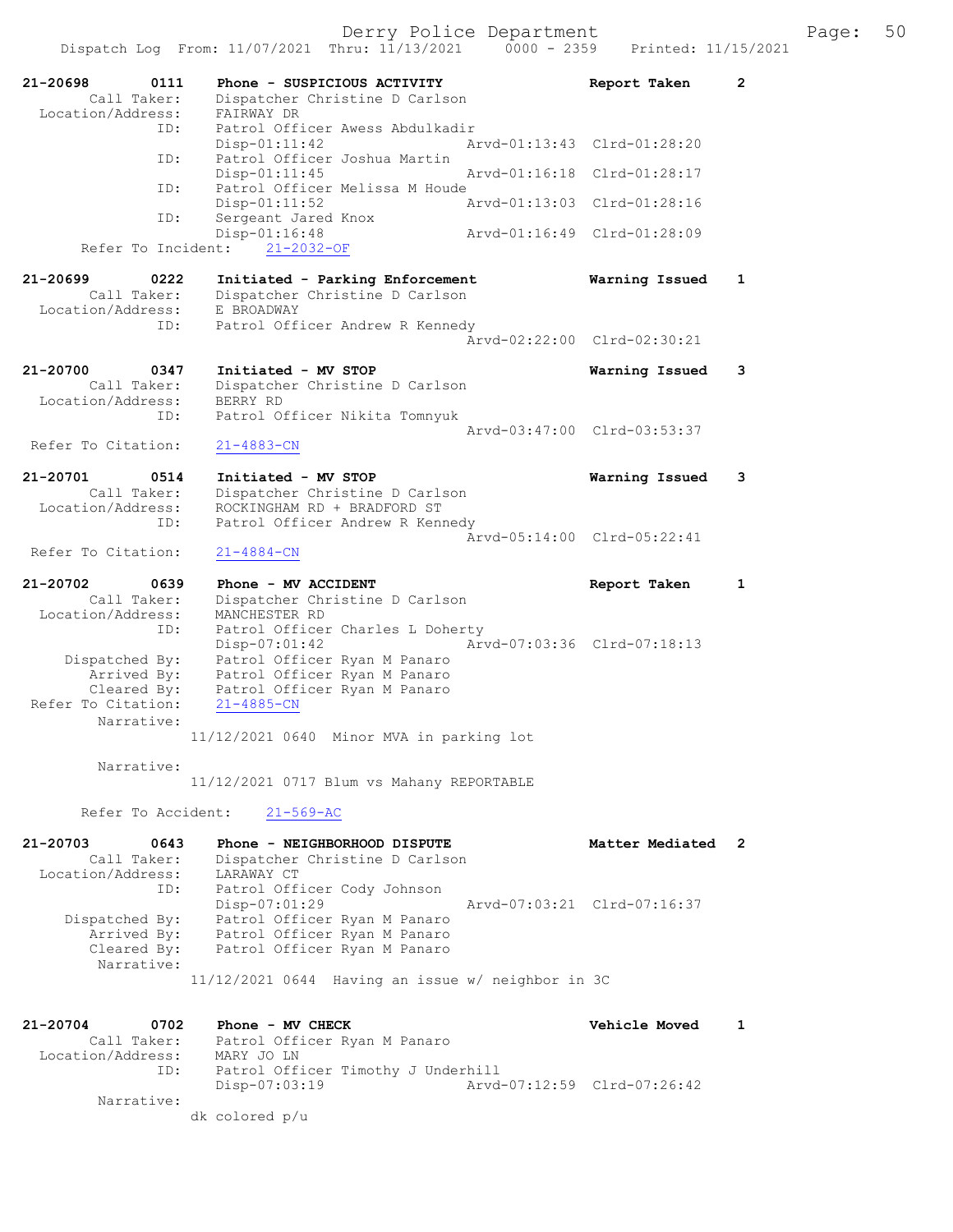21-20698 0111 Phone - SUSPICIOUS ACTIVITY Report Taken 2
Call Taker: Dispatcher Christine D Carlson
Location/Address: FAIRWAY DR
ID: Patrol Officer Awess Abdulkadir
Disp-01:11:42 Arvd-01:13:43 Clrd-01:28:20
ID: Patrol Officer Joshua Martin
Disp-01:11:45 Arvd-01:16:18 Clrd-01:28:17
ID: Patrol Officer Melissa M Houde
Disp-01:11:52 Arvd-01:13:03 Clrd-01:28:16
ID: Sergeant Jared Knox
Disp-01:16:48 Arvd-01:16:49 Clrd-01:28:09
Refer To Incident: 21-2032-OF

21-20699 0222 Initiated - Parking Enforcement Warning Issued 1
Call Taker: Dispatcher Christine D Carlson
Location/Address: E BROADWAY
ID: Patrol Officer Andrew R Kennedy
Arvd-02:22:00 Clrd-02:30:21

21-20700 0347 Initiated - MV STOP Warning Issued 3
Call Taker: Dispatcher Christine D Carlson
Location/Address: BERRY RD
ID: Patrol Officer Nikita Tomnyuk
Arvd-03:47:00 Clrd-03:53:37
Refer To Citation: 21-4883-CN

21-20701 0514 Initiated - MV STOP Warning Issued 3
Call Taker: Dispatcher Christine D Carlson
Location/Address: ROCKINGHAM RD + BRADFORD ST
ID: Patrol Officer Andrew R Kennedy
Arvd-05:14:00 Clrd-05:22:41
Refer To Citation: 21-4884-CN

21-20702 0639 Phone - MV ACCIDENT Report Taken 1
Call Taker: Dispatcher Christine D Carlson
Location/Address: MANCHESTER RD
ID: Patrol Officer Charles L Doherty
Disp-07:01:42 Arvd-07:03:36 Clrd-07:18:13
Dispatched By: Patrol Officer Ryan M Panaro
Arrived By: Patrol Officer Ryan M Panaro
Cleared By: Patrol Officer Ryan M Panaro
Refer To Citation: 21-4885-CN
Narrative:
11/12/2021 0640 Minor MVA in parking lot

Narrative:
11/12/2021 0717 Blum vs Mahany REPORTABLE

Refer To Accident: 21-569-AC

21-20703 0643 Phone - NEIGHBORHOOD DISPUTE Matter Mediated 2
Call Taker: Dispatcher Christine D Carlson
Location/Address: LARAWAY CT
ID: Patrol Officer Cody Johnson
Disp-07:01:29 Arvd-07:03:21 Clrd-07:16:37
Dispatched By: Patrol Officer Ryan M Panaro
Arrived By: Patrol Officer Ryan M Panaro
Cleared By: Patrol Officer Ryan M Panaro
Narrative:
11/12/2021 0644 Having an issue w/ neighbor in 3C

21-20704 0702 Phone - MV CHECK Vehicle Moved 1
Call Taker: Patrol Officer Ryan M Panaro
Location/Address: MARY JO LN
ID: Patrol Officer Timothy J Underhill
Disp-07:03:19 Arvd-07:12:59 Clrd-07:26:42
Narrative:
dk colored p/u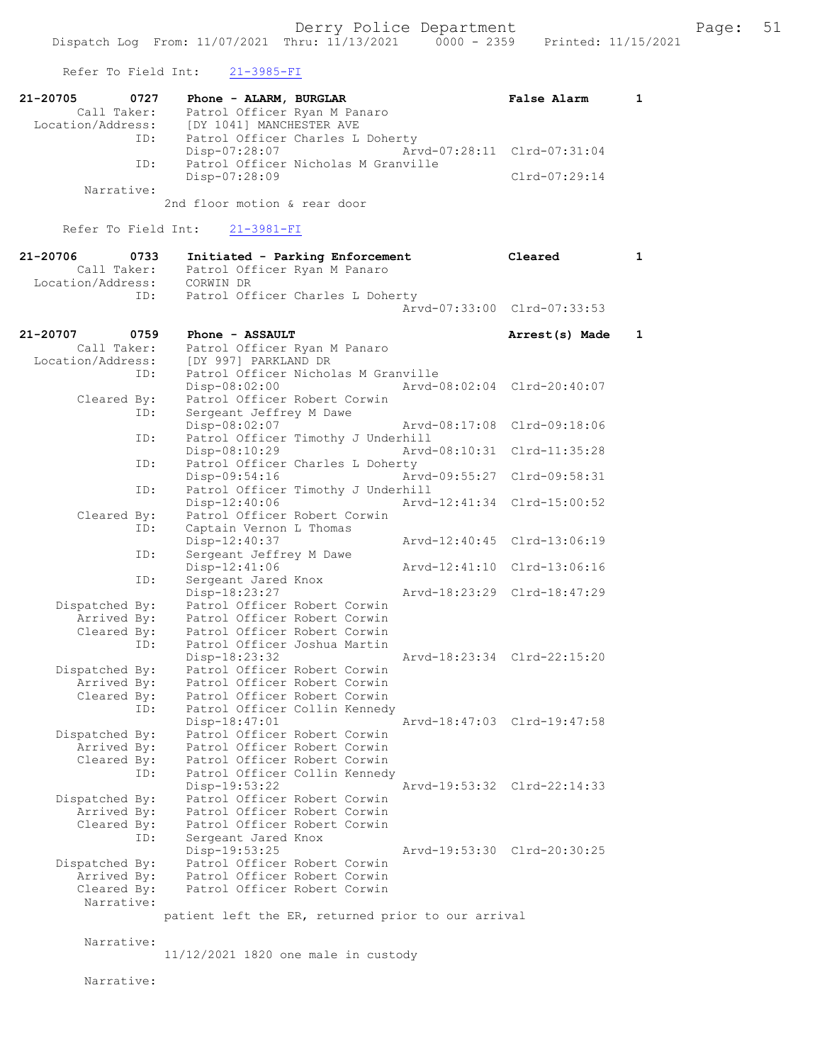Refer To Field Int: 21-3985-FI

```
21-20705        0727    Phone - ALARM, BURGLAR                      False Alarm      1
        Call Taker:     Patrol Officer Ryan M Panaro
  Location/Address:     [DY 1041] MANCHESTER AVE
                ID:     Patrol Officer Charles L Doherty
                        Disp-07:28:07               Arvd-07:28:11  Clrd-07:31:04
                ID:     Patrol Officer Nicholas M Granville
                        Disp-07:28:09                              Clrd-07:29:14
         Narrative:
                      2nd floor motion & rear door

      Refer To Field Int:    21-3981-FI

21-20706        0733    Initiated - Parking Enforcement             Cleared          1
        Call Taker:     Patrol Officer Ryan M Panaro
  Location/Address:     CORWIN DR
                ID:     Patrol Officer Charles L Doherty
                                                    Arvd-07:33:00  Clrd-07:33:53

21-20707        0759    Phone - ASSAULT                             Arrest(s) Made   1
        Call Taker:     Patrol Officer Ryan M Panaro
  Location/Address:     [DY 997] PARKLAND DR
                ID:     Patrol Officer Nicholas M Granville
                        Disp-08:02:00               Arvd-08:02:04  Clrd-20:40:07
        Cleared By:     Patrol Officer Robert Corwin
                ID:     Sergeant Jeffrey M Dawe
                        Disp-08:02:07               Arvd-08:17:08  Clrd-09:18:06
                ID:     Patrol Officer Timothy J Underhill
                        Disp-08:10:29               Arvd-08:10:31  Clrd-11:35:28
                ID:     Patrol Officer Charles L Doherty
                        Disp-09:54:16               Arvd-09:55:27  Clrd-09:58:31
                ID:     Patrol Officer Timothy J Underhill
                        Disp-12:40:06               Arvd-12:41:34  Clrd-15:00:52
        Cleared By:     Patrol Officer Robert Corwin
                ID:     Captain Vernon L Thomas
                        Disp-12:40:37               Arvd-12:40:45  Clrd-13:06:19
                ID:     Sergeant Jeffrey M Dawe
                        Disp-12:41:06               Arvd-12:41:10  Clrd-13:06:16
                ID:     Sergeant Jared Knox
                        Disp-18:23:27               Arvd-18:23:29  Clrd-18:47:29
     Dispatched By:     Patrol Officer Robert Corwin
        Arrived By:     Patrol Officer Robert Corwin
        Cleared By:     Patrol Officer Robert Corwin
                ID:     Patrol Officer Joshua Martin
                        Disp-18:23:32               Arvd-18:23:34  Clrd-22:15:20
     Dispatched By:     Patrol Officer Robert Corwin
        Arrived By:     Patrol Officer Robert Corwin
        Cleared By:     Patrol Officer Robert Corwin
                ID:     Patrol Officer Collin Kennedy
                        Disp-18:47:01               Arvd-18:47:03  Clrd-19:47:58
     Dispatched By:     Patrol Officer Robert Corwin
        Arrived By:     Patrol Officer Robert Corwin
        Cleared By:     Patrol Officer Robert Corwin
                ID:     Patrol Officer Collin Kennedy
                        Disp-19:53:22               Arvd-19:53:32  Clrd-22:14:33
     Dispatched By:     Patrol Officer Robert Corwin
        Arrived By:     Patrol Officer Robert Corwin
        Cleared By:     Patrol Officer Robert Corwin
                ID:     Sergeant Jared Knox
                        Disp-19:53:25               Arvd-19:53:30  Clrd-20:30:25
     Dispatched By:     Patrol Officer Robert Corwin
        Arrived By:     Patrol Officer Robert Corwin
        Cleared By:     Patrol Officer Robert Corwin
         Narrative:
                      patient left the ER, returned prior to our arrival

         Narrative:
                      11/12/2021 1820 one male in custody

         Narrative:
```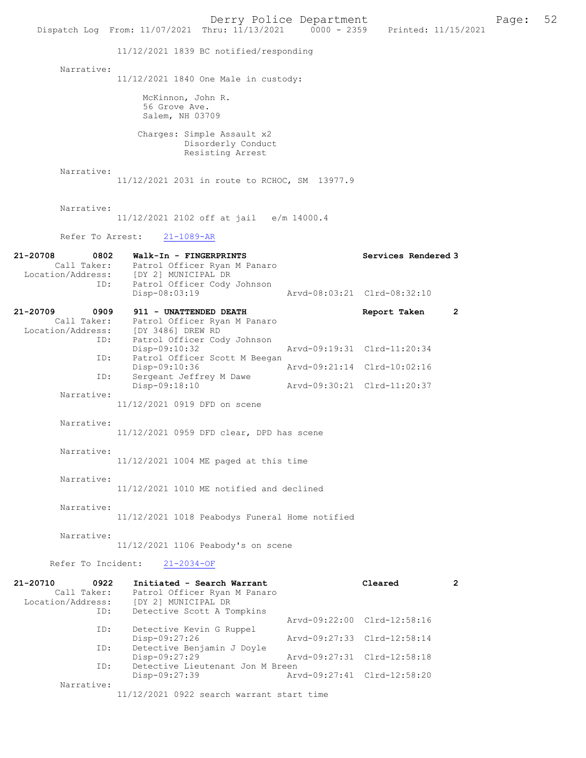11/12/2021 1839 BC notified/responding

Narrative:
11/12/2021 1840 One Male in custody:

McKinnon, John R.
56 Grove Ave.
Salem, NH 03709

Charges: Simple Assault x2
Disorderly Conduct
Resisting Arrest

Narrative:
11/12/2021 2031 in route to RCHOC, SM 13977.9

Narrative:
11/12/2021 2102 off at jail e/m 14000.4

Refer To Arrest: 21-1089-AR

**21-20708 0802 Walk-In - FINGERPRINTS** Services Rendered 3
Call Taker: Patrol Officer Ryan M Panaro
Location/Address: [DY 2] MUNICIPAL DR
ID: Patrol Officer Cody Johnson
Disp-08:03:19 Arvd-08:03:21 Clrd-08:32:10

**21-20709 0909 911 - UNATTENDED DEATH** Report Taken 2
Call Taker: Patrol Officer Ryan M Panaro
Location/Address: [DY 3486] DREW RD
ID: Patrol Officer Cody Johnson
Disp-09:10:32 Arvd-09:19:31 Clrd-11:20:34
ID: Patrol Officer Scott M Beegan
Disp-09:10:36 Arvd-09:21:14 Clrd-10:02:16
ID: Sergeant Jeffrey M Dawe
Disp-09:18:10 Arvd-09:30:21 Clrd-11:20:37

Narrative:
11/12/2021 0919 DFD on scene

Narrative:
11/12/2021 0959 DFD clear, DPD has scene

Narrative:
11/12/2021 1004 ME paged at this time

Narrative:
11/12/2021 1010 ME notified and declined

Narrative:
11/12/2021 1018 Peabodys Funeral Home notified

Narrative:
11/12/2021 1106 Peabody's on scene

Refer To Incident: 21-2034-OF

**21-20710 0922 Initiated - Search Warrant** Cleared 2
Call Taker: Patrol Officer Ryan M Panaro
Location/Address: [DY 2] MUNICIPAL DR
ID: Detective Scott A Tompkins
Arvd-09:22:00 Clrd-12:58:16
ID: Detective Kevin G Ruppel
Disp-09:27:26 Arvd-09:27:33 Clrd-12:58:14
ID: Detective Benjamin J Doyle
Disp-09:27:29 Arvd-09:27:31 Clrd-12:58:18
ID: Detective Lieutenant Jon M Breen
Disp-09:27:39 Arvd-09:27:41 Clrd-12:58:20

Narrative:
11/12/2021 0922 search warrant start time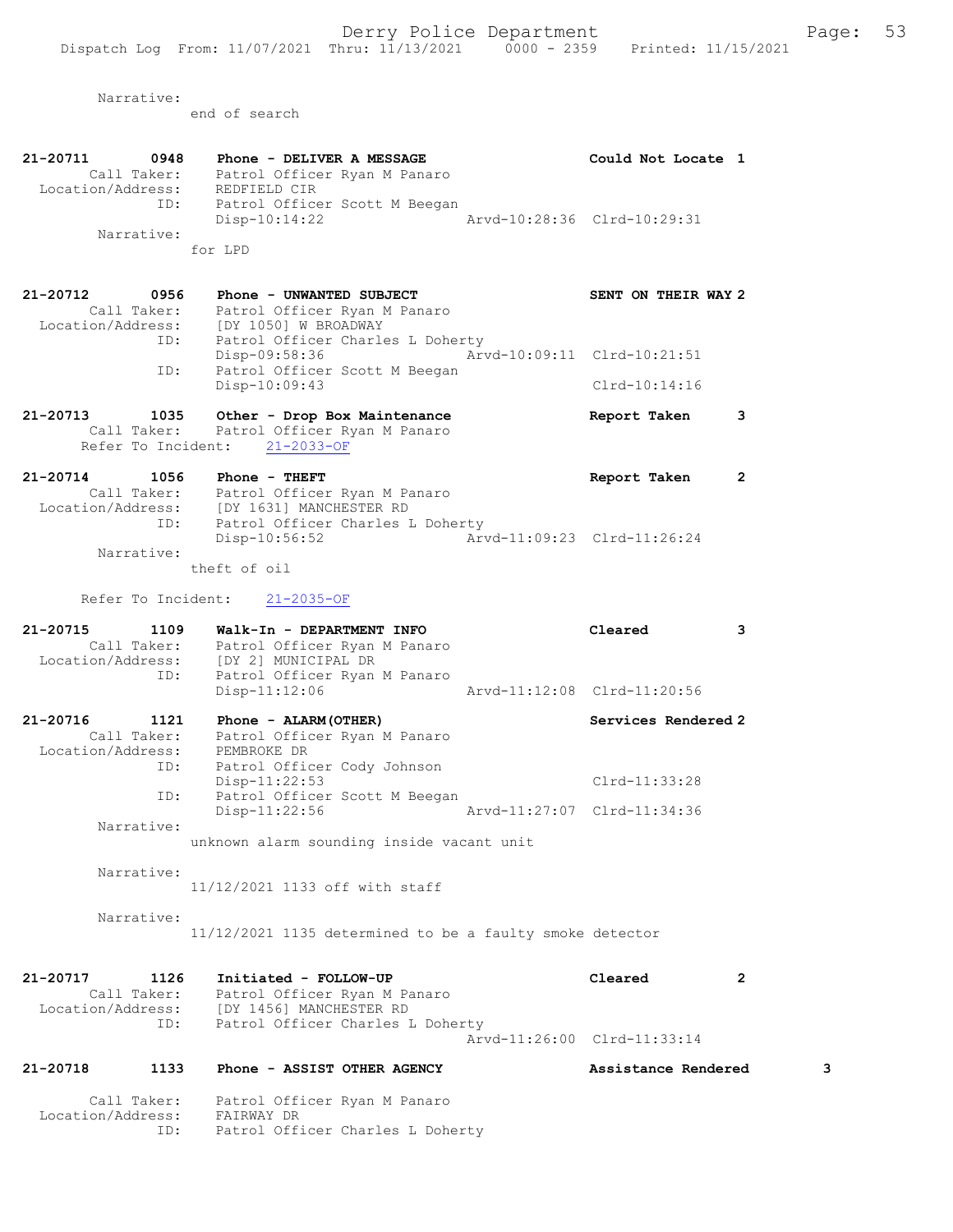Narrative:
end of search

21-20711 0948 Phone - DELIVER A MESSAGE Could Not Locate 1
Call Taker: Patrol Officer Ryan M Panaro
Location/Address: REDFIELD CIR
ID: Patrol Officer Scott M Beegan
Disp-10:14:22 Arvd-10:28:36 Clrd-10:29:31
Narrative:
for LPD

21-20712 0956 Phone - UNWANTED SUBJECT SENT ON THEIR WAY 2
Call Taker: Patrol Officer Ryan M Panaro
Location/Address: [DY 1050] W BROADWAY
ID: Patrol Officer Charles L Doherty
Disp-09:58:36 Arvd-10:09:11 Clrd-10:21:51
ID: Patrol Officer Scott M Beegan
Disp-10:09:43 Clrd-10:14:16

21-20713 1035 Other - Drop Box Maintenance Report Taken 3
Call Taker: Patrol Officer Ryan M Panaro
Refer To Incident: 21-2033-OF

21-20714 1056 Phone - THEFT Report Taken 2
Call Taker: Patrol Officer Ryan M Panaro
Location/Address: [DY 1631] MANCHESTER RD
ID: Patrol Officer Charles L Doherty
Disp-10:56:52 Arvd-11:09:23 Clrd-11:26:24
Narrative:
theft of oil

Refer To Incident: 21-2035-OF

21-20715 1109 Walk-In - DEPARTMENT INFO Cleared 3
Call Taker: Patrol Officer Ryan M Panaro
Location/Address: [DY 2] MUNICIPAL DR
ID: Patrol Officer Ryan M Panaro
Disp-11:12:06 Arvd-11:12:08 Clrd-11:20:56

21-20716 1121 Phone - ALARM(OTHER) Services Rendered 2
Call Taker: Patrol Officer Ryan M Panaro
Location/Address: PEMBROKE DR
ID: Patrol Officer Cody Johnson
Disp-11:22:53 Clrd-11:33:28
ID: Patrol Officer Scott M Beegan
Disp-11:22:56 Arvd-11:27:07 Clrd-11:34:36
Narrative:
unknown alarm sounding inside vacant unit

Narrative:
11/12/2021 1133 off with staff

Narrative:
11/12/2021 1135 determined to be a faulty smoke detector

21-20717 1126 Initiated - FOLLOW-UP Cleared 2
Call Taker: Patrol Officer Ryan M Panaro
Location/Address: [DY 1456] MANCHESTER RD
ID: Patrol Officer Charles L Doherty
Arvd-11:26:00 Clrd-11:33:14

21-20718 1133 Phone - ASSIST OTHER AGENCY Assistance Rendered 3
Call Taker: Patrol Officer Ryan M Panaro
Location/Address: FAIRWAY DR
ID: Patrol Officer Charles L Doherty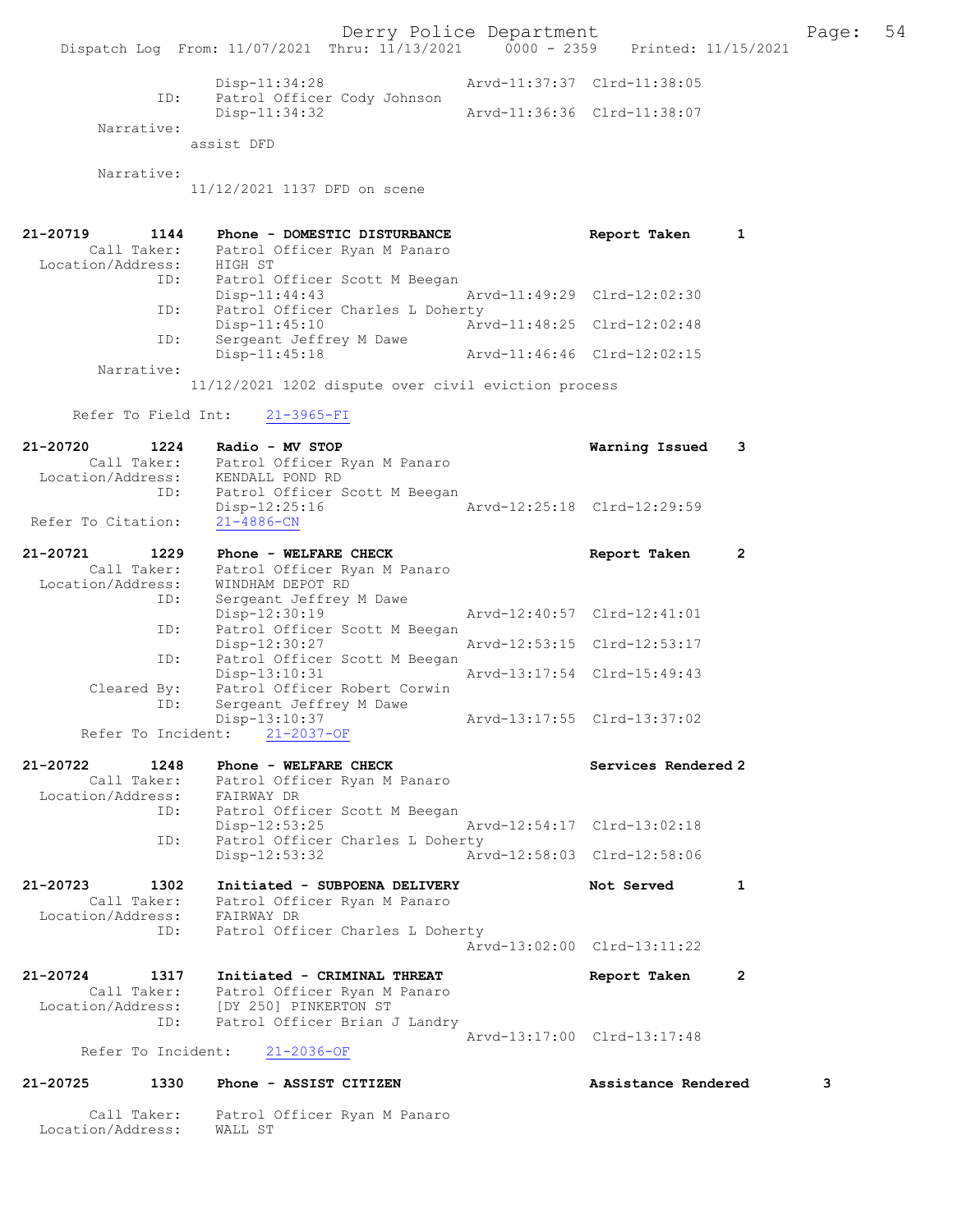```
                Disp-11:34:28                Arvd-11:37:37  Clrd-11:38:05
           ID:  Patrol Officer Cody Johnson
                Disp-11:34:32                Arvd-11:36:36  Clrd-11:38:07
    Narrative:
              assist DFD

    Narrative:
              11/12/2021 1137 DFD on scene


21-20719      1144    Phone - DOMESTIC DISTURBANCE            Report Taken      1
       Call Taker:    Patrol Officer Ryan M Panaro
 Location/Address:    HIGH ST
               ID:    Patrol Officer Scott M Beegan
                      Disp-11:44:43              Arvd-11:49:29  Clrd-12:02:30
               ID:    Patrol Officer Charles L Doherty
                      Disp-11:45:10              Arvd-11:48:25  Clrd-12:02:48
               ID:    Sergeant Jeffrey M Dawe
                      Disp-11:45:18              Arvd-11:46:46  Clrd-12:02:15
        Narrative:
              11/12/2021 1202 dispute over civil eviction process

     Refer To Field Int:    21-3965-FI

21-20720      1224    Radio - MV STOP                         Warning Issued    3
       Call Taker:    Patrol Officer Ryan M Panaro
 Location/Address:    KENDALL POND RD
               ID:    Patrol Officer Scott M Beegan
                      Disp-12:25:16              Arvd-12:25:18  Clrd-12:29:59
 Refer To Citation:   21-4886-CN

21-20721      1229    Phone - WELFARE CHECK                   Report Taken      2
       Call Taker:    Patrol Officer Ryan M Panaro
 Location/Address:    WINDHAM DEPOT RD
               ID:    Sergeant Jeffrey M Dawe
                      Disp-12:30:19              Arvd-12:40:57  Clrd-12:41:01
               ID:    Patrol Officer Scott M Beegan
                      Disp-12:30:27              Arvd-12:53:15  Clrd-12:53:17
               ID:    Patrol Officer Scott M Beegan
                      Disp-13:10:31              Arvd-13:17:54  Clrd-15:49:43
       Cleared By:    Patrol Officer Robert Corwin
               ID:    Sergeant Jeffrey M Dawe
                      Disp-13:10:37              Arvd-13:17:55  Clrd-13:37:02
     Refer To Incident:    21-2037-OF

21-20722      1248    Phone - WELFARE CHECK                   Services Rendered 2
       Call Taker:    Patrol Officer Ryan M Panaro
 Location/Address:    FAIRWAY DR
               ID:    Patrol Officer Scott M Beegan
                      Disp-12:53:25              Arvd-12:54:17  Clrd-13:02:18
               ID:    Patrol Officer Charles L Doherty
                      Disp-12:53:32              Arvd-12:58:03  Clrd-12:58:06

21-20723      1302    Initiated - SUBPOENA DELIVERY           Not Served        1
       Call Taker:    Patrol Officer Ryan M Panaro
 Location/Address:    FAIRWAY DR
               ID:    Patrol Officer Charles L Doherty
                                                 Arvd-13:02:00  Clrd-13:11:22

21-20724      1317    Initiated - CRIMINAL THREAT             Report Taken      2
       Call Taker:    Patrol Officer Ryan M Panaro
 Location/Address:    [DY 250] PINKERTON ST
               ID:    Patrol Officer Brian J Landry
                                                 Arvd-13:17:00  Clrd-13:17:48
     Refer To Incident:    21-2036-OF

21-20725      1330    Phone - ASSIST CITIZEN                  Assistance Rendered        3

       Call Taker:    Patrol Officer Ryan M Panaro
 Location/Address:    WALL ST
```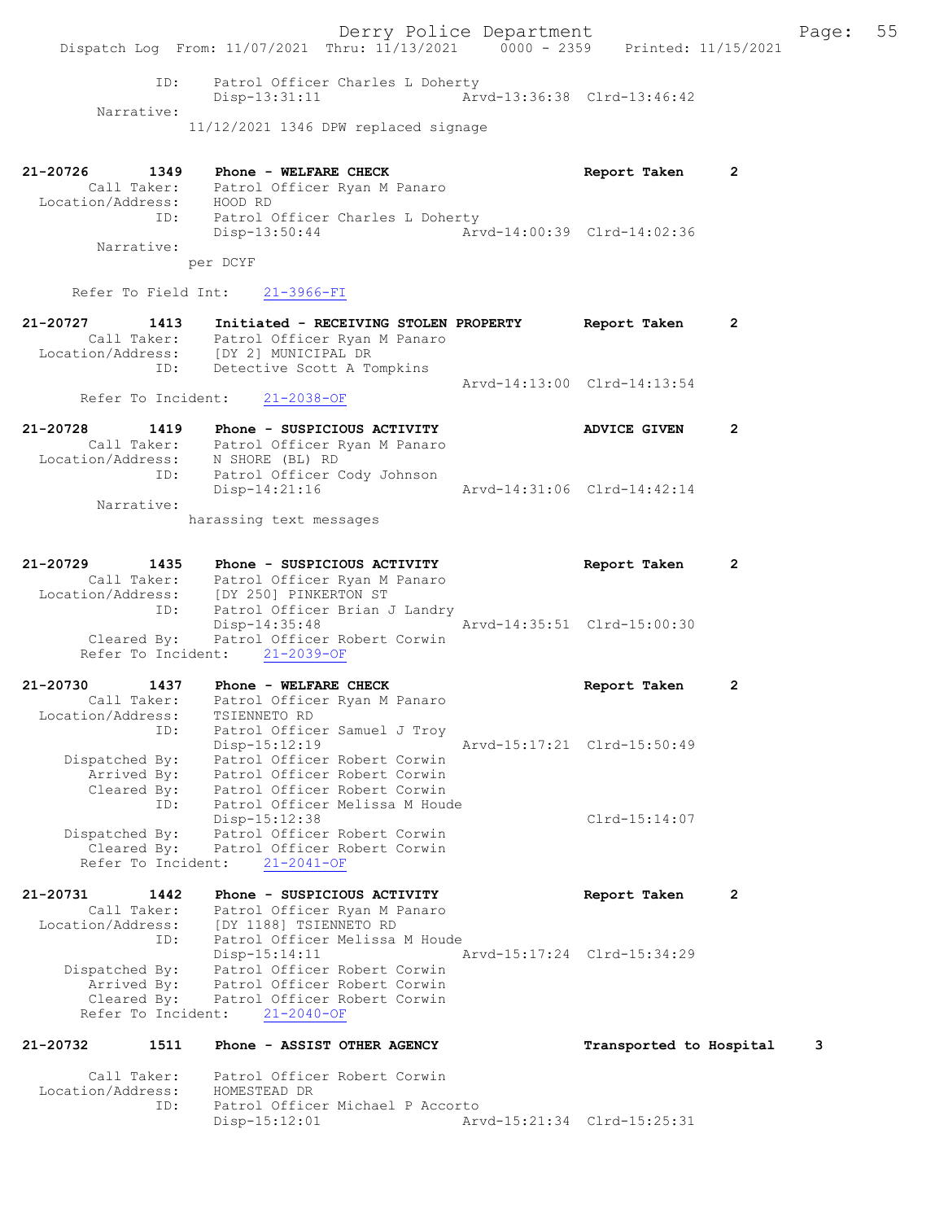```
            ID:     Patrol Officer Charles L Doherty
                    Disp-13:31:11                 Arvd-13:36:38  Clrd-13:46:42
     Narrative:
                  11/12/2021 1346 DPW replaced signage


21-20726        1349    Phone - WELFARE CHECK                      Report Taken        2
       Call Taker:      Patrol Officer Ryan M Panaro
  Location/Address:     HOOD RD
               ID:      Patrol Officer Charles L Doherty
                        Disp-13:50:44                 Arvd-14:00:39  Clrd-14:02:36
        Narrative:
                    per DCYF

      Refer To Field Int:     21-3966-FI

21-20727        1413    Initiated - RECEIVING STOLEN PROPERTY      Report Taken        2
       Call Taker:      Patrol Officer Ryan M Panaro
  Location/Address:     [DY 2] MUNICIPAL DR
               ID:      Detective Scott A Tompkins
                                                      Arvd-14:13:00  Clrd-14:13:54
       Refer To Incident:     21-2038-OF

21-20728        1419    Phone - SUSPICIOUS ACTIVITY                ADVICE GIVEN        2
       Call Taker:      Patrol Officer Ryan M Panaro
  Location/Address:     N SHORE (BL) RD
               ID:      Patrol Officer Cody Johnson
                        Disp-14:21:16                 Arvd-14:31:06  Clrd-14:42:14
        Narrative:
                    harassing text messages


21-20729        1435    Phone - SUSPICIOUS ACTIVITY                Report Taken        2
       Call Taker:      Patrol Officer Ryan M Panaro
  Location/Address:     [DY 250] PINKERTON ST
               ID:      Patrol Officer Brian J Landry
                        Disp-14:35:48                 Arvd-14:35:51  Clrd-15:00:30
       Cleared By:      Patrol Officer Robert Corwin
       Refer To Incident:     21-2039-OF

21-20730        1437    Phone - WELFARE CHECK                      Report Taken        2
       Call Taker:      Patrol Officer Ryan M Panaro
  Location/Address:     TSIENNETO RD
               ID:      Patrol Officer Samuel J Troy
                        Disp-15:12:19                 Arvd-15:17:21  Clrd-15:50:49
    Dispatched By:      Patrol Officer Robert Corwin
       Arrived By:      Patrol Officer Robert Corwin
       Cleared By:      Patrol Officer Robert Corwin
               ID:      Patrol Officer Melissa M Houde
                        Disp-15:12:38                                Clrd-15:14:07
    Dispatched By:      Patrol Officer Robert Corwin
       Cleared By:      Patrol Officer Robert Corwin
       Refer To Incident:     21-2041-OF

21-20731        1442    Phone - SUSPICIOUS ACTIVITY                Report Taken        2
       Call Taker:      Patrol Officer Ryan M Panaro
  Location/Address:     [DY 1188] TSIENNETO RD
               ID:      Patrol Officer Melissa M Houde
                        Disp-15:14:11                 Arvd-15:17:24  Clrd-15:34:29
    Dispatched By:      Patrol Officer Robert Corwin
       Arrived By:      Patrol Officer Robert Corwin
       Cleared By:      Patrol Officer Robert Corwin
       Refer To Incident:     21-2040-OF

21-20732        1511    Phone - ASSIST OTHER AGENCY                Transported to Hospital     3

       Call Taker:      Patrol Officer Robert Corwin
  Location/Address:     HOMESTEAD DR
               ID:      Patrol Officer Michael P Accorto
                        Disp-15:12:01                 Arvd-15:21:34  Clrd-15:25:31
```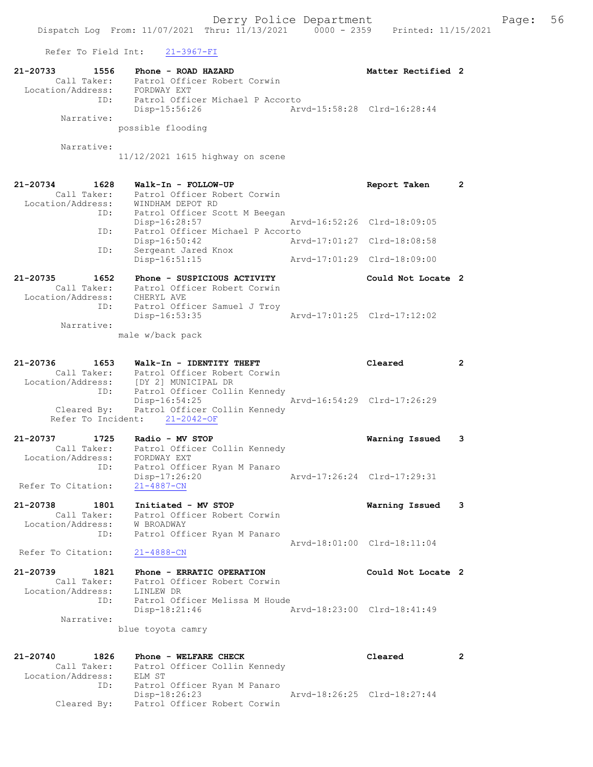Refer To Field Int: 21-3967-FI

```
21-20733        1556    Phone - ROAD HAZARD                        Matter Rectified 2
        Call Taker:     Patrol Officer Robert Corwin
  Location/Address:     FORDWAY EXT
                ID:     Patrol Officer Michael P Accorto
                        Disp-15:56:26                   Arvd-15:58:28  Clrd-16:28:44
         Narrative:
                    possible flooding

         Narrative:
                    11/12/2021 1615 highway on scene


21-20734        1628    Walk-In - FOLLOW-UP                        Report Taken     2
        Call Taker:     Patrol Officer Robert Corwin
  Location/Address:     WINDHAM DEPOT RD
                ID:     Patrol Officer Scott M Beegan
                        Disp-16:28:57                   Arvd-16:52:26  Clrd-18:09:05
                ID:     Patrol Officer Michael P Accorto
                        Disp-16:50:42                   Arvd-17:01:27  Clrd-18:08:58
                ID:     Sergeant Jared Knox
                        Disp-16:51:15                   Arvd-17:01:29  Clrd-18:09:00

21-20735        1652    Phone - SUSPICIOUS ACTIVITY                Could Not Locate 2
        Call Taker:     Patrol Officer Robert Corwin
  Location/Address:     CHERYL AVE
                ID:     Patrol Officer Samuel J Troy
                        Disp-16:53:35                   Arvd-17:01:25  Clrd-17:12:02
         Narrative:
                    male w/back pack


21-20736        1653    Walk-In - IDENTITY THEFT                   Cleared          2
        Call Taker:     Patrol Officer Robert Corwin
  Location/Address:     [DY 2] MUNICIPAL DR
                ID:     Patrol Officer Collin Kennedy
                        Disp-16:54:25                   Arvd-16:54:29  Clrd-17:26:29
        Cleared By:     Patrol Officer Collin Kennedy
    Refer To Incident:    21-2042-OF

21-20737        1725    Radio - MV STOP                            Warning Issued   3
        Call Taker:     Patrol Officer Collin Kennedy
  Location/Address:     FORDWAY EXT
                ID:     Patrol Officer Ryan M Panaro
                        Disp-17:26:20                   Arvd-17:26:24  Clrd-17:29:31
 Refer To Citation:     21-4887-CN

21-20738        1801    Initiated - MV STOP                        Warning Issued   3
        Call Taker:     Patrol Officer Robert Corwin
  Location/Address:     W BROADWAY
                ID:     Patrol Officer Ryan M Panaro
                                                        Arvd-18:01:00  Clrd-18:11:04
 Refer To Citation:     21-4888-CN

21-20739        1821    Phone - ERRATIC OPERATION                  Could Not Locate 2
        Call Taker:     Patrol Officer Robert Corwin
  Location/Address:     LINLEW DR
                ID:     Patrol Officer Melissa M Houde
                        Disp-18:21:46                   Arvd-18:23:00  Clrd-18:41:49
         Narrative:
                    blue toyota camry


21-20740        1826    Phone - WELFARE CHECK                      Cleared          2
        Call Taker:     Patrol Officer Collin Kennedy
  Location/Address:     ELM ST
                ID:     Patrol Officer Ryan M Panaro
                        Disp-18:26:23                   Arvd-18:26:25  Clrd-18:27:44
        Cleared By:     Patrol Officer Robert Corwin
```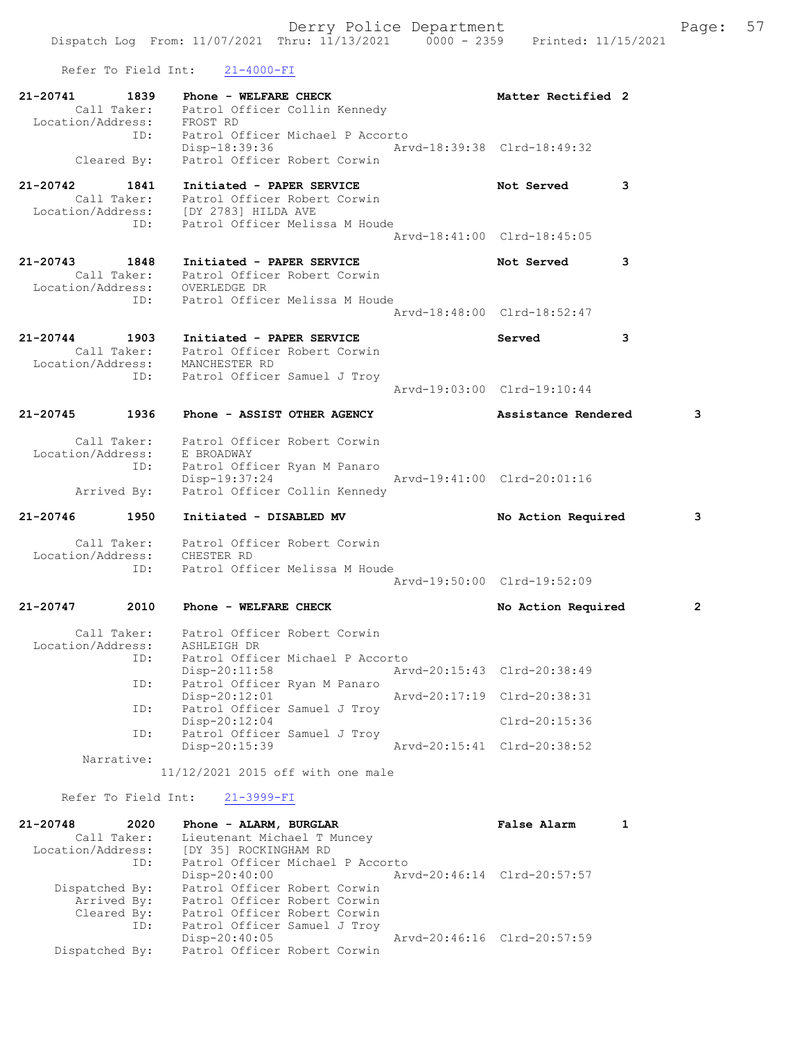Refer To Field Int: 21-4000-FI

```
21-20741       1839    Phone - WELFARE CHECK                       Matter Rectified 2
        Call Taker:    Patrol Officer Collin Kennedy
  Location/Address:    FROST RD
                ID:    Patrol Officer Michael P Accorto
                       Disp-18:39:36                Arvd-18:39:38  Clrd-18:49:32
       Cleared By:     Patrol Officer Robert Corwin

21-20742       1841    Initiated - PAPER SERVICE                   Not Served        3
        Call Taker:    Patrol Officer Robert Corwin
  Location/Address:    [DY 2783] HILDA AVE
                ID:    Patrol Officer Melissa M Houde
                                                    Arvd-18:41:00  Clrd-18:45:05

21-20743       1848    Initiated - PAPER SERVICE                   Not Served        3
        Call Taker:    Patrol Officer Robert Corwin
  Location/Address:    OVERLEDGE DR
                ID:    Patrol Officer Melissa M Houde
                                                    Arvd-18:48:00  Clrd-18:52:47

21-20744       1903    Initiated - PAPER SERVICE                   Served            3
        Call Taker:    Patrol Officer Robert Corwin
  Location/Address:    MANCHESTER RD
                ID:    Patrol Officer Samuel J Troy
                                                    Arvd-19:03:00  Clrd-19:10:44

21-20745       1936    Phone - ASSIST OTHER AGENCY                 Assistance Rendered        3

        Call Taker:    Patrol Officer Robert Corwin
  Location/Address:    E BROADWAY
                ID:    Patrol Officer Ryan M Panaro
                       Disp-19:37:24                Arvd-19:41:00  Clrd-20:01:16
       Arrived By:     Patrol Officer Collin Kennedy

21-20746       1950    Initiated - DISABLED MV                     No Action Required         3

        Call Taker:    Patrol Officer Robert Corwin
  Location/Address:    CHESTER RD
                ID:    Patrol Officer Melissa M Houde
                                                    Arvd-19:50:00  Clrd-19:52:09

21-20747       2010    Phone - WELFARE CHECK                       No Action Required         2

        Call Taker:    Patrol Officer Robert Corwin
  Location/Address:    ASHLEIGH DR
                ID:    Patrol Officer Michael P Accorto
                       Disp-20:11:58                Arvd-20:15:43  Clrd-20:38:49
                ID:    Patrol Officer Ryan M Panaro
                       Disp-20:12:01                Arvd-20:17:19  Clrd-20:38:31
                ID:    Patrol Officer Samuel J Troy
                       Disp-20:12:04                               Clrd-20:15:36
                ID:    Patrol Officer Samuel J Troy
                       Disp-20:15:39                Arvd-20:15:41  Clrd-20:38:52
         Narrative:
                       11/12/2021 2015 off with one male
```

Refer To Field Int: 21-3999-FI

```
21-20748       2020    Phone - ALARM, BURGLAR                      False Alarm       1
        Call Taker:    Lieutenant Michael T Muncey
  Location/Address:    [DY 35] ROCKINGHAM RD
                ID:    Patrol Officer Michael P Accorto
                       Disp-20:40:00                Arvd-20:46:14  Clrd-20:57:57
    Dispatched By:     Patrol Officer Robert Corwin
       Arrived By:     Patrol Officer Robert Corwin
       Cleared By:     Patrol Officer Robert Corwin
                ID:    Patrol Officer Samuel J Troy
                       Disp-20:40:05                Arvd-20:46:16  Clrd-20:57:59
    Dispatched By:     Patrol Officer Robert Corwin
```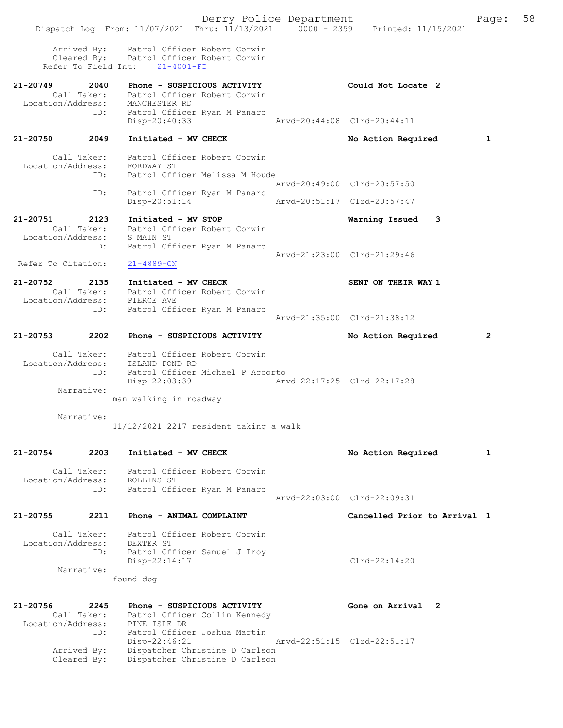```
        Arrived By:    Patrol Officer Robert Corwin
        Cleared By:    Patrol Officer Robert Corwin
     Refer To Field Int:    21-4001-FI

21-20749       2040    Phone - SUSPICIOUS ACTIVITY              Could Not Locate  2
        Call Taker:    Patrol Officer Robert Corwin
  Location/Address:    MANCHESTER RD
               ID:     Patrol Officer Ryan M Panaro
                       Disp-20:40:33                Arvd-20:44:08  Clrd-20:44:11

21-20750       2049    Initiated - MV CHECK                     No Action Required         1

        Call Taker:    Patrol Officer Robert Corwin
  Location/Address:    FORDWAY ST
               ID:     Patrol Officer Melissa M Houde
                                                    Arvd-20:49:00  Clrd-20:57:50
               ID:     Patrol Officer Ryan M Panaro
                       Disp-20:51:14                Arvd-20:51:17  Clrd-20:57:47

21-20751       2123    Initiated - MV STOP                      Warning Issued    3
        Call Taker:    Patrol Officer Robert Corwin
  Location/Address:    S MAIN ST
               ID:     Patrol Officer Ryan M Panaro
                                                    Arvd-21:23:00  Clrd-21:29:46
  Refer To Citation:    21-4889-CN

21-20752       2135    Initiated - MV CHECK                     SENT ON THEIR WAY 1
        Call Taker:    Patrol Officer Robert Corwin
  Location/Address:    PIERCE AVE
               ID:     Patrol Officer Ryan M Panaro
                                                    Arvd-21:35:00  Clrd-21:38:12

21-20753       2202    Phone - SUSPICIOUS ACTIVITY              No Action Required         2

        Call Taker:    Patrol Officer Robert Corwin
  Location/Address:    ISLAND POND RD
               ID:     Patrol Officer Michael P Accorto
                       Disp-22:03:39                Arvd-22:17:25  Clrd-22:17:28
         Narrative:
                     man walking in roadway

         Narrative:
                     11/12/2021 2217 resident taking a walk


21-20754       2203    Initiated - MV CHECK                     No Action Required         1

        Call Taker:    Patrol Officer Robert Corwin
  Location/Address:    ROLLINS ST
               ID:     Patrol Officer Ryan M Panaro
                                                    Arvd-22:03:00  Clrd-22:09:31

21-20755       2211    Phone - ANIMAL COMPLAINT                 Cancelled Prior to Arrival  1

        Call Taker:    Patrol Officer Robert Corwin
  Location/Address:    DEXTER ST
               ID:     Patrol Officer Samuel J Troy
                       Disp-22:14:17                               Clrd-22:14:20
         Narrative:
                     found dog


21-20756       2245    Phone - SUSPICIOUS ACTIVITY              Gone on Arrival   2
        Call Taker:    Patrol Officer Collin Kennedy
  Location/Address:    PINE ISLE DR
               ID:     Patrol Officer Joshua Martin
                       Disp-22:46:21                Arvd-22:51:15  Clrd-22:51:17
        Arrived By:    Dispatcher Christine D Carlson
        Cleared By:    Dispatcher Christine D Carlson
```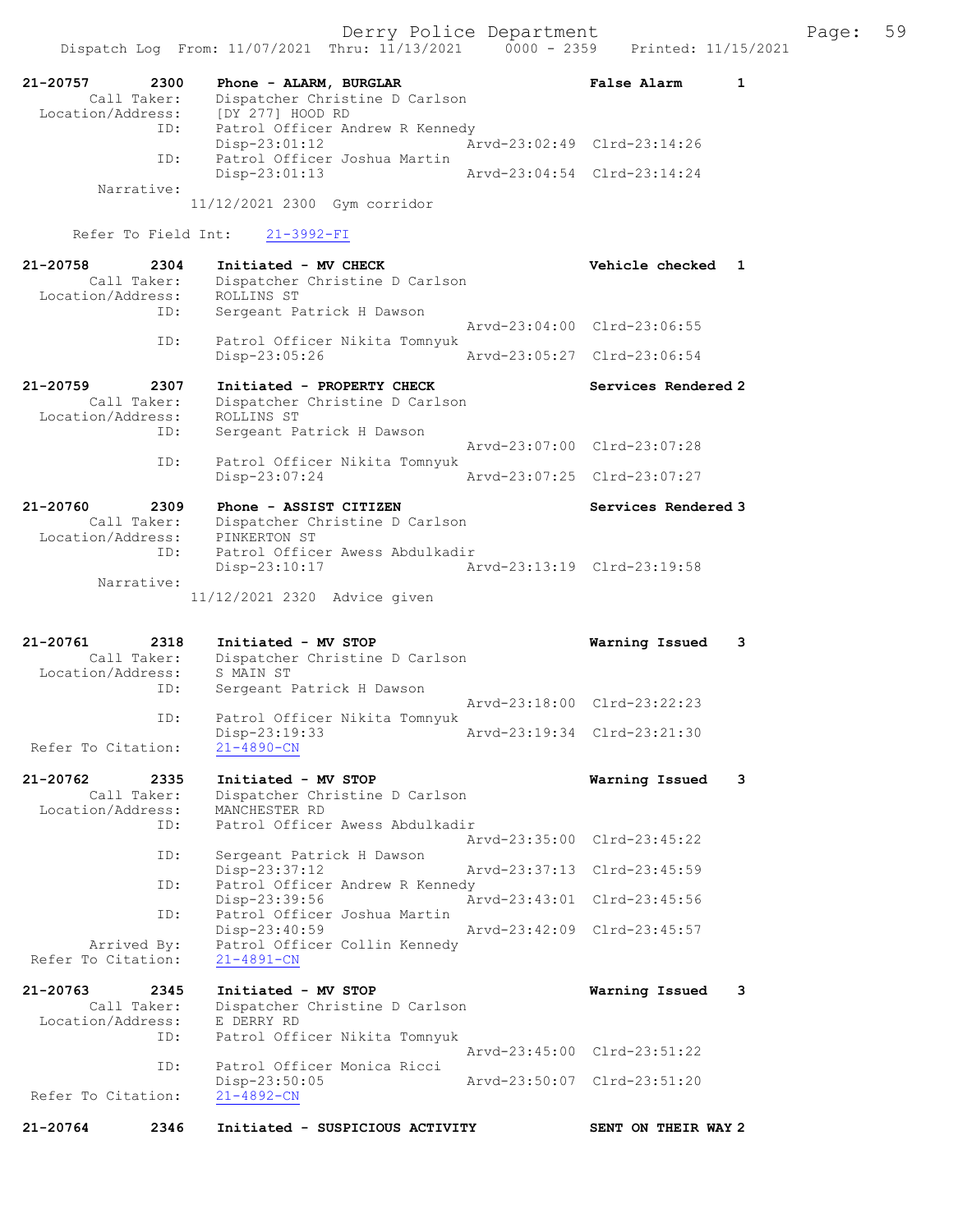```
21-20757        2300    Phone - ALARM, BURGLAR                    False Alarm       1
        Call Taker:     Dispatcher Christine D Carlson
  Location/Address:     [DY 277] HOOD RD
                ID:     Patrol Officer Andrew R Kennedy
                        Disp-23:01:12              Arvd-23:02:49  Clrd-23:14:26
                ID:     Patrol Officer Joshua Martin
                        Disp-23:01:13              Arvd-23:04:54  Clrd-23:14:24
         Narrative:
                      11/12/2021 2300  Gym corridor

      Refer To Field Int:     21-3992-FI

21-20758        2304    Initiated - MV CHECK                      Vehicle checked   1
        Call Taker:     Dispatcher Christine D Carlson
  Location/Address:     ROLLINS ST
                ID:     Sergeant Patrick H Dawson
                                                   Arvd-23:04:00  Clrd-23:06:55
                ID:     Patrol Officer Nikita Tomnyuk
                        Disp-23:05:26              Arvd-23:05:27  Clrd-23:06:54

21-20759        2307    Initiated - PROPERTY CHECK                Services Rendered 2
        Call Taker:     Dispatcher Christine D Carlson
  Location/Address:     ROLLINS ST
                ID:     Sergeant Patrick H Dawson
                                                   Arvd-23:07:00  Clrd-23:07:28
                ID:     Patrol Officer Nikita Tomnyuk
                        Disp-23:07:24              Arvd-23:07:25  Clrd-23:07:27

21-20760        2309    Phone - ASSIST CITIZEN                    Services Rendered 3
        Call Taker:     Dispatcher Christine D Carlson
  Location/Address:     PINKERTON ST
                ID:     Patrol Officer Awess Abdulkadir
                        Disp-23:10:17              Arvd-23:13:19  Clrd-23:19:58
         Narrative:
                      11/12/2021 2320  Advice given


21-20761        2318    Initiated - MV STOP                       Warning Issued    3
        Call Taker:     Dispatcher Christine D Carlson
  Location/Address:     S MAIN ST
                ID:     Sergeant Patrick H Dawson
                                                   Arvd-23:18:00  Clrd-23:22:23
                ID:     Patrol Officer Nikita Tomnyuk
                        Disp-23:19:33              Arvd-23:19:34  Clrd-23:21:30
 Refer To Citation:     21-4890-CN

21-20762        2335    Initiated - MV STOP                       Warning Issued    3
        Call Taker:     Dispatcher Christine D Carlson
  Location/Address:     MANCHESTER RD
                ID:     Patrol Officer Awess Abdulkadir
                                                   Arvd-23:35:00  Clrd-23:45:22
                ID:     Sergeant Patrick H Dawson
                        Disp-23:37:12              Arvd-23:37:13  Clrd-23:45:59
                ID:     Patrol Officer Andrew R Kennedy
                        Disp-23:39:56              Arvd-23:43:01  Clrd-23:45:56
                ID:     Patrol Officer Joshua Martin
                        Disp-23:40:59              Arvd-23:42:09  Clrd-23:45:57
       Arrived By:      Patrol Officer Collin Kennedy
 Refer To Citation:     21-4891-CN

21-20763        2345    Initiated - MV STOP                       Warning Issued    3
        Call Taker:     Dispatcher Christine D Carlson
  Location/Address:     E DERRY RD
                ID:     Patrol Officer Nikita Tomnyuk
                                                   Arvd-23:45:00  Clrd-23:51:22
                ID:     Patrol Officer Monica Ricci
                        Disp-23:50:05              Arvd-23:50:07  Clrd-23:51:20
 Refer To Citation:     21-4892-CN

21-20764        2346    Initiated - SUSPICIOUS ACTIVITY           SENT ON THEIR WAY 2
```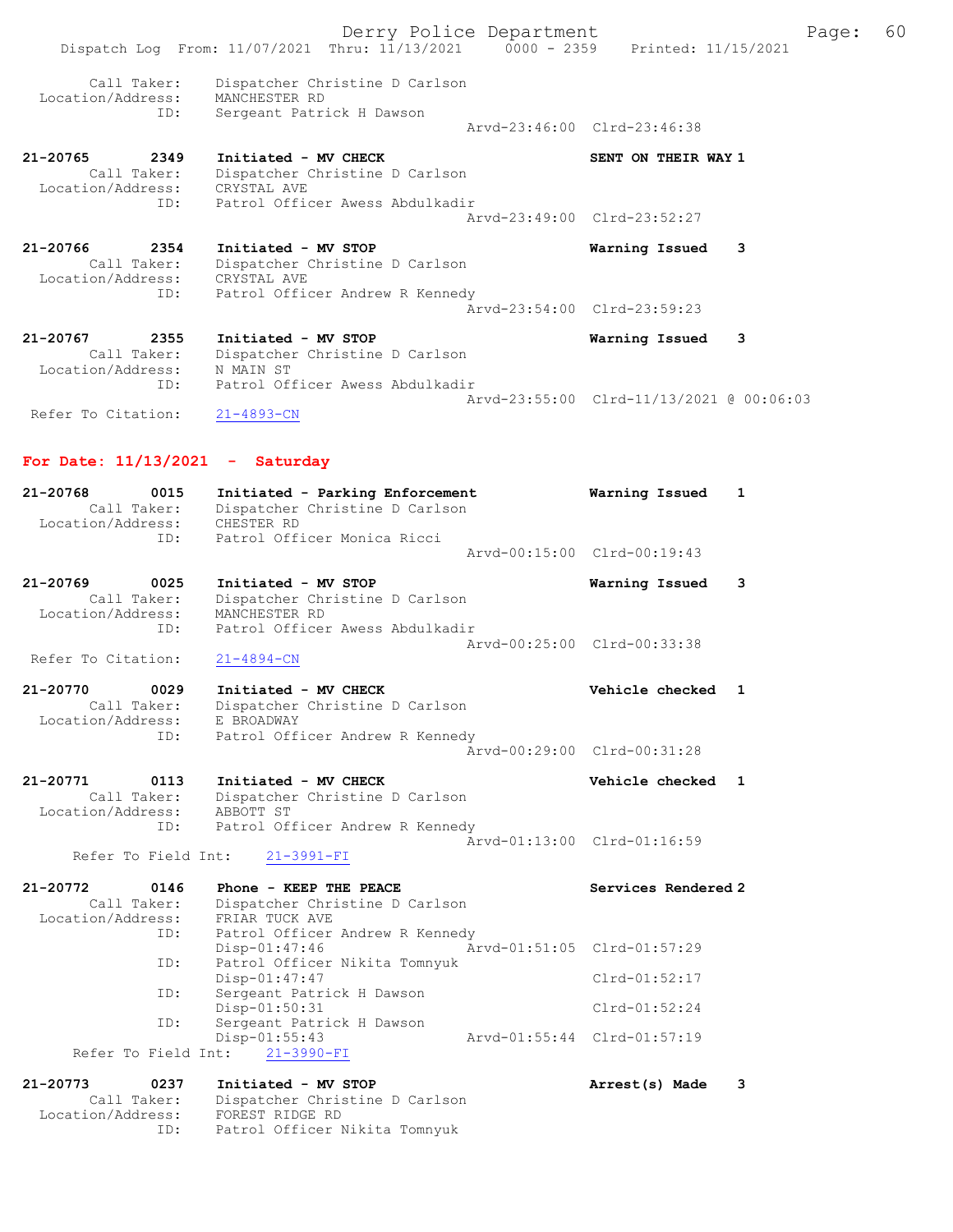Call Taker: Dispatcher Christine D Carlson
Location/Address: MANCHESTER RD
ID: Sergeant Patrick H Dawson
Arvd-23:46:00 Clrd-23:46:38

21-20765 2349 Initiated - MV CHECK SENT ON THEIR WAY 1
Call Taker: Dispatcher Christine D Carlson
Location/Address: CRYSTAL AVE
ID: Patrol Officer Awess Abdulkadir
Arvd-23:49:00 Clrd-23:52:27

21-20766 2354 Initiated - MV STOP Warning Issued 3
Call Taker: Dispatcher Christine D Carlson
Location/Address: CRYSTAL AVE
ID: Patrol Officer Andrew R Kennedy
Arvd-23:54:00 Clrd-23:59:23

21-20767 2355 Initiated - MV STOP Warning Issued 3
Call Taker: Dispatcher Christine D Carlson
Location/Address: N MAIN ST
ID: Patrol Officer Awess Abdulkadir
Arvd-23:55:00 Clrd-11/13/2021 @ 00:06:03
Refer To Citation: 21-4893-CN

## For Date: 11/13/2021 - Saturday

21-20768 0015 Initiated - Parking Enforcement Warning Issued 1
Call Taker: Dispatcher Christine D Carlson
Location/Address: CHESTER RD
ID: Patrol Officer Monica Ricci
Arvd-00:15:00 Clrd-00:19:43

21-20769 0025 Initiated - MV STOP Warning Issued 3
Call Taker: Dispatcher Christine D Carlson
Location/Address: MANCHESTER RD
ID: Patrol Officer Awess Abdulkadir
Arvd-00:25:00 Clrd-00:33:38
Refer To Citation: 21-4894-CN

21-20770 0029 Initiated - MV CHECK Vehicle checked 1
Call Taker: Dispatcher Christine D Carlson
Location/Address: E BROADWAY
ID: Patrol Officer Andrew R Kennedy
Arvd-00:29:00 Clrd-00:31:28

21-20771 0113 Initiated - MV CHECK Vehicle checked 1
Call Taker: Dispatcher Christine D Carlson
Location/Address: ABBOTT ST
ID: Patrol Officer Andrew R Kennedy
Arvd-01:13:00 Clrd-01:16:59
Refer To Field Int: 21-3991-FI

21-20772 0146 Phone - KEEP THE PEACE Services Rendered 2
Call Taker: Dispatcher Christine D Carlson
Location/Address: FRIAR TUCK AVE
ID: Patrol Officer Andrew R Kennedy
Disp-01:47:46 Arvd-01:51:05 Clrd-01:57:29
ID: Patrol Officer Nikita Tomnyuk
Disp-01:47:47 Clrd-01:52:17
ID: Sergeant Patrick H Dawson
Disp-01:50:31 Clrd-01:52:24
ID: Sergeant Patrick H Dawson
Disp-01:55:43 Arvd-01:55:44 Clrd-01:57:19
Refer To Field Int: 21-3990-FI

21-20773 0237 Initiated - MV STOP Arrest(s) Made 3
Call Taker: Dispatcher Christine D Carlson
Location/Address: FOREST RIDGE RD
ID: Patrol Officer Nikita Tomnyuk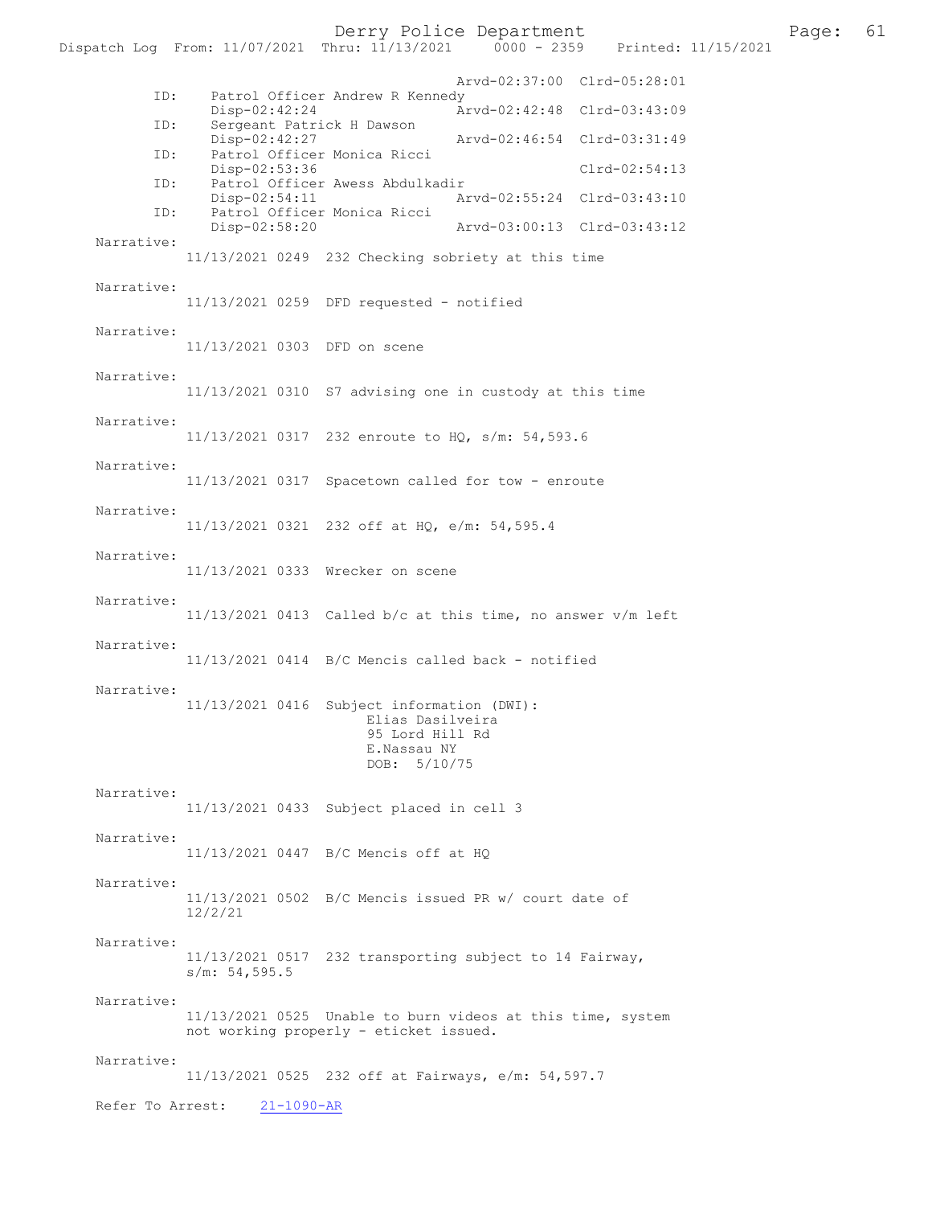Arvd-02:37:00 Clrd-05:28:01

ID: Patrol Officer Andrew R Kennedy
Disp-02:42:24 Arvd-02:42:48 Clrd-03:43:09

ID: Sergeant Patrick H Dawson
Disp-02:42:27 Arvd-02:46:54 Clrd-03:31:49

ID: Patrol Officer Monica Ricci
Disp-02:53:36 Clrd-02:54:13

ID: Patrol Officer Awess Abdulkadir
Disp-02:54:11 Arvd-02:55:24 Clrd-03:43:10

ID: Patrol Officer Monica Ricci
Disp-02:58:20 Arvd-03:00:13 Clrd-03:43:12

Narrative:
11/13/2021 0249 232 Checking sobriety at this time

Narrative:
11/13/2021 0259 DFD requested - notified

Narrative:
11/13/2021 0303 DFD on scene

Narrative:
11/13/2021 0310 S7 advising one in custody at this time

Narrative:
11/13/2021 0317 232 enroute to HQ, s/m: 54,593.6

Narrative:
11/13/2021 0317 Spacetown called for tow - enroute

Narrative:
11/13/2021 0321 232 off at HQ, e/m: 54,595.4

Narrative:
11/13/2021 0333 Wrecker on scene

Narrative:
11/13/2021 0413 Called b/c at this time, no answer v/m left

Narrative:
11/13/2021 0414 B/C Mencis called back - notified

Narrative:
11/13/2021 0416 Subject information (DWI):
Elias Dasilveira
95 Lord Hill Rd
E.Nassau NY
DOB: 5/10/75

Narrative:
11/13/2021 0433 Subject placed in cell 3

Narrative:
11/13/2021 0447 B/C Mencis off at HQ

Narrative:
11/13/2021 0502 B/C Mencis issued PR w/ court date of 12/2/21

Narrative:
11/13/2021 0517 232 transporting subject to 14 Fairway, s/m: 54,595.5

Narrative:
11/13/2021 0525 Unable to burn videos at this time, system not working properly - eticket issued.

Narrative:
11/13/2021 0525 232 off at Fairways, e/m: 54,597.7

Refer To Arrest: 21-1090-AR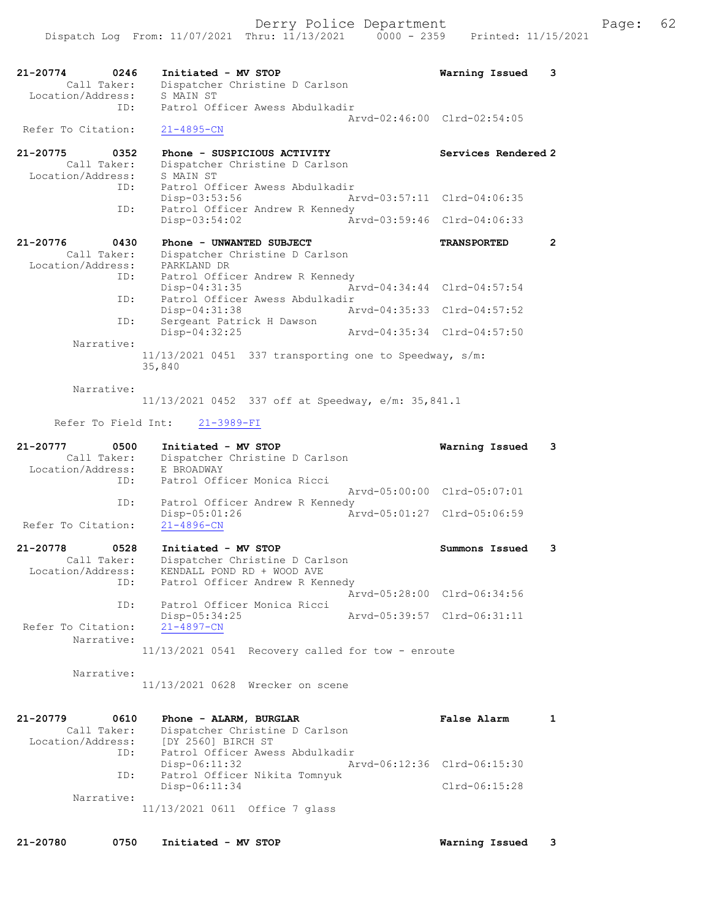```
21-20774        0246    Initiated - MV STOP                           Warning Issued    3
        Call Taker:     Dispatcher Christine D Carlson
  Location/Address:     S MAIN ST
               ID:      Patrol Officer Awess Abdulkadir
                                                   Arvd-02:46:00  Clrd-02:54:05
 Refer To Citation:     21-4895-CN

21-20775        0352    Phone - SUSPICIOUS ACTIVITY                   Services Rendered 2
        Call Taker:     Dispatcher Christine D Carlson
  Location/Address:     S MAIN ST
               ID:      Patrol Officer Awess Abdulkadir
                        Disp-03:53:56              Arvd-03:57:11  Clrd-04:06:35
               ID:      Patrol Officer Andrew R Kennedy
                        Disp-03:54:02              Arvd-03:59:46  Clrd-04:06:33

21-20776        0430    Phone - UNWANTED SUBJECT                      TRANSPORTED       2
        Call Taker:     Dispatcher Christine D Carlson
  Location/Address:     PARKLAND DR
               ID:      Patrol Officer Andrew R Kennedy
                        Disp-04:31:35              Arvd-04:34:44  Clrd-04:57:54
               ID:      Patrol Officer Awess Abdulkadir
                        Disp-04:31:38              Arvd-04:35:33  Clrd-04:57:52
               ID:      Sergeant Patrick H Dawson
                        Disp-04:32:25              Arvd-04:35:34  Clrd-04:57:50
         Narrative:
                    11/13/2021 0451  337 transporting one to Speedway, s/m:
                    35,840

         Narrative:
                    11/13/2021 0452  337 off at Speedway, e/m: 35,841.1

      Refer To Field Int:    21-3989-FI

21-20777        0500    Initiated - MV STOP                           Warning Issued    3
        Call Taker:     Dispatcher Christine D Carlson
  Location/Address:     E BROADWAY
               ID:      Patrol Officer Monica Ricci
                                                   Arvd-05:00:00  Clrd-05:07:01
               ID:      Patrol Officer Andrew R Kennedy
                        Disp-05:01:26              Arvd-05:01:27  Clrd-05:06:59
 Refer To Citation:     21-4896-CN

21-20778        0528    Initiated - MV STOP                           Summons Issued    3
        Call Taker:     Dispatcher Christine D Carlson
  Location/Address:     KENDALL POND RD + WOOD AVE
               ID:      Patrol Officer Andrew R Kennedy
                                                   Arvd-05:28:00  Clrd-06:34:56
               ID:      Patrol Officer Monica Ricci
                        Disp-05:34:25              Arvd-05:39:57  Clrd-06:31:11
 Refer To Citation:     21-4897-CN
         Narrative:
                    11/13/2021 0541  Recovery called for tow - enroute

         Narrative:
                    11/13/2021 0628  Wrecker on scene

21-20779        0610    Phone - ALARM, BURGLAR                        False Alarm       1
        Call Taker:     Dispatcher Christine D Carlson
  Location/Address:     [DY 2560] BIRCH ST
               ID:      Patrol Officer Awess Abdulkadir
                        Disp-06:11:32              Arvd-06:12:36  Clrd-06:15:30
               ID:      Patrol Officer Nikita Tomnyuk
                        Disp-06:11:34                             Clrd-06:15:28
         Narrative:
                    11/13/2021 0611  Office 7 glass

21-20780        0750    Initiated - MV STOP                           Warning Issued    3
```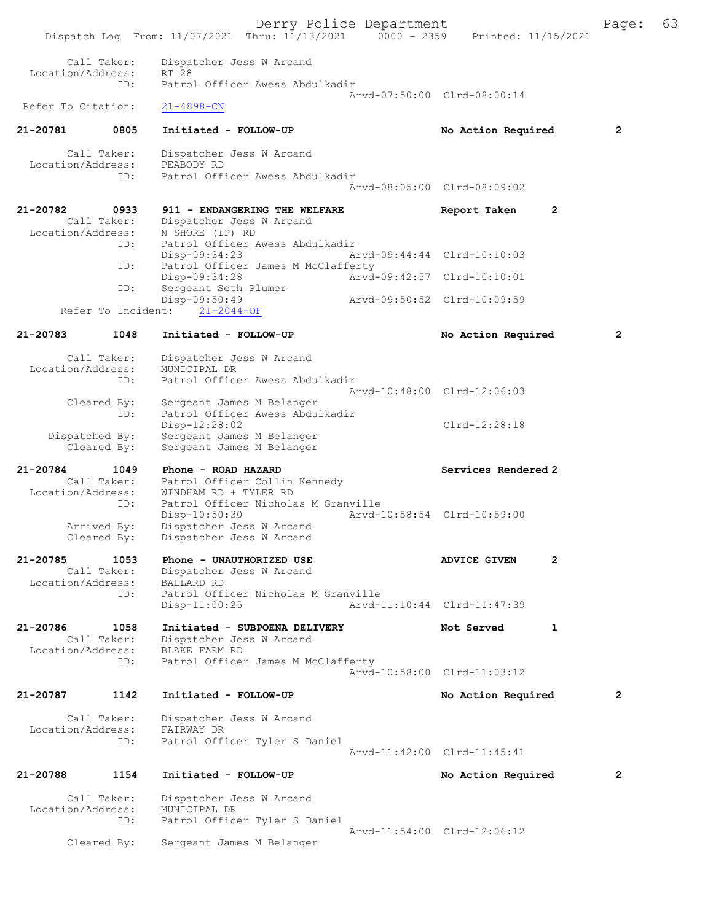```
        Call Taker:    Dispatcher Jess W Arcand
  Location/Address:    RT 28
               ID:     Patrol Officer Awess Abdulkadir
                                             Arvd-07:50:00  Clrd-08:00:14
  Refer To Citation:   21-4898-CN

21-20781        0805   Initiated - FOLLOW-UP                     No Action Required        2

        Call Taker:    Dispatcher Jess W Arcand
  Location/Address:    PEABODY RD
               ID:     Patrol Officer Awess Abdulkadir
                                             Arvd-08:05:00  Clrd-08:09:02

21-20782        0933   911 - ENDANGERING THE WELFARE             Report Taken      2
        Call Taker:    Dispatcher Jess W Arcand
  Location/Address:    N SHORE (IP) RD
               ID:     Patrol Officer Awess Abdulkadir
                       Disp-09:34:23           Arvd-09:44:44  Clrd-10:10:03
               ID:     Patrol Officer James M McClafferty
                       Disp-09:34:28           Arvd-09:42:57  Clrd-10:10:01
               ID:     Sergeant Seth Plumer
                       Disp-09:50:49           Arvd-09:50:52  Clrd-10:09:59
     Refer To Incident:    21-2044-OF

21-20783        1048   Initiated - FOLLOW-UP                     No Action Required        2

        Call Taker:    Dispatcher Jess W Arcand
  Location/Address:    MUNICIPAL DR
               ID:     Patrol Officer Awess Abdulkadir
                                             Arvd-10:48:00  Clrd-12:06:03
        Cleared By:    Sergeant James M Belanger
               ID:     Patrol Officer Awess Abdulkadir
                       Disp-12:28:02                          Clrd-12:28:18
     Dispatched By:    Sergeant James M Belanger
        Cleared By:    Sergeant James M Belanger

21-20784        1049   Phone - ROAD HAZARD                       Services Rendered 2
        Call Taker:    Patrol Officer Collin Kennedy
  Location/Address:    WINDHAM RD + TYLER RD
               ID:     Patrol Officer Nicholas M Granville
                       Disp-10:50:30           Arvd-10:58:54  Clrd-10:59:00
        Arrived By:    Dispatcher Jess W Arcand
        Cleared By:    Dispatcher Jess W Arcand

21-20785        1053   Phone - UNAUTHORIZED USE                  ADVICE GIVEN      2
        Call Taker:    Dispatcher Jess W Arcand
  Location/Address:    BALLARD RD
               ID:     Patrol Officer Nicholas M Granville
                       Disp-11:00:25           Arvd-11:10:44  Clrd-11:47:39

21-20786        1058   Initiated - SUBPOENA DELIVERY             Not Served        1
        Call Taker:    Dispatcher Jess W Arcand
  Location/Address:    BLAKE FARM RD
               ID:     Patrol Officer James M McClafferty
                                             Arvd-10:58:00  Clrd-11:03:12

21-20787        1142   Initiated - FOLLOW-UP                     No Action Required        2

        Call Taker:    Dispatcher Jess W Arcand
  Location/Address:    FAIRWAY DR
               ID:     Patrol Officer Tyler S Daniel
                                             Arvd-11:42:00  Clrd-11:45:41

21-20788        1154   Initiated - FOLLOW-UP                     No Action Required        2

        Call Taker:    Dispatcher Jess W Arcand
  Location/Address:    MUNICIPAL DR
               ID:     Patrol Officer Tyler S Daniel
                                             Arvd-11:54:00  Clrd-12:06:12
        Cleared By:    Sergeant James M Belanger
```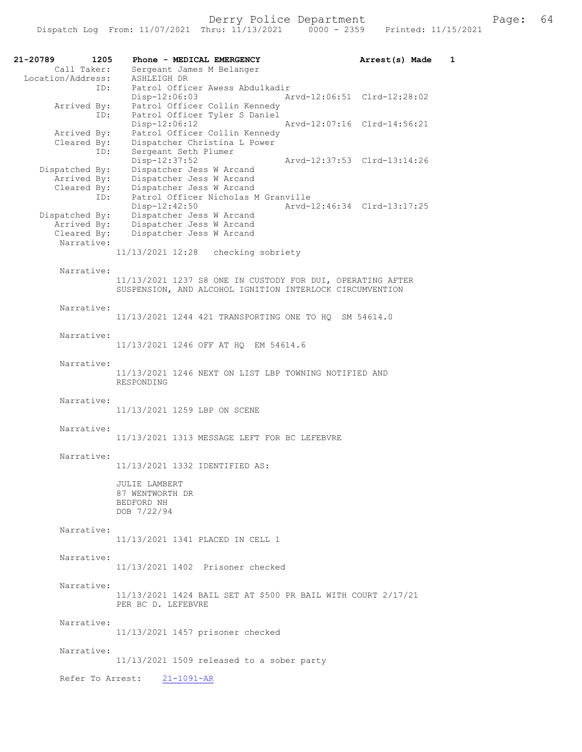```
21-20789        1205    Phone - MEDICAL EMERGENCY                    Arrest(s) Made    1
        Call Taker:     Sergeant James M Belanger
  Location/Address:     ASHLEIGH DR
                ID:     Patrol Officer Awess Abdulkadir
                        Disp-12:06:03                 Arvd-12:06:51  Clrd-12:28:02
        Arrived By:     Patrol Officer Collin Kennedy
                ID:     Patrol Officer Tyler S Daniel
                        Disp-12:06:12                 Arvd-12:07:16  Clrd-14:56:21
        Arrived By:     Patrol Officer Collin Kennedy
        Cleared By:     Dispatcher Christina L Power
                ID:     Sergeant Seth Plumer
                        Disp-12:37:52                 Arvd-12:37:53  Clrd-13:14:26
     Dispatched By:     Dispatcher Jess W Arcand
        Arrived By:     Dispatcher Jess W Arcand
        Cleared By:     Dispatcher Jess W Arcand
                ID:     Patrol Officer Nicholas M Granville
                        Disp-12:42:50                 Arvd-12:46:34  Clrd-13:17:25
     Dispatched By:     Dispatcher Jess W Arcand
        Arrived By:     Dispatcher Jess W Arcand
        Cleared By:     Dispatcher Jess W Arcand
         Narrative:
                   11/13/2021 12:28   checking sobriety

         Narrative:
                   11/13/2021 1237 S8 ONE IN CUSTODY FOR DUI, OPERATING AFTER
                   SUSPENSION, AND ALCOHOL IGNITION INTERLOCK CIRCUMVENTION

         Narrative:
                   11/13/2021 1244 421 TRANSPORTING ONE TO HQ  SM 54614.0

         Narrative:
                   11/13/2021 1246 OFF AT HQ  EM 54614.6

         Narrative:
                   11/13/2021 1246 NEXT ON LIST LBP TOWNING NOTIFIED AND
                   RESPONDING

         Narrative:
                   11/13/2021 1259 LBP ON SCENE

         Narrative:
                   11/13/2021 1313 MESSAGE LEFT FOR BC LEFEBVRE

         Narrative:
                   11/13/2021 1332 IDENTIFIED AS:

                   JULIE LAMBERT
                   87 WENTWORTH DR
                   BEDFORD NH
                   DOB 7/22/94

         Narrative:
                   11/13/2021 1341 PLACED IN CELL 1

         Narrative:
                   11/13/2021 1402  Prisoner checked

         Narrative:
                   11/13/2021 1424 BAIL SET AT $500 PR BAIL WITH COURT 2/17/21
                   PER BC D. LEFEBVRE

         Narrative:
                   11/13/2021 1457 prisoner checked

         Narrative:
                   11/13/2021 1509 released to a sober party

         Refer To Arrest:     21-1091-AR
```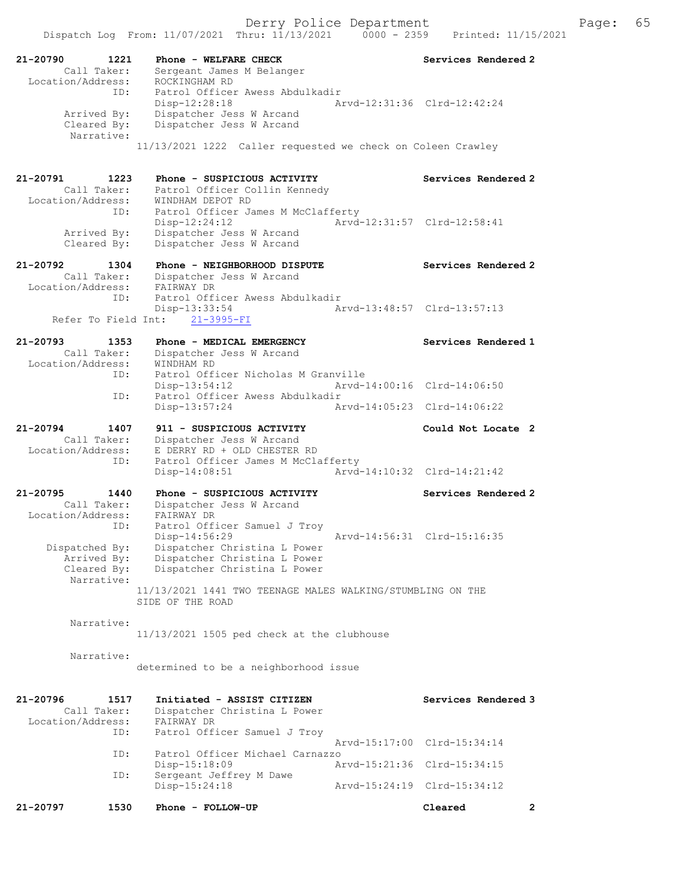21-20790 1221 Phone - WELFARE CHECK Services Rendered 2
Call Taker: Sergeant James M Belanger
Location/Address: ROCKINGHAM RD
ID: Patrol Officer Awess Abdulkadir
Disp-12:28:18 Arvd-12:31:36 Clrd-12:42:24
Arrived By: Dispatcher Jess W Arcand
Cleared By: Dispatcher Jess W Arcand
Narrative:
11/13/2021 1222 Caller requested we check on Coleen Crawley

21-20791 1223 Phone - SUSPICIOUS ACTIVITY Services Rendered 2
Call Taker: Patrol Officer Collin Kennedy
Location/Address: WINDHAM DEPOT RD
ID: Patrol Officer James M McClafferty
Disp-12:24:12 Arvd-12:31:57 Clrd-12:58:41
Arrived By: Dispatcher Jess W Arcand
Cleared By: Dispatcher Jess W Arcand

21-20792 1304 Phone - NEIGHBORHOOD DISPUTE Services Rendered 2
Call Taker: Dispatcher Jess W Arcand
Location/Address: FAIRWAY DR
ID: Patrol Officer Awess Abdulkadir
Disp-13:33:54 Arvd-13:48:57 Clrd-13:57:13
Refer To Field Int: 21-3995-FI

21-20793 1353 Phone - MEDICAL EMERGENCY Services Rendered 1
Call Taker: Dispatcher Jess W Arcand
Location/Address: WINDHAM RD
ID: Patrol Officer Nicholas M Granville
Disp-13:54:12 Arvd-14:00:16 Clrd-14:06:50
ID: Patrol Officer Awess Abdulkadir
Disp-13:57:24 Arvd-14:05:23 Clrd-14:06:22

21-20794 1407 911 - SUSPICIOUS ACTIVITY Could Not Locate 2
Call Taker: Dispatcher Jess W Arcand
Location/Address: E DERRY RD + OLD CHESTER RD
ID: Patrol Officer James M McClafferty
Disp-14:08:51 Arvd-14:10:32 Clrd-14:21:42

21-20795 1440 Phone - SUSPICIOUS ACTIVITY Services Rendered 2
Call Taker: Dispatcher Jess W Arcand
Location/Address: FAIRWAY DR
ID: Patrol Officer Samuel J Troy
Disp-14:56:29 Arvd-14:56:31 Clrd-15:16:35
Dispatched By: Dispatcher Christina L Power
Arrived By: Dispatcher Christina L Power
Cleared By: Dispatcher Christina L Power
Narrative:
11/13/2021 1441 TWO TEENAGE MALES WALKING/STUMBLING ON THE SIDE OF THE ROAD

Narrative:
11/13/2021 1505 ped check at the clubhouse

Narrative:
determined to be a neighborhood issue

21-20796 1517 Initiated - ASSIST CITIZEN Services Rendered 3
Call Taker: Dispatcher Christina L Power
Location/Address: FAIRWAY DR
ID: Patrol Officer Samuel J Troy
Arvd-15:17:00 Clrd-15:34:14
ID: Patrol Officer Michael Carnazzo
Disp-15:18:09 Arvd-15:21:36 Clrd-15:34:15
ID: Sergeant Jeffrey M Dawe
Disp-15:24:18 Arvd-15:24:19 Clrd-15:34:12

21-20797 1530 Phone - FOLLOW-UP Cleared 2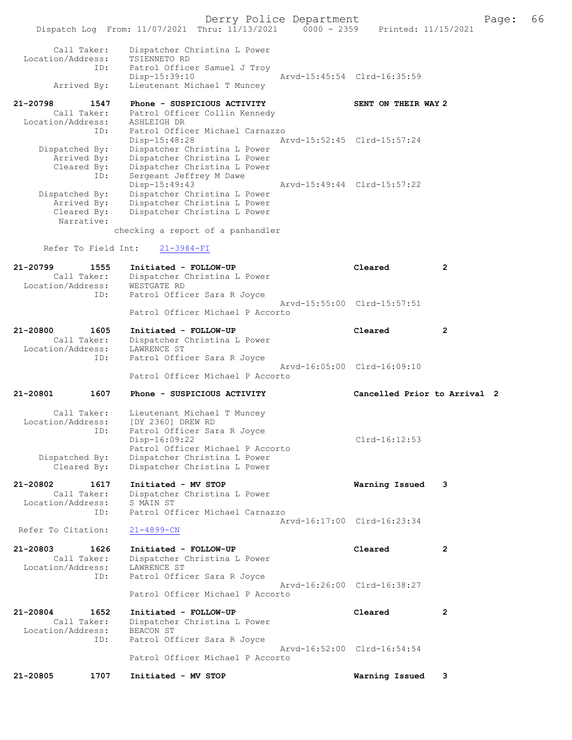```
    Call Taker:    Dispatcher Christina L Power
 Location/Address:    TSIENNETO RD
              ID:    Patrol Officer Samuel J Troy
                     Disp-15:39:10                 Arvd-15:45:54  Clrd-16:35:59
      Arrived By:    Lieutenant Michael T Muncey

21-20798        1547    Phone - SUSPICIOUS ACTIVITY                 SENT ON THEIR WAY 2
     Call Taker:    Patrol Officer Collin Kennedy
 Location/Address:    ASHLEIGH DR
              ID:    Patrol Officer Michael Carnazzo
                     Disp-15:48:28                 Arvd-15:52:45  Clrd-15:57:24
   Dispatched By:    Dispatcher Christina L Power
      Arrived By:    Dispatcher Christina L Power
      Cleared By:    Dispatcher Christina L Power
              ID:    Sergeant Jeffrey M Dawe
                     Disp-15:49:43                 Arvd-15:49:44  Clrd-15:57:22
   Dispatched By:    Dispatcher Christina L Power
      Arrived By:    Dispatcher Christina L Power
      Cleared By:    Dispatcher Christina L Power
       Narrative:
                 checking a report of a panhandler

   Refer To Field Int:    21-3984-FI

21-20799        1555    Initiated - FOLLOW-UP                       Cleared        2
     Call Taker:    Dispatcher Christina L Power
 Location/Address:    WESTGATE RD
              ID:    Patrol Officer Sara R Joyce
                                                   Arvd-15:55:00  Clrd-15:57:51
                     Patrol Officer Michael P Accorto

21-20800        1605    Initiated - FOLLOW-UP                       Cleared        2
     Call Taker:    Dispatcher Christina L Power
 Location/Address:    LAWRENCE ST
              ID:    Patrol Officer Sara R Joyce
                                                   Arvd-16:05:00  Clrd-16:09:10
                     Patrol Officer Michael P Accorto

21-20801        1607    Phone - SUSPICIOUS ACTIVITY                 Cancelled Prior to Arrival  2

     Call Taker:    Lieutenant Michael T Muncey
 Location/Address:    [DY 2360] DREW RD
              ID:    Patrol Officer Sara R Joyce
                     Disp-16:09:22                                Clrd-16:12:53
                     Patrol Officer Michael P Accorto
   Dispatched By:    Dispatcher Christina L Power
      Cleared By:    Dispatcher Christina L Power

21-20802        1617    Initiated - MV STOP                         Warning Issued    3
     Call Taker:    Dispatcher Christina L Power
 Location/Address:    S MAIN ST
              ID:    Patrol Officer Michael Carnazzo
                                                   Arvd-16:17:00  Clrd-16:23:34
 Refer To Citation:    21-4899-CN

21-20803        1626    Initiated - FOLLOW-UP                       Cleared        2
     Call Taker:    Dispatcher Christina L Power
 Location/Address:    LAWRENCE ST
              ID:    Patrol Officer Sara R Joyce
                                                   Arvd-16:26:00  Clrd-16:38:27
                     Patrol Officer Michael P Accorto

21-20804        1652    Initiated - FOLLOW-UP                       Cleared        2
     Call Taker:    Dispatcher Christina L Power
 Location/Address:    BEACON ST
              ID:    Patrol Officer Sara R Joyce
                                                   Arvd-16:52:00  Clrd-16:54:54
                     Patrol Officer Michael P Accorto

21-20805        1707    Initiated - MV STOP                         Warning Issued    3
```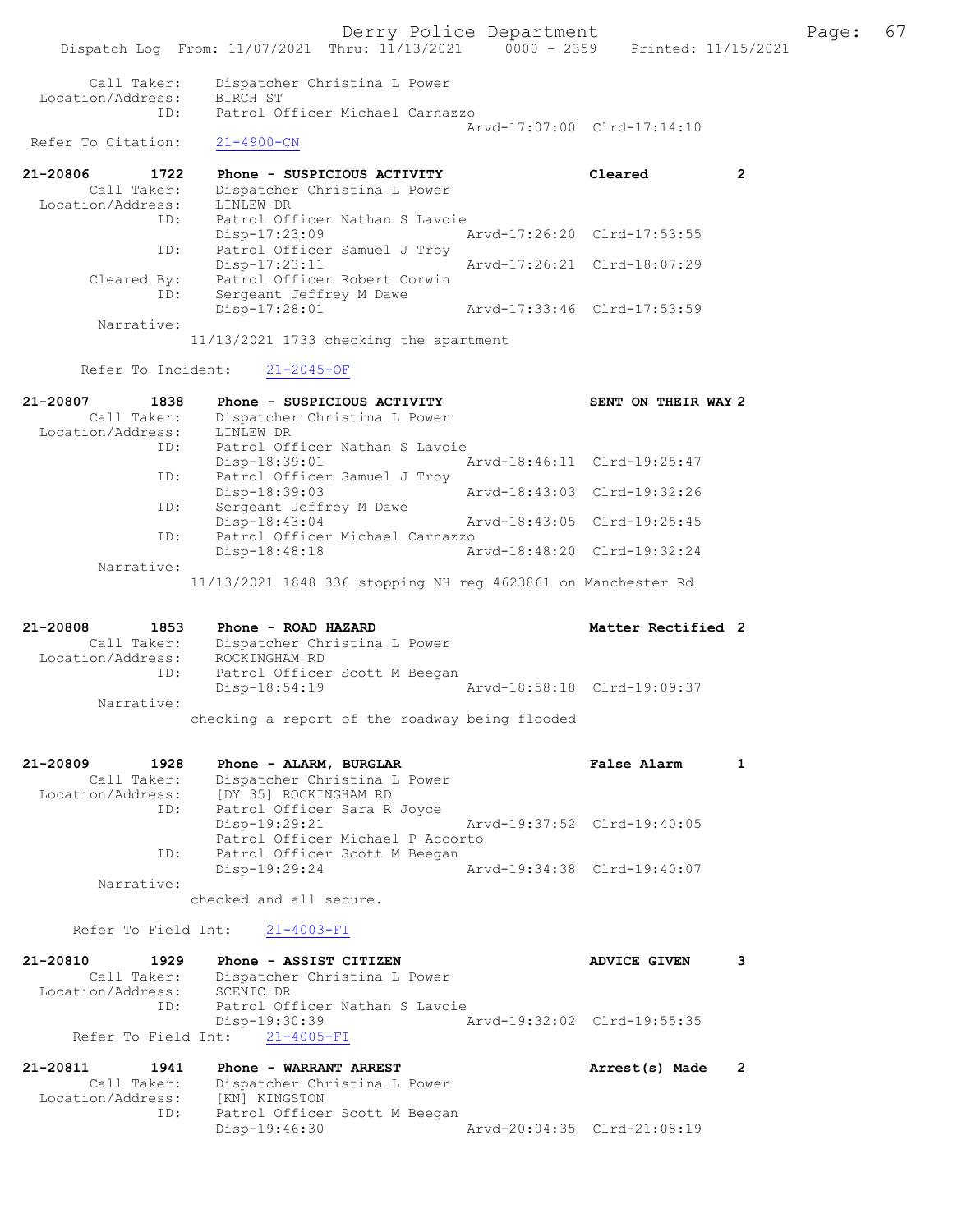Call Taker: Dispatcher Christina L Power
Location/Address: BIRCH ST
ID: Patrol Officer Michael Carnazzo
Arvd-17:07:00 Clrd-17:14:10
Refer To Citation: 21-4900-CN

21-20806 1722 Phone - SUSPICIOUS ACTIVITY Cleared 2
Call Taker: Dispatcher Christina L Power
Location/Address: LINLEW DR
ID: Patrol Officer Nathan S Lavoie
Disp-17:23:09 Arvd-17:26:20 Clrd-17:53:55
ID: Patrol Officer Samuel J Troy
Disp-17:23:11 Arvd-17:26:21 Clrd-18:07:29
Cleared By: Patrol Officer Robert Corwin
ID: Sergeant Jeffrey M Dawe
Disp-17:28:01 Arvd-17:33:46 Clrd-17:53:59
Narrative:
11/13/2021 1733 checking the apartment

Refer To Incident: 21-2045-OF

21-20807 1838 Phone - SUSPICIOUS ACTIVITY SENT ON THEIR WAY 2
Call Taker: Dispatcher Christina L Power
Location/Address: LINLEW DR
ID: Patrol Officer Nathan S Lavoie
Disp-18:39:01 Arvd-18:46:11 Clrd-19:25:47
ID: Patrol Officer Samuel J Troy
Disp-18:39:03 Arvd-18:43:03 Clrd-19:32:26
ID: Sergeant Jeffrey M Dawe
Disp-18:43:04 Arvd-18:43:05 Clrd-19:25:45
ID: Patrol Officer Michael Carnazzo
Disp-18:48:18 Arvd-18:48:20 Clrd-19:32:24
Narrative:
11/13/2021 1848 336 stopping NH reg 4623861 on Manchester Rd

21-20808 1853 Phone - ROAD HAZARD Matter Rectified 2
Call Taker: Dispatcher Christina L Power
Location/Address: ROCKINGHAM RD
ID: Patrol Officer Scott M Beegan
Disp-18:54:19 Arvd-18:58:18 Clrd-19:09:37
Narrative:
checking a report of the roadway being flooded

21-20809 1928 Phone - ALARM, BURGLAR False Alarm 1
Call Taker: Dispatcher Christina L Power
Location/Address: [DY 35] ROCKINGHAM RD
ID: Patrol Officer Sara R Joyce
Disp-19:29:21 Arvd-19:37:52 Clrd-19:40:05
Patrol Officer Michael P Accorto
ID: Patrol Officer Scott M Beegan
Disp-19:29:24 Arvd-19:34:38 Clrd-19:40:07
Narrative:
checked and all secure.

Refer To Field Int: 21-4003-FI

21-20810 1929 Phone - ASSIST CITIZEN ADVICE GIVEN 3
Call Taker: Dispatcher Christina L Power
Location/Address: SCENIC DR
ID: Patrol Officer Nathan S Lavoie
Disp-19:30:39 Arvd-19:32:02 Clrd-19:55:35
Refer To Field Int: 21-4005-FI

21-20811 1941 Phone - WARRANT ARREST Arrest(s) Made 2
Call Taker: Dispatcher Christina L Power
Location/Address: [KN] KINGSTON
ID: Patrol Officer Scott M Beegan
Disp-19:46:30 Arvd-20:04:35 Clrd-21:08:19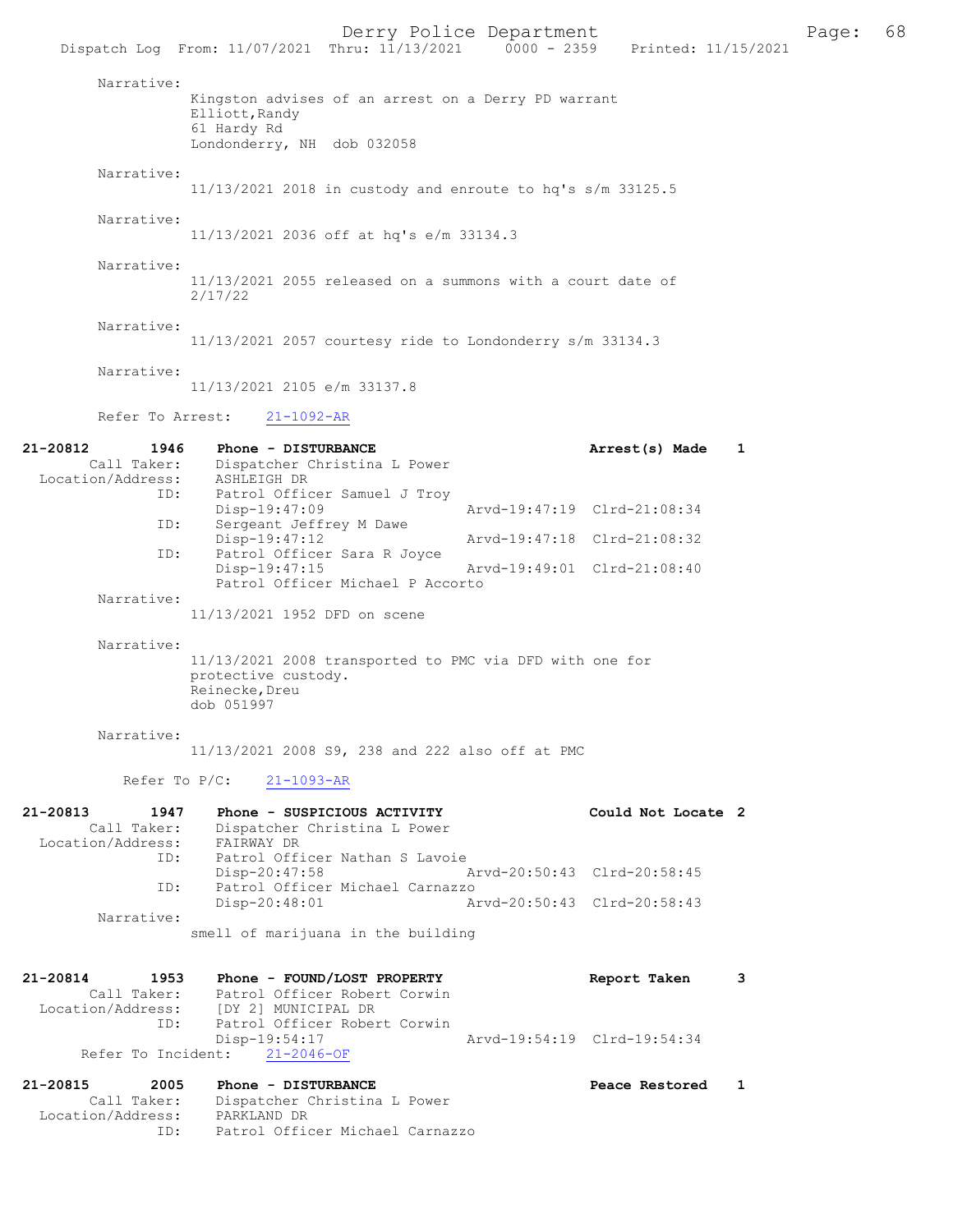Narrative:
Kingston advises of an arrest on a Derry PD warrant
Elliott,Randy
61 Hardy Rd
Londonderry, NH dob 032058

Narrative:
11/13/2021 2018 in custody and enroute to hq's s/m 33125.5

Narrative:
11/13/2021 2036 off at hq's e/m 33134.3

Narrative:
11/13/2021 2055 released on a summons with a court date of 2/17/22

Narrative:
11/13/2021 2057 courtesy ride to Londonderry s/m 33134.3

Narrative:
11/13/2021 2105 e/m 33137.8

Refer To Arrest: 21-1092-AR

**21-20812 1946 Phone - DISTURBANCE — Arrest(s) Made 1**
Call Taker: Dispatcher Christina L Power
Location/Address: ASHLEIGH DR
ID: Patrol Officer Samuel J Troy
Disp-19:47:09 Arvd-19:47:19 Clrd-21:08:34
ID: Sergeant Jeffrey M Dawe
Disp-19:47:12 Arvd-19:47:18 Clrd-21:08:32
ID: Patrol Officer Sara R Joyce
Disp-19:47:15 Arvd-19:49:01 Clrd-21:08:40
Patrol Officer Michael P Accorto

Narrative:
11/13/2021 1952 DFD on scene

Narrative:
11/13/2021 2008 transported to PMC via DFD with one for protective custody.
Reinecke,Dreu
dob 051997

Narrative:
11/13/2021 2008 S9, 238 and 222 also off at PMC

Refer To P/C: 21-1093-AR

**21-20813 1947 Phone - SUSPICIOUS ACTIVITY — Could Not Locate 2**
Call Taker: Dispatcher Christina L Power
Location/Address: FAIRWAY DR
ID: Patrol Officer Nathan S Lavoie
Disp-20:47:58 Arvd-20:50:43 Clrd-20:58:45
ID: Patrol Officer Michael Carnazzo
Disp-20:48:01 Arvd-20:50:43 Clrd-20:58:43

Narrative:
smell of marijuana in the building

**21-20814 1953 Phone - FOUND/LOST PROPERTY — Report Taken 3**
Call Taker: Patrol Officer Robert Corwin
Location/Address: [DY 2] MUNICIPAL DR
ID: Patrol Officer Robert Corwin
Disp-19:54:17 Arvd-19:54:19 Clrd-19:54:34
Refer To Incident: 21-2046-OF

**21-20815 2005 Phone - DISTURBANCE — Peace Restored 1**
Call Taker: Dispatcher Christina L Power
Location/Address: PARKLAND DR
ID: Patrol Officer Michael Carnazzo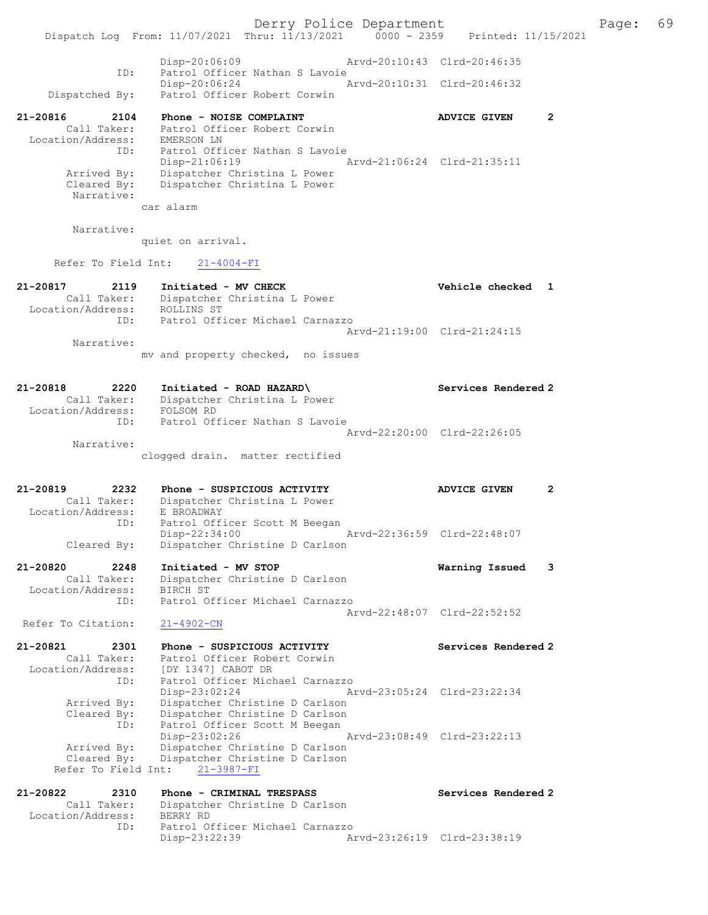```
                Disp-20:06:09                 Arvd-20:10:43  Clrd-20:46:35
           ID:  Patrol Officer Nathan S Lavoie
                Disp-20:06:24                 Arvd-20:10:31  Clrd-20:46:32
Dispatched By:  Patrol Officer Robert Corwin

21-20816      2104   Phone - NOISE COMPLAINT                 ADVICE GIVEN     2
      Call Taker:   Patrol Officer Robert Corwin
Location/Address:   EMERSON LN
             ID:    Patrol Officer Nathan S Lavoie
                    Disp-21:06:19             Arvd-21:06:24  Clrd-21:35:11
      Arrived By:   Dispatcher Christina L Power
      Cleared By:   Dispatcher Christina L Power
       Narrative:
                car alarm

       Narrative:
                quiet on arrival.

     Refer To Field Int:    21-4004-FI

21-20817      2119   Initiated - MV CHECK                    Vehicle checked  1
      Call Taker:   Dispatcher Christina L Power
Location/Address:   ROLLINS ST
             ID:    Patrol Officer Michael Carnazzo
                                              Arvd-21:19:00  Clrd-21:24:15
       Narrative:
                mv and property checked,  no issues

21-20818      2220   Initiated - ROAD HAZARD\                Services Rendered 2
      Call Taker:   Dispatcher Christina L Power
Location/Address:   FOLSOM RD
             ID:    Patrol Officer Nathan S Lavoie
                                              Arvd-22:20:00  Clrd-22:26:05
       Narrative:
                clogged drain.  matter rectified

21-20819      2232   Phone - SUSPICIOUS ACTIVITY             ADVICE GIVEN     2
      Call Taker:   Dispatcher Christina L Power
Location/Address:   E BROADWAY
             ID:    Patrol Officer Scott M Beegan
                    Disp-22:34:00             Arvd-22:36:59  Clrd-22:48:07
      Cleared By:   Dispatcher Christine D Carlson

21-20820      2248   Initiated - MV STOP                     Warning Issued   3
      Call Taker:   Dispatcher Christine D Carlson
Location/Address:   BIRCH ST
             ID:    Patrol Officer Michael Carnazzo
                                              Arvd-22:48:07  Clrd-22:52:52
 Refer To Citation:   21-4902-CN

21-20821      2301   Phone - SUSPICIOUS ACTIVITY             Services Rendered 2
      Call Taker:   Patrol Officer Robert Corwin
Location/Address:   [DY 1347] CABOT DR
             ID:    Patrol Officer Michael Carnazzo
                    Disp-23:02:24             Arvd-23:05:24  Clrd-23:22:34
      Arrived By:   Dispatcher Christine D Carlson
      Cleared By:   Dispatcher Christine D Carlson
             ID:    Patrol Officer Scott M Beegan
                    Disp-23:02:26             Arvd-23:08:49  Clrd-23:22:13
      Arrived By:   Dispatcher Christine D Carlson
      Cleared By:   Dispatcher Christine D Carlson
     Refer To Field Int:    21-3987-FI

21-20822      2310   Phone - CRIMINAL TRESPASS               Services Rendered 2
      Call Taker:   Dispatcher Christine D Carlson
Location/Address:   BERRY RD
             ID:    Patrol Officer Michael Carnazzo
                    Disp-23:22:39             Arvd-23:26:19  Clrd-23:38:19
```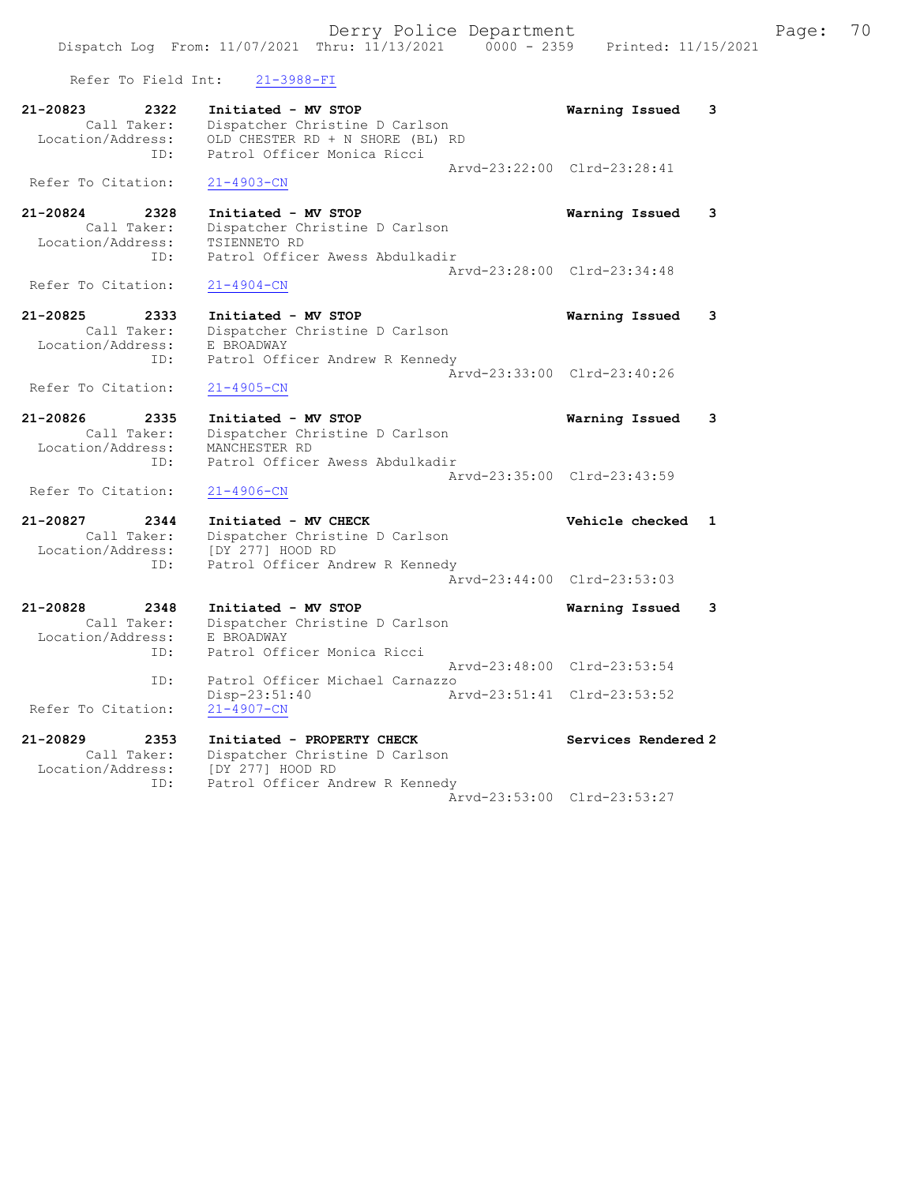Refer To Field Int: 21-3988-FI

```
21-20823        2322    Initiated - MV STOP                          Warning Issued    3
        Call Taker:     Dispatcher Christine D Carlson
  Location/Address:     OLD CHESTER RD + N SHORE (BL) RD
                ID:     Patrol Officer Monica Ricci
                                                      Arvd-23:22:00  Clrd-23:28:41
 Refer To Citation:     21-4903-CN

21-20824        2328    Initiated - MV STOP                          Warning Issued    3
        Call Taker:     Dispatcher Christine D Carlson
  Location/Address:     TSIENNETO RD
                ID:     Patrol Officer Awess Abdulkadir
                                                      Arvd-23:28:00  Clrd-23:34:48
 Refer To Citation:     21-4904-CN

21-20825        2333    Initiated - MV STOP                          Warning Issued    3
        Call Taker:     Dispatcher Christine D Carlson
  Location/Address:     E BROADWAY
                ID:     Patrol Officer Andrew R Kennedy
                                                      Arvd-23:33:00  Clrd-23:40:26
 Refer To Citation:     21-4905-CN

21-20826        2335    Initiated - MV STOP                          Warning Issued    3
        Call Taker:     Dispatcher Christine D Carlson
  Location/Address:     MANCHESTER RD
                ID:     Patrol Officer Awess Abdulkadir
                                                      Arvd-23:35:00  Clrd-23:43:59
 Refer To Citation:     21-4906-CN

21-20827        2344    Initiated - MV CHECK                         Vehicle checked   1
        Call Taker:     Dispatcher Christine D Carlson
  Location/Address:     [DY 277] HOOD RD
                ID:     Patrol Officer Andrew R Kennedy
                                                      Arvd-23:44:00  Clrd-23:53:03

21-20828        2348    Initiated - MV STOP                          Warning Issued    3
        Call Taker:     Dispatcher Christine D Carlson
  Location/Address:     E BROADWAY
                ID:     Patrol Officer Monica Ricci
                                                      Arvd-23:48:00  Clrd-23:53:54
                ID:     Patrol Officer Michael Carnazzo
                        Disp-23:51:40                 Arvd-23:51:41  Clrd-23:53:52
 Refer To Citation:     21-4907-CN

21-20829        2353    Initiated - PROPERTY CHECK                   Services Rendered 2
        Call Taker:     Dispatcher Christine D Carlson
  Location/Address:     [DY 277] HOOD RD
                ID:     Patrol Officer Andrew R Kennedy
                                                      Arvd-23:53:00  Clrd-23:53:27
```